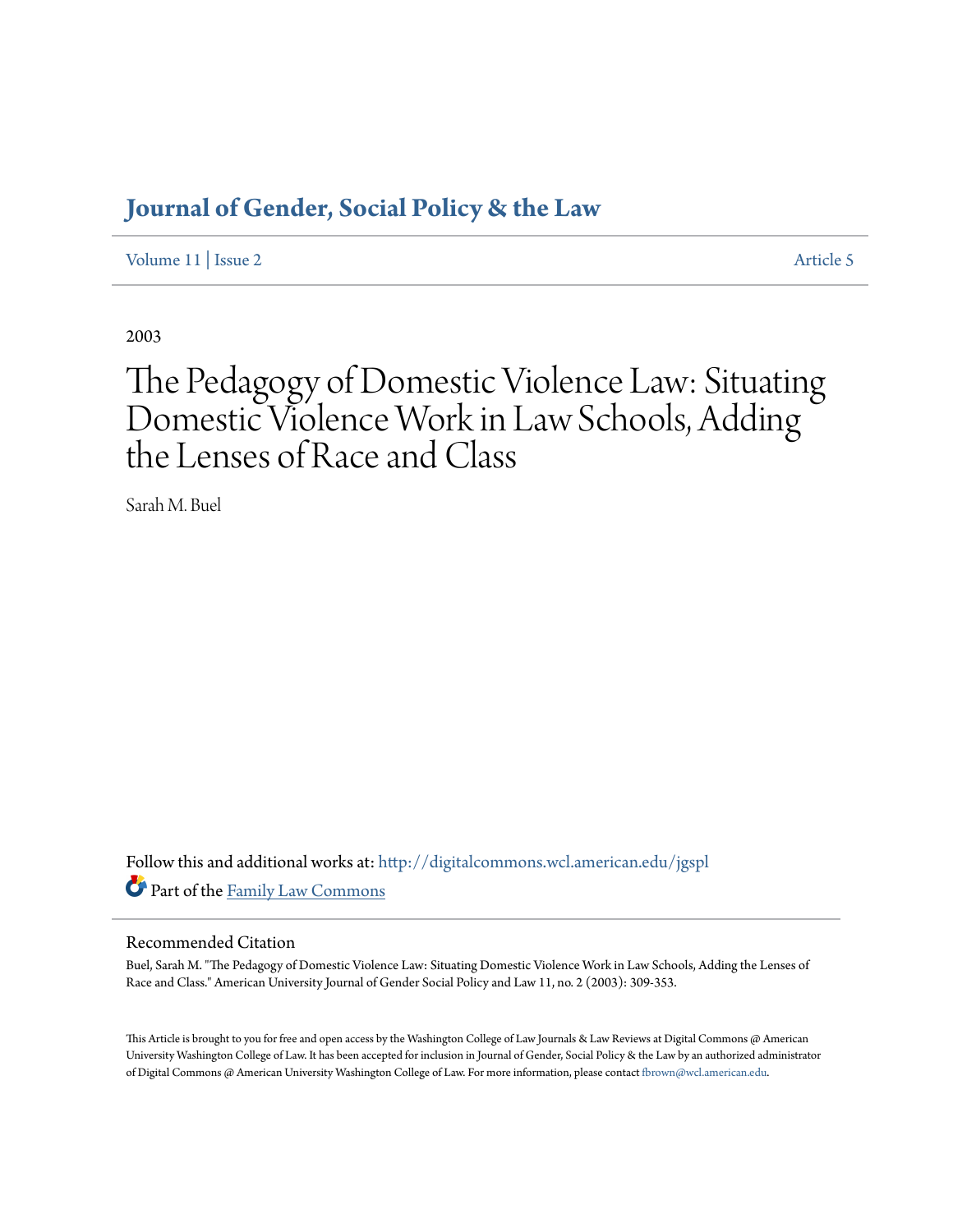# Journal of Gender, Social Policy & the Law

Volume 11 | Issue 2 Article 5

2003

# The Pedagogy of Domestic Violence Law: Situating Domestic Violence Work in Law Schools, Adding the Lenses of Race and Class

Sarah M. Buel

Follow this and additional works at: http://digitalcommons.wcl.american.edu/jgspl

Part of the Family Law Commons

## Recommended Citation

Buel, Sarah M. "The Pedagogy of Domestic Violence Law: Situating Domestic Violence Work in Law Schools, Adding the Lenses of Race and Class." American University Journal of Gender Social Policy and Law 11, no. 2 (2003): 309-353.

This Article is brought to you for free and open access by the Washington College of Law Journals & Law Reviews at Digital Commons @ American University Washington College of Law. It has been accepted for inclusion in Journal of Gender, Social Policy & the Law by an authorized administrator of Digital Commons @ American University Washington College of Law. For more information, please contact fbrown@wcl.american.edu.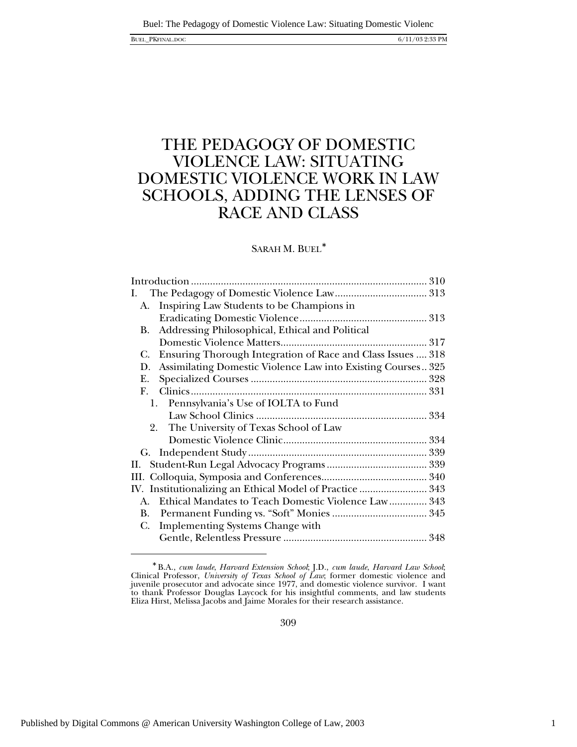# THE PEDAGOGY OF DOMESTIC VIOLENCE LAW: SITUATING DOMESTIC VIOLENCE WORK IN LAW SCHOOLS, ADDING THE LENSES OF RACE AND CLASS

SARAH M. BUEL*

| | |
|---|---|
| Introduction | 310 |
| I. The Pedagogy of Domestic Violence Law | 313 |
| A. Inspiring Law Students to be Champions in Eradicating Domestic Violence | 313 |
| B. Addressing Philosophical, Ethical and Political Domestic Violence Matters | 317 |
| C. Ensuring Thorough Integration of Race and Class Issues | 318 |
| D. Assimilating Domestic Violence Law into Existing Courses | 325 |
| E. Specialized Courses | 328 |
| F. Clinics | 331 |
| 1. Pennsylvania's Use of IOLTA to Fund Law School Clinics | 334 |
| 2. The University of Texas School of Law Domestic Violence Clinic | 334 |
| G. Independent Study | 339 |
| II. Student-Run Legal Advocacy Programs | 339 |
| III. Colloquia, Symposia and Conferences | 340 |
| IV. Institutionalizing an Ethical Model of Practice | 343 |
| A. Ethical Mandates to Teach Domestic Violence Law | 343 |
| B. Permanent Funding vs. "Soft" Monies | 345 |
| C. Implementing Systems Change with Gentle, Relentless Pressure | 348 |

---

* B.A., *cum laude*, *Harvard Extension School*; J.D., *cum laude*, *Harvard Law School*; Clinical Professor, *University of Texas School of Law*; former domestic violence and juvenile prosecutor and advocate since 1977, and domestic violence survivor. I want to thank Professor Douglas Laycock for his insightful comments, and law students Eliza Hirst, Melissa Jacobs and Jaime Morales for their research assistance.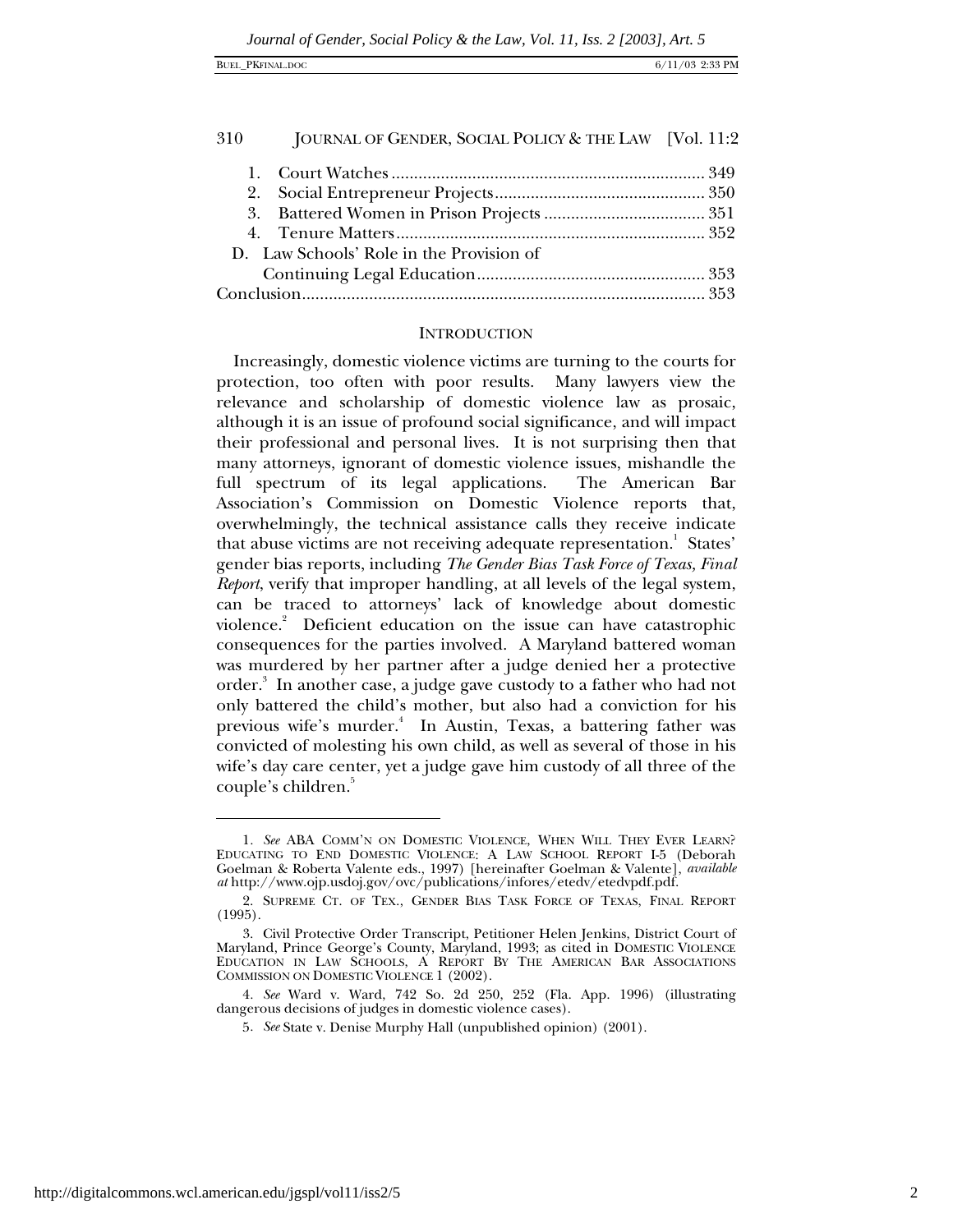1. Court Watches ..................................................................... 349
2. Social Entrepreneur Projects............................................... 350
3. Battered Women in Prison Projects .................................... 351
4. Tenure Matters..................................................................... 352

D. Law Schools' Role in the Provision of Continuing Legal Education.................................................. 353

Conclusion......................................................................................... 353

## INTRODUCTION

Increasingly, domestic violence victims are turning to the courts for protection, too often with poor results. Many lawyers view the relevance and scholarship of domestic violence law as prosaic, although it is an issue of profound social significance, and will impact their professional and personal lives. It is not surprising then that many attorneys, ignorant of domestic violence issues, mishandle the full spectrum of its legal applications. The American Bar Association's Commission on Domestic Violence reports that, overwhelmingly, the technical assistance calls they receive indicate that abuse victims are not receiving adequate representation.[1] States' gender bias reports, including *The Gender Bias Task Force of Texas, Final Report*, verify that improper handling, at all levels of the legal system, can be traced to attorneys' lack of knowledge about domestic violence.[2] Deficient education on the issue can have catastrophic consequences for the parties involved. A Maryland battered woman was murdered by her partner after a judge denied her a protective order.[3] In another case, a judge gave custody to a father who had not only battered the child's mother, but also had a conviction for his previous wife's murder.[4] In Austin, Texas, a battering father was convicted of molesting his own child, as well as several of those in his wife's day care center, yet a judge gave him custody of all three of the couple's children.[5]

---

1. *See* ABA COMM'N ON DOMESTIC VIOLENCE, WHEN WILL THEY EVER LEARN? EDUCATING TO END DOMESTIC VIOLENCE: A LAW SCHOOL REPORT I-5 (Deborah Goelman & Roberta Valente eds., 1997) [hereinafter Goelman & Valente], *available at* http://www.ojp.usdoj.gov/ovc/publications/infores/etedv/etedvpdf.pdf.

2. SUPREME CT. OF TEX., GENDER BIAS TASK FORCE OF TEXAS, FINAL REPORT (1995).

3. Civil Protective Order Transcript, Petitioner Helen Jenkins, District Court of Maryland, Prince George's County, Maryland, 1993; as cited in DOMESTIC VIOLENCE EDUCATION IN LAW SCHOOLS, A REPORT BY THE AMERICAN BAR ASSOCIATIONS COMMISSION ON DOMESTIC VIOLENCE 1 (2002).

4. *See* Ward v. Ward, 742 So. 2d 250, 252 (Fla. App. 1996) (illustrating dangerous decisions of judges in domestic violence cases).

5. *See* State v. Denise Murphy Hall (unpublished opinion) (2001).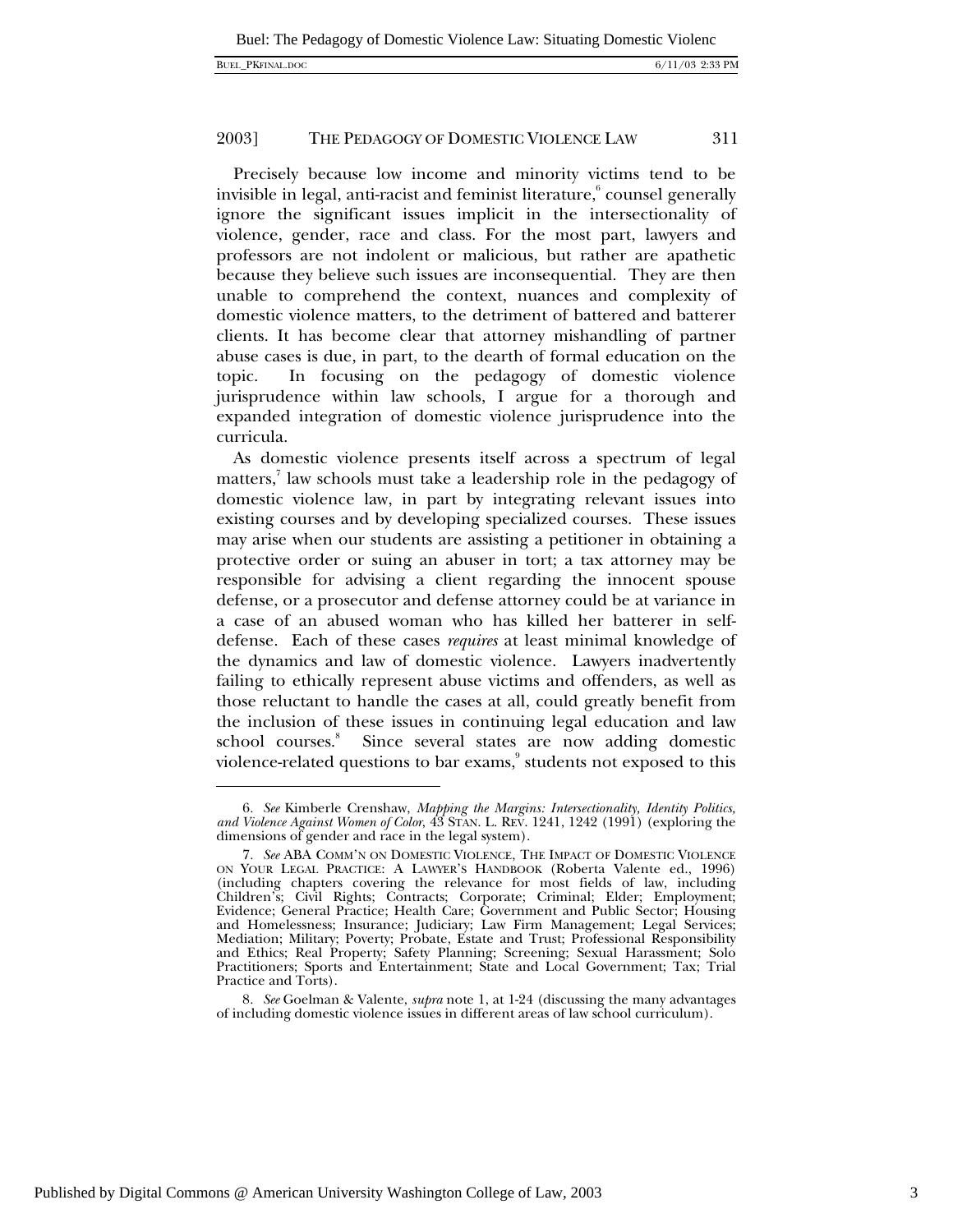Precisely because low income and minority victims tend to be invisible in legal, anti-racist and feminist literature,[6] counsel generally ignore the significant issues implicit in the intersectionality of violence, gender, race and class. For the most part, lawyers and professors are not indolent or malicious, but rather are apathetic because they believe such issues are inconsequential. They are then unable to comprehend the context, nuances and complexity of domestic violence matters, to the detriment of battered and batterer clients. It has become clear that attorney mishandling of partner abuse cases is due, in part, to the dearth of formal education on the topic. In focusing on the pedagogy of domestic violence jurisprudence within law schools, I argue for a thorough and expanded integration of domestic violence jurisprudence into the curricula.

As domestic violence presents itself across a spectrum of legal matters,[7] law schools must take a leadership role in the pedagogy of domestic violence law, in part by integrating relevant issues into existing courses and by developing specialized courses. These issues may arise when our students are assisting a petitioner in obtaining a protective order or suing an abuser in tort; a tax attorney may be responsible for advising a client regarding the innocent spouse defense, or a prosecutor and defense attorney could be at variance in a case of an abused woman who has killed her batterer in self-defense. Each of these cases *requires* at least minimal knowledge of the dynamics and law of domestic violence. Lawyers inadvertently failing to ethically represent abuse victims and offenders, as well as those reluctant to handle the cases at all, could greatly benefit from the inclusion of these issues in continuing legal education and law school courses.[8] Since several states are now adding domestic violence-related questions to bar exams,[9] students not exposed to this

---

6. *See* Kimberle Crenshaw, *Mapping the Margins: Intersectionality, Identity Politics, and Violence Against Women of Color*, 43 STAN. L. REV. 1241, 1242 (1991) (exploring the dimensions of gender and race in the legal system).

7. *See* ABA COMM'N ON DOMESTIC VIOLENCE, THE IMPACT OF DOMESTIC VIOLENCE ON YOUR LEGAL PRACTICE: A LAWYER'S HANDBOOK (Roberta Valente ed., 1996) (including chapters covering the relevance for most fields of law, including Children's; Civil Rights; Contracts; Corporate; Criminal; Elder; Employment; Evidence; General Practice; Health Care; Government and Public Sector; Housing and Homelessness; Insurance; Judiciary; Law Firm Management; Legal Services; Mediation; Military; Poverty; Probate, Estate and Trust; Professional Responsibility and Ethics; Real Property; Safety Planning; Screening; Sexual Harassment; Solo Practitioners; Sports and Entertainment; State and Local Government; Tax; Trial Practice and Torts).

8. *See* Goelman & Valente, *supra* note 1, at 1-24 (discussing the many advantages of including domestic violence issues in different areas of law school curriculum).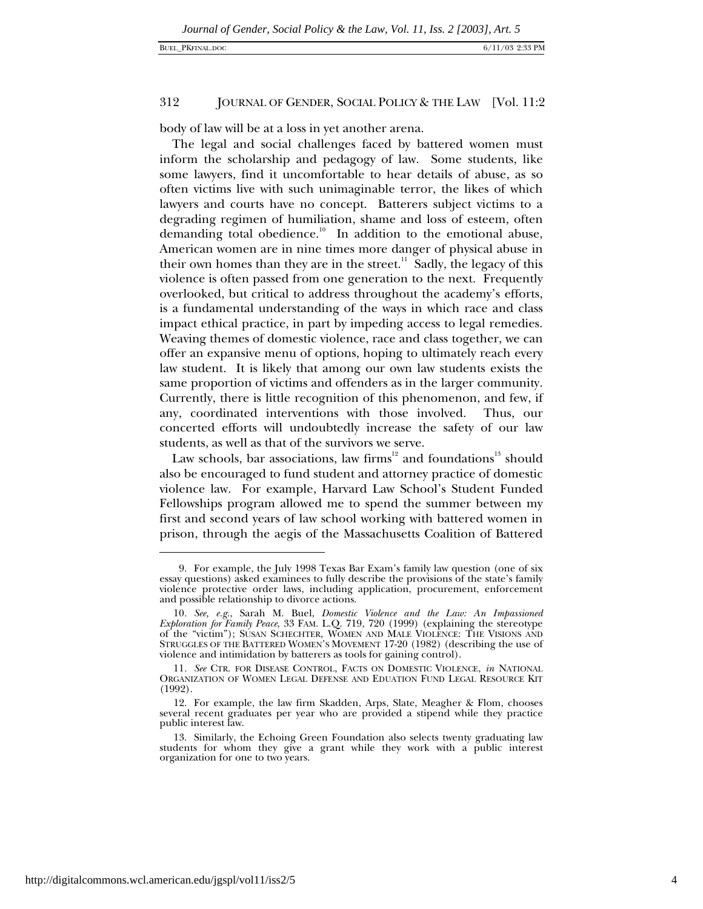body of law will be at a loss in yet another arena.

The legal and social challenges faced by battered women must inform the scholarship and pedagogy of law. Some students, like some lawyers, find it uncomfortable to hear details of abuse, as so often victims live with such unimaginable terror, the likes of which lawyers and courts have no concept. Batterers subject victims to a degrading regimen of humiliation, shame and loss of esteem, often demanding total obedience.[10] In addition to the emotional abuse, American women are in nine times more danger of physical abuse in their own homes than they are in the street.[11] Sadly, the legacy of this violence is often passed from one generation to the next. Frequently overlooked, but critical to address throughout the academy's efforts, is a fundamental understanding of the ways in which race and class impact ethical practice, in part by impeding access to legal remedies. Weaving themes of domestic violence, race and class together, we can offer an expansive menu of options, hoping to ultimately reach every law student. It is likely that among our own law students exists the same proportion of victims and offenders as in the larger community. Currently, there is little recognition of this phenomenon, and few, if any, coordinated interventions with those involved. Thus, our concerted efforts will undoubtedly increase the safety of our law students, as well as that of the survivors we serve.

Law schools, bar associations, law firms[12] and foundations[13] should also be encouraged to fund student and attorney practice of domestic violence law. For example, Harvard Law School's Student Funded Fellowships program allowed me to spend the summer between my first and second years of law school working with battered women in prison, through the aegis of the Massachusetts Coalition of Battered

---

9. For example, the July 1998 Texas Bar Exam's family law question (one of six essay questions) asked examinees to fully describe the provisions of the state's family violence protective order laws, including application, procurement, enforcement and possible relationship to divorce actions.

10. *See, e.g.*, Sarah M. Buel, *Domestic Violence and the Law: An Impassioned Exploration for Family Peace*, 33 FAM. L.Q. 719, 720 (1999) (explaining the stereotype of the "victim"); SUSAN SCHECHTER, WOMEN AND MALE VIOLENCE: THE VISIONS AND STRUGGLES OF THE BATTERED WOMEN'S MOVEMENT 17-20 (1982) (describing the use of violence and intimidation by batterers as tools for gaining control).

11. *See* CTR. FOR DISEASE CONTROL, FACTS ON DOMESTIC VIOLENCE, *in* NATIONAL ORGANIZATION OF WOMEN LEGAL DEFENSE AND EDUATION FUND LEGAL RESOURCE KIT (1992).

12. For example, the law firm Skadden, Arps, Slate, Meagher & Flom, chooses several recent graduates per year who are provided a stipend while they practice public interest law.

13. Similarly, the Echoing Green Foundation also selects twenty graduating law students for whom they give a grant while they work with a public interest organization for one to two years.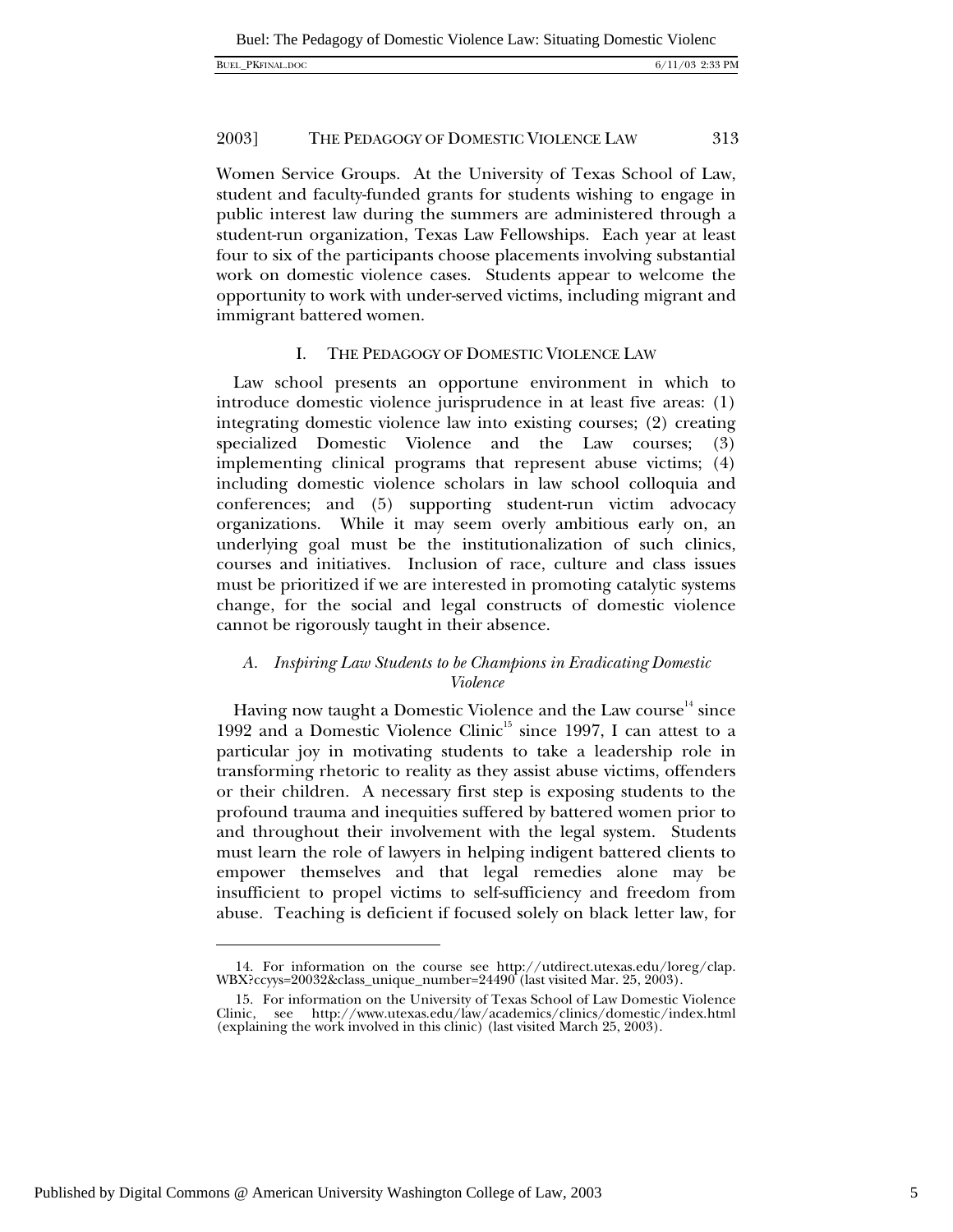Women Service Groups. At the University of Texas School of Law, student and faculty-funded grants for students wishing to engage in public interest law during the summers are administered through a student-run organization, Texas Law Fellowships. Each year at least four to six of the participants choose placements involving substantial work on domestic violence cases. Students appear to welcome the opportunity to work with under-served victims, including migrant and immigrant battered women.

## I. THE PEDAGOGY OF DOMESTIC VIOLENCE LAW

Law school presents an opportune environment in which to introduce domestic violence jurisprudence in at least five areas: (1) integrating domestic violence law into existing courses; (2) creating specialized Domestic Violence and the Law courses; (3) implementing clinical programs that represent abuse victims; (4) including domestic violence scholars in law school colloquia and conferences; and (5) supporting student-run victim advocacy organizations. While it may seem overly ambitious early on, an underlying goal must be the institutionalization of such clinics, courses and initiatives. Inclusion of race, culture and class issues must be prioritized if we are interested in promoting catalytic systems change, for the social and legal constructs of domestic violence cannot be rigorously taught in their absence.

### *A. Inspiring Law Students to be Champions in Eradicating Domestic Violence*

Having now taught a Domestic Violence and the Law course[14] since 1992 and a Domestic Violence Clinic[15] since 1997, I can attest to a particular joy in motivating students to take a leadership role in transforming rhetoric to reality as they assist abuse victims, offenders or their children. A necessary first step is exposing students to the profound trauma and inequities suffered by battered women prior to and throughout their involvement with the legal system. Students must learn the role of lawyers in helping indigent battered clients to empower themselves and that legal remedies alone may be insufficient to propel victims to self-sufficiency and freedom from abuse. Teaching is deficient if focused solely on black letter law, for

---

14. For information on the course see http://utdirect.utexas.edu/loreg/clap.WBX?ccyys=20032&class_unique_number=24490 (last visited Mar. 25, 2003).

15. For information on the University of Texas School of Law Domestic Violence Clinic, see http://www.utexas.edu/law/academics/clinics/domestic/index.html (explaining the work involved in this clinic) (last visited March 25, 2003).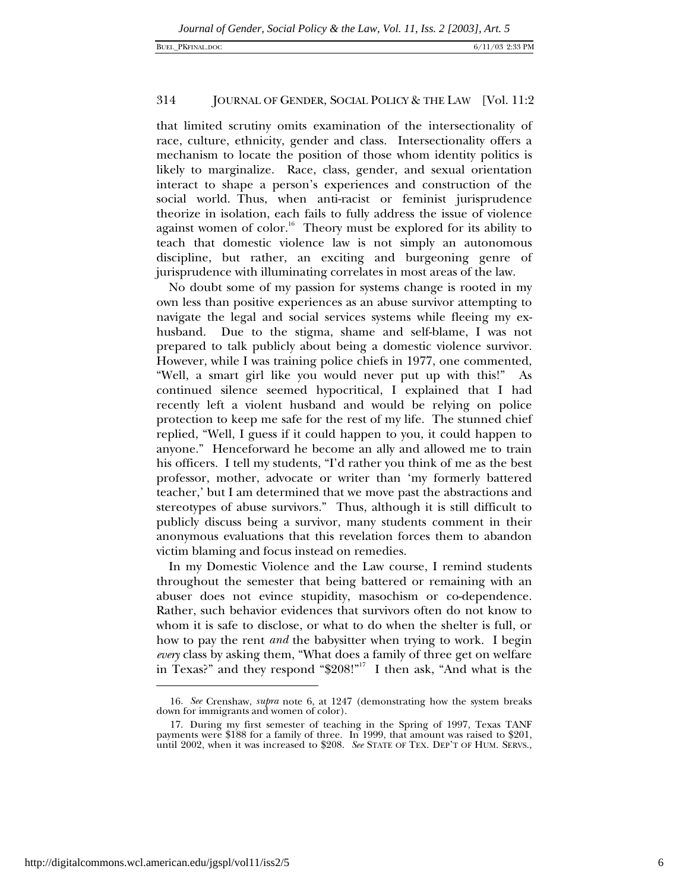that limited scrutiny omits examination of the intersectionality of race, culture, ethnicity, gender and class. Intersectionality offers a mechanism to locate the position of those whom identity politics is likely to marginalize. Race, class, gender, and sexual orientation interact to shape a person's experiences and construction of the social world. Thus, when anti-racist or feminist jurisprudence theorize in isolation, each fails to fully address the issue of violence against women of color.[16] Theory must be explored for its ability to teach that domestic violence law is not simply an autonomous discipline, but rather, an exciting and burgeoning genre of jurisprudence with illuminating correlates in most areas of the law.

No doubt some of my passion for systems change is rooted in my own less than positive experiences as an abuse survivor attempting to navigate the legal and social services systems while fleeing my ex-husband. Due to the stigma, shame and self-blame, I was not prepared to talk publicly about being a domestic violence survivor. However, while I was training police chiefs in 1977, one commented, "Well, a smart girl like you would never put up with this!" As continued silence seemed hypocritical, I explained that I had recently left a violent husband and would be relying on police protection to keep me safe for the rest of my life. The stunned chief replied, "Well, I guess if it could happen to you, it could happen to anyone." Henceforward he become an ally and allowed me to train his officers. I tell my students, "I'd rather you think of me as the best professor, mother, advocate or writer than 'my formerly battered teacher,' but I am determined that we move past the abstractions and stereotypes of abuse survivors." Thus, although it is still difficult to publicly discuss being a survivor, many students comment in their anonymous evaluations that this revelation forces them to abandon victim blaming and focus instead on remedies.

In my Domestic Violence and the Law course, I remind students throughout the semester that being battered or remaining with an abuser does not evince stupidity, masochism or co-dependence. Rather, such behavior evidences that survivors often do not know to whom it is safe to disclose, or what to do when the shelter is full, or how to pay the rent *and* the babysitter when trying to work. I begin *every* class by asking them, "What does a family of three get on welfare in Texas?" and they respond "$208!"[17] I then ask, "And what is the

---

16. *See* Crenshaw, *supra* note 6, at 1247 (demonstrating how the system breaks down for immigrants and women of color).

17. During my first semester of teaching in the Spring of 1997, Texas TANF payments were $188 for a family of three. In 1999, that amount was raised to $201, until 2002, when it was increased to $208. *See* STATE OF TEX. DEP'T OF HUM. SERVS.,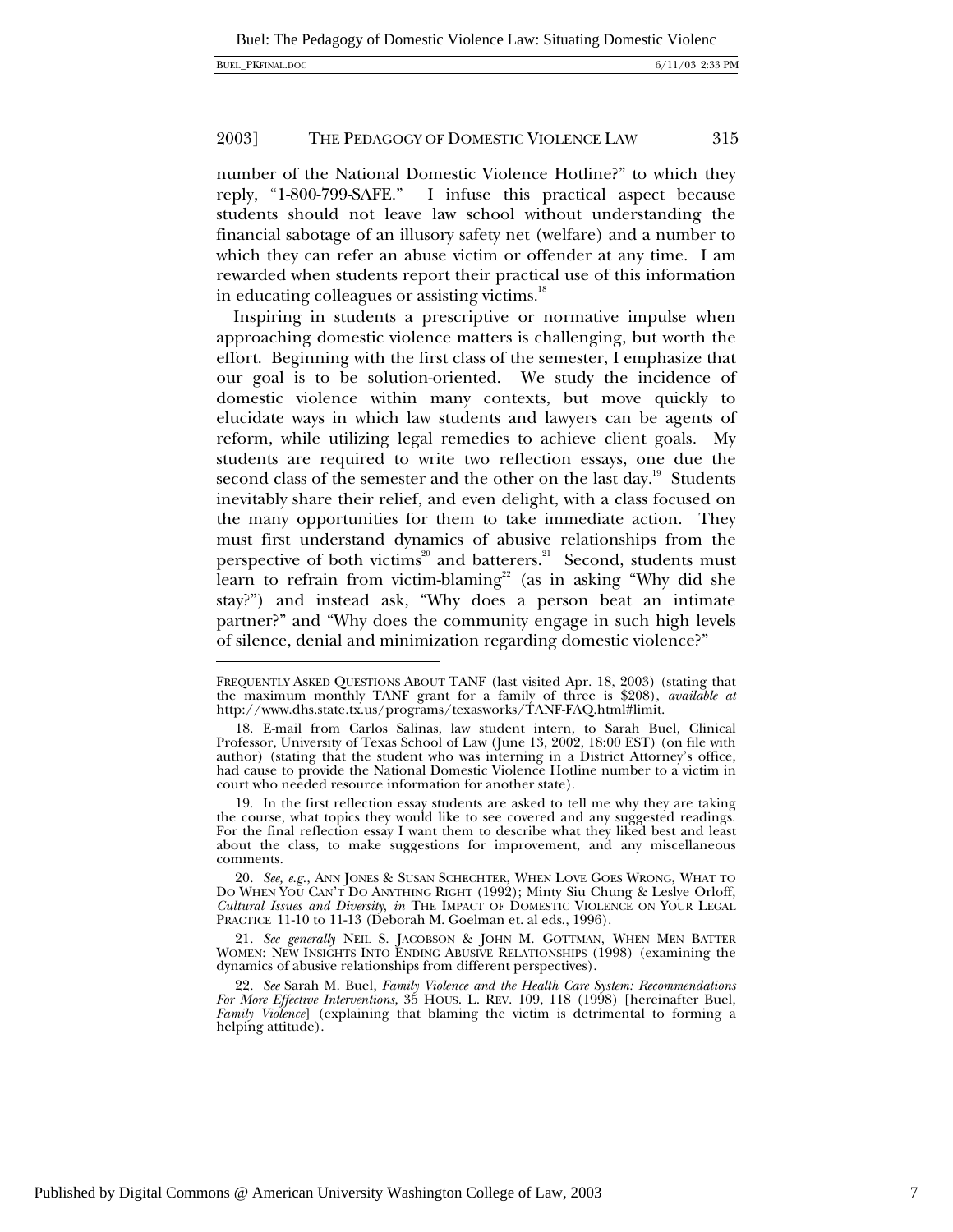number of the National Domestic Violence Hotline?" to which they reply, "1-800-799-SAFE." I infuse this practical aspect because students should not leave law school without understanding the financial sabotage of an illusory safety net (welfare) and a number to which they can refer an abuse victim or offender at any time. I am rewarded when students report their practical use of this information in educating colleagues or assisting victims.[18]

Inspiring in students a prescriptive or normative impulse when approaching domestic violence matters is challenging, but worth the effort. Beginning with the first class of the semester, I emphasize that our goal is to be solution-oriented. We study the incidence of domestic violence within many contexts, but move quickly to elucidate ways in which law students and lawyers can be agents of reform, while utilizing legal remedies to achieve client goals. My students are required to write two reflection essays, one due the second class of the semester and the other on the last day.[19] Students inevitably share their relief, and even delight, with a class focused on the many opportunities for them to take immediate action. They must first understand dynamics of abusive relationships from the perspective of both victims[20] and batterers.[21] Second, students must learn to refrain from victim-blaming[22] (as in asking "Why did she stay?") and instead ask, "Why does a person beat an intimate partner?" and "Why does the community engage in such high levels of silence, denial and minimization regarding domestic violence?"

---

FREQUENTLY ASKED QUESTIONS ABOUT TANF (last visited Apr. 18, 2003) (stating that the maximum monthly TANF grant for a family of three is $208), *available at* http://www.dhs.state.tx.us/programs/texasworks/TANF-FAQ.html#limit.

18. E-mail from Carlos Salinas, law student intern, to Sarah Buel, Clinical Professor, University of Texas School of Law (June 13, 2002, 18:00 EST) (on file with author) (stating that the student who was interning in a District Attorney's office, had cause to provide the National Domestic Violence Hotline number to a victim in court who needed resource information for another state).

19. In the first reflection essay students are asked to tell me why they are taking the course, what topics they would like to see covered and any suggested readings. For the final reflection essay I want them to describe what they liked best and least about the class, to make suggestions for improvement, and any miscellaneous comments.

20. *See, e.g.*, ANN JONES & SUSAN SCHECHTER, WHEN LOVE GOES WRONG, WHAT TO DO WHEN YOU CAN'T DO ANYTHING RIGHT (1992); Minty Siu Chung & Leslye Orloff, *Cultural Issues and Diversity*, *in* THE IMPACT OF DOMESTIC VIOLENCE ON YOUR LEGAL PRACTICE 11-10 to 11-13 (Deborah M. Goelman et. al eds., 1996).

21. *See generally* NEIL S. JACOBSON & JOHN M. GOTTMAN, WHEN MEN BATTER WOMEN: NEW INSIGHTS INTO ENDING ABUSIVE RELATIONSHIPS (1998) (examining the dynamics of abusive relationships from different perspectives).

22. *See* Sarah M. Buel, *Family Violence and the Health Care System: Recommendations For More Effective Interventions*, 35 HOUS. L. REV. 109, 118 (1998) [hereinafter Buel, *Family Violence*] (explaining that blaming the victim is detrimental to forming a helping attitude).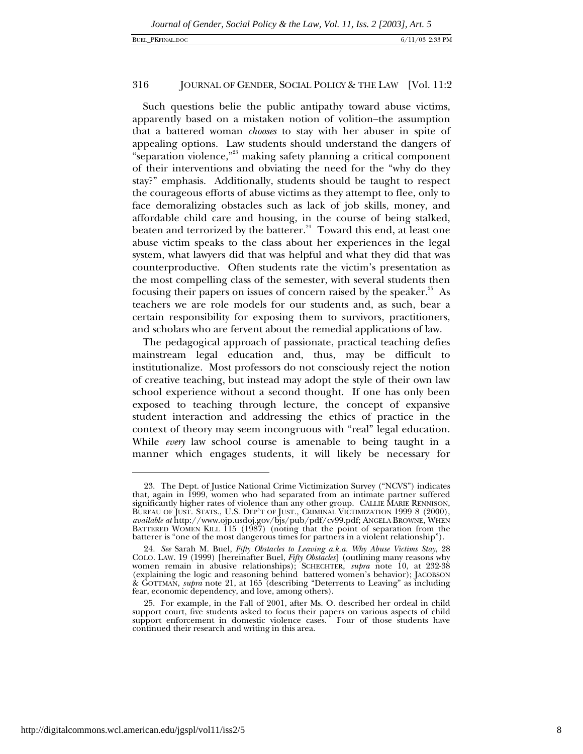Such questions belie the public antipathy toward abuse victims, apparently based on a mistaken notion of volition–the assumption that a battered woman *chooses* to stay with her abuser in spite of appealing options. Law students should understand the dangers of "separation violence,"[23] making safety planning a critical component of their interventions and obviating the need for the "why do they stay?" emphasis. Additionally, students should be taught to respect the courageous efforts of abuse victims as they attempt to flee, only to face demoralizing obstacles such as lack of job skills, money, and affordable child care and housing, in the course of being stalked, beaten and terrorized by the batterer.[24] Toward this end, at least one abuse victim speaks to the class about her experiences in the legal system, what lawyers did that was helpful and what they did that was counterproductive. Often students rate the victim's presentation as the most compelling class of the semester, with several students then focusing their papers on issues of concern raised by the speaker.[25] As teachers we are role models for our students and, as such, bear a certain responsibility for exposing them to survivors, practitioners, and scholars who are fervent about the remedial applications of law.

The pedagogical approach of passionate, practical teaching defies mainstream legal education and, thus, may be difficult to institutionalize. Most professors do not consciously reject the notion of creative teaching, but instead may adopt the style of their own law school experience without a second thought. If one has only been exposed to teaching through lecture, the concept of expansive student interaction and addressing the ethics of practice in the context of theory may seem incongruous with "real" legal education. While *every* law school course is amenable to being taught in a manner which engages students, it will likely be necessary for

---

23. The Dept. of Justice National Crime Victimization Survey ("NCVS") indicates that, again in 1999, women who had separated from an intimate partner suffered significantly higher rates of violence than any other group. CALLIE MARIE RENNISON, BUREAU OF JUST. STATS., U.S. DEP'T OF JUST., CRIMINAL VICTIMIZATION 1999 8 (2000), *available at* http://www.ojp.usdoj.gov/bjs/pub/pdf/cv99.pdf; ANGELA BROWNE, WHEN BATTERED WOMEN KILL 115 (1987) (noting that the point of separation from the batterer is "one of the most dangerous times for partners in a violent relationship").

24. *See* Sarah M. Buel, *Fifty Obstacles to Leaving a.k.a. Why Abuse Victims Stay*, 28 COLO. LAW. 19 (1999) [hereinafter Buel, *Fifty Obstacles*] (outlining many reasons why women remain in abusive relationships); SCHECHTER, *supra* note 10, at 232-38 (explaining the logic and reasoning behind battered women's behavior); JACOBSON & GOTTMAN, *supra* note 21, at 165 (describing "Deterrents to Leaving" as including fear, economic dependency, and love, among others).

25. For example, in the Fall of 2001, after Ms. O. described her ordeal in child support court, five students asked to focus their papers on various aspects of child support enforcement in domestic violence cases. Four of those students have continued their research and writing in this area.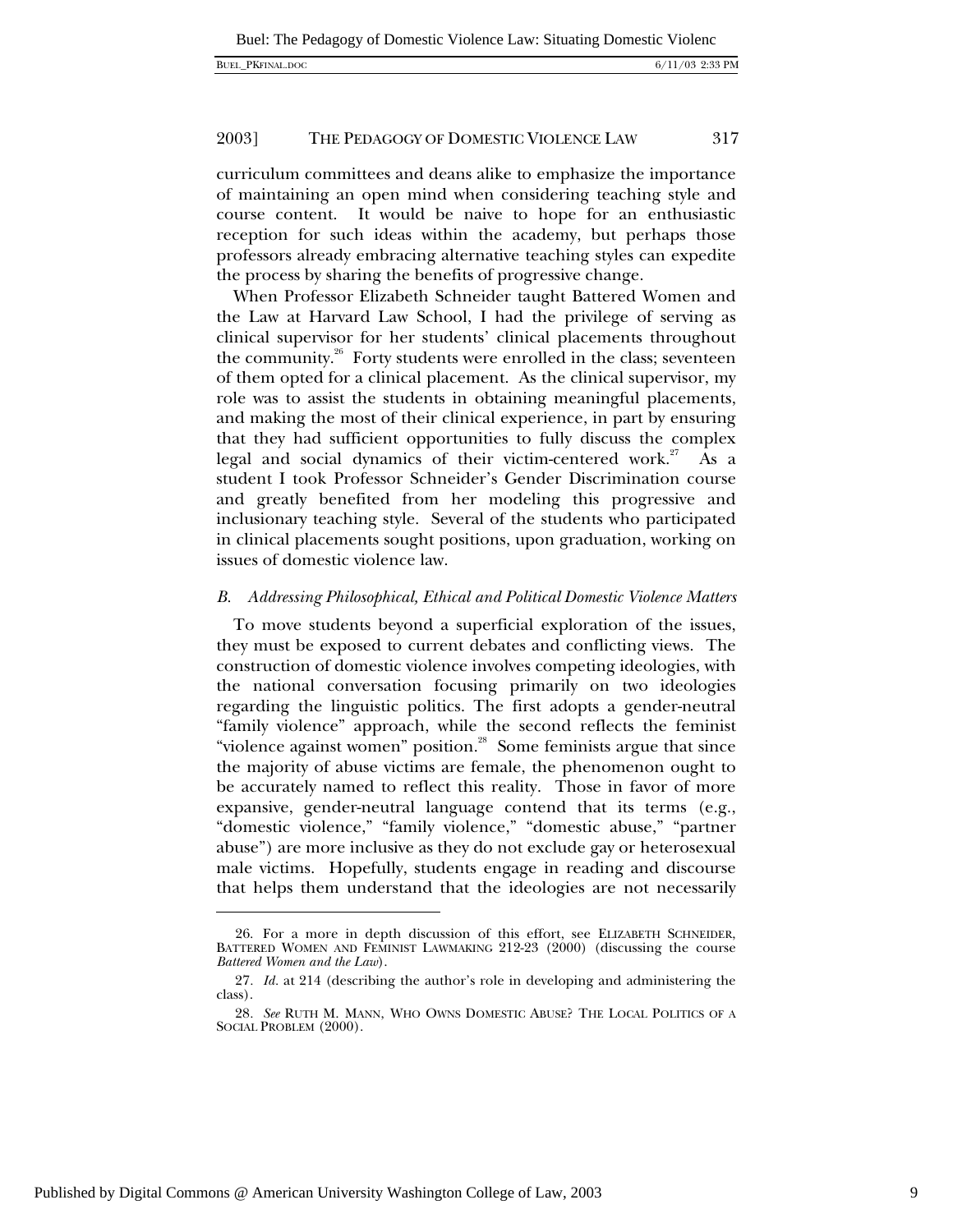curriculum committees and deans alike to emphasize the importance of maintaining an open mind when considering teaching style and course content. It would be naive to hope for an enthusiastic reception for such ideas within the academy, but perhaps those professors already embracing alternative teaching styles can expedite the process by sharing the benefits of progressive change.

When Professor Elizabeth Schneider taught Battered Women and the Law at Harvard Law School, I had the privilege of serving as clinical supervisor for her students' clinical placements throughout the community.[26] Forty students were enrolled in the class; seventeen of them opted for a clinical placement. As the clinical supervisor, my role was to assist the students in obtaining meaningful placements, and making the most of their clinical experience, in part by ensuring that they had sufficient opportunities to fully discuss the complex legal and social dynamics of their victim-centered work.[27] As a student I took Professor Schneider's Gender Discrimination course and greatly benefited from her modeling this progressive and inclusionary teaching style. Several of the students who participated in clinical placements sought positions, upon graduation, working on issues of domestic violence law.

### *B. Addressing Philosophical, Ethical and Political Domestic Violence Matters*

To move students beyond a superficial exploration of the issues, they must be exposed to current debates and conflicting views. The construction of domestic violence involves competing ideologies, with the national conversation focusing primarily on two ideologies regarding the linguistic politics. The first adopts a gender-neutral "family violence" approach, while the second reflects the feminist "violence against women" position.[28] Some feminists argue that since the majority of abuse victims are female, the phenomenon ought to be accurately named to reflect this reality. Those in favor of more expansive, gender-neutral language contend that its terms (e.g., "domestic violence," "family violence," "domestic abuse," "partner abuse") are more inclusive as they do not exclude gay or heterosexual male victims. Hopefully, students engage in reading and discourse that helps them understand that the ideologies are not necessarily

---

26. For a more in depth discussion of this effort, see ELIZABETH SCHNEIDER, BATTERED WOMEN AND FEMINIST LAWMAKING 212-23 (2000) (discussing the course *Battered Women and the Law*).

27. *Id.* at 214 (describing the author's role in developing and administering the class).

28. *See* RUTH M. MANN, WHO OWNS DOMESTIC ABUSE? THE LOCAL POLITICS OF A SOCIAL PROBLEM (2000).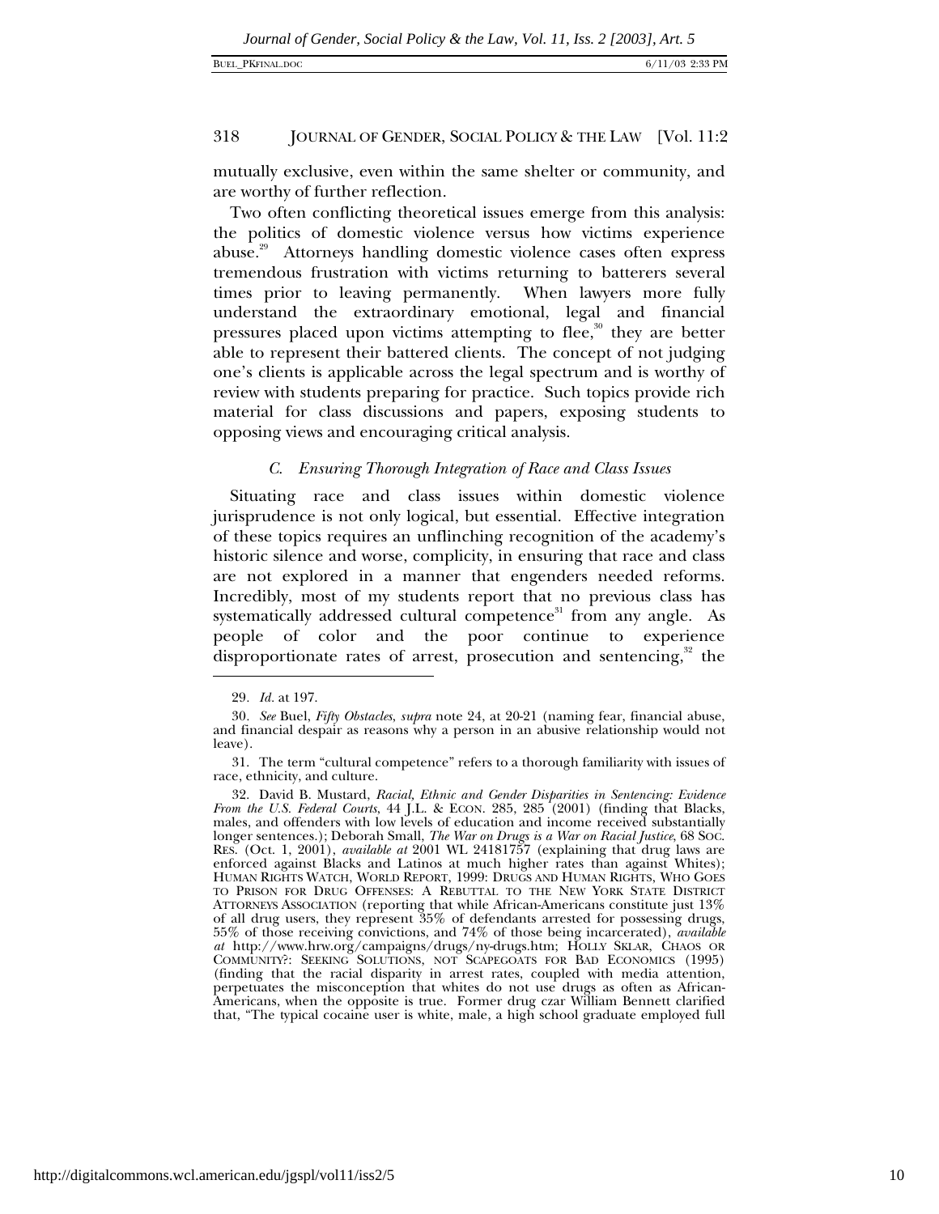mutually exclusive, even within the same shelter or community, and are worthy of further reflection.

Two often conflicting theoretical issues emerge from this analysis: the politics of domestic violence versus how victims experience abuse.[29] Attorneys handling domestic violence cases often express tremendous frustration with victims returning to batterers several times prior to leaving permanently. When lawyers more fully understand the extraordinary emotional, legal and financial pressures placed upon victims attempting to flee,[30] they are better able to represent their battered clients. The concept of not judging one's clients is applicable across the legal spectrum and is worthy of review with students preparing for practice. Such topics provide rich material for class discussions and papers, exposing students to opposing views and encouraging critical analysis.

### *C. Ensuring Thorough Integration of Race and Class Issues*

Situating race and class issues within domestic violence jurisprudence is not only logical, but essential. Effective integration of these topics requires an unflinching recognition of the academy's historic silence and worse, complicity, in ensuring that race and class are not explored in a manner that engenders needed reforms. Incredibly, most of my students report that no previous class has systematically addressed cultural competence[31] from any angle. As people of color and the poor continue to experience disproportionate rates of arrest, prosecution and sentencing,[32] the

---

29. *Id.* at 197.

30. *See* Buel, *Fifty Obstacles*, *supra* note 24, at 20-21 (naming fear, financial abuse, and financial despair as reasons why a person in an abusive relationship would not leave).

31. The term "cultural competence" refers to a thorough familiarity with issues of race, ethnicity, and culture.

32. David B. Mustard, *Racial, Ethnic and Gender Disparities in Sentencing: Evidence From the U.S. Federal Courts*, 44 J.L. & ECON. 285, 285 (2001) (finding that Blacks, males, and offenders with low levels of education and income received substantially longer sentences.); Deborah Small, *The War on Drugs is a War on Racial Justice*, 68 SOC. RES. (Oct. 1, 2001), *available at* 2001 WL 24181757 (explaining that drug laws are enforced against Blacks and Latinos at much higher rates than against Whites); HUMAN RIGHTS WATCH, WORLD REPORT, 1999: DRUGS AND HUMAN RIGHTS, WHO GOES TO PRISON FOR DRUG OFFENSES: A REBUTTAL TO THE NEW YORK STATE DISTRICT ATTORNEYS ASSOCIATION (reporting that while African-Americans constitute just 13% of all drug users, they represent 35% of defendants arrested for possessing drugs, 55% of those receiving convictions, and 74% of those being incarcerated), *available at* http://www.hrw.org/campaigns/drugs/ny-drugs.htm; HOLLY SKLAR, CHAOS OR COMMUNITY?: SEEKING SOLUTIONS, NOT SCAPEGOATS FOR BAD ECONOMICS (1995) (finding that the racial disparity in arrest rates, coupled with media attention, perpetuates the misconception that whites do not use drugs as often as African-Americans, when the opposite is true. Former drug czar William Bennett clarified that, "The typical cocaine user is white, male, a high school graduate employed full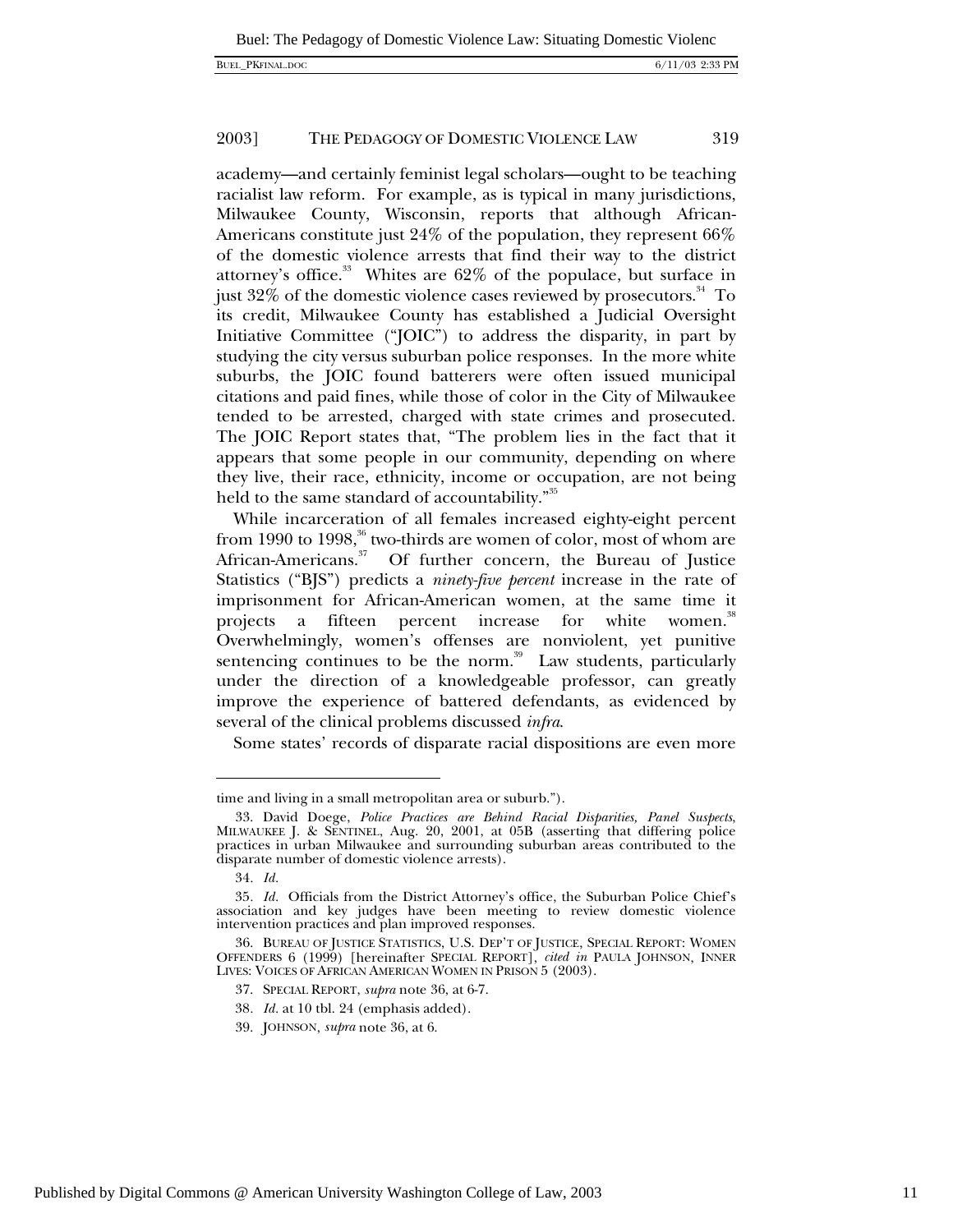academy—and certainly feminist legal scholars—ought to be teaching racialist law reform. For example, as is typical in many jurisdictions, Milwaukee County, Wisconsin, reports that although African-Americans constitute just 24% of the population, they represent 66% of the domestic violence arrests that find their way to the district attorney's office.[33] Whites are 62% of the populace, but surface in just 32% of the domestic violence cases reviewed by prosecutors.[34] To its credit, Milwaukee County has established a Judicial Oversight Initiative Committee ("JOIC") to address the disparity, in part by studying the city versus suburban police responses. In the more white suburbs, the JOIC found batterers were often issued municipal citations and paid fines, while those of color in the City of Milwaukee tended to be arrested, charged with state crimes and prosecuted. The JOIC Report states that, "The problem lies in the fact that it appears that some people in our community, depending on where they live, their race, ethnicity, income or occupation, are not being held to the same standard of accountability."[35]

While incarceration of all females increased eighty-eight percent from 1990 to 1998,[36] two-thirds are women of color, most of whom are African-Americans.[37] Of further concern, the Bureau of Justice Statistics ("BJS") predicts a *ninety-five percent* increase in the rate of imprisonment for African-American women, at the same time it projects a fifteen percent increase for white women.[38] Overwhelmingly, women's offenses are nonviolent, yet punitive sentencing continues to be the norm.[39] Law students, particularly under the direction of a knowledgeable professor, can greatly improve the experience of battered defendants, as evidenced by several of the clinical problems discussed *infra*.

Some states' records of disparate racial dispositions are even more

---

time and living in a small metropolitan area or suburb.").

33. David Doege, *Police Practices are Behind Racial Disparities, Panel Suspects*, MILWAUKEE J. & SENTINEL, Aug. 20, 2001, at 05B (asserting that differing police practices in urban Milwaukee and surrounding suburban areas contributed to the disparate number of domestic violence arrests).

34. *Id.*

35. *Id.* Officials from the District Attorney's office, the Suburban Police Chief's association and key judges have been meeting to review domestic violence intervention practices and plan improved responses.

36. BUREAU OF JUSTICE STATISTICS, U.S. DEP'T OF JUSTICE, SPECIAL REPORT: WOMEN OFFENDERS 6 (1999) [hereinafter SPECIAL REPORT], *cited in* PAULA JOHNSON, INNER LIVES: VOICES OF AFRICAN AMERICAN WOMEN IN PRISON 5 (2003).

37. SPECIAL REPORT, *supra* note 36, at 6-7.

38. *Id.* at 10 tbl. 24 (emphasis added).

39. JOHNSON, *supra* note 36, at 6.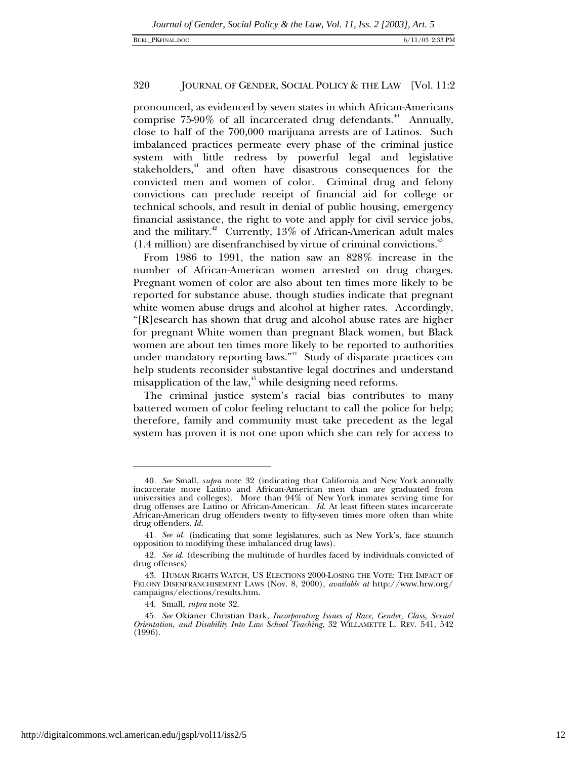pronounced, as evidenced by seven states in which African-Americans comprise 75-90% of all incarcerated drug defendants.[40] Annually, close to half of the 700,000 marijuana arrests are of Latinos. Such imbalanced practices permeate every phase of the criminal justice system with little redress by powerful legal and legislative stakeholders,[41] and often have disastrous consequences for the convicted men and women of color. Criminal drug and felony convictions can preclude receipt of financial aid for college or technical schools, and result in denial of public housing, emergency financial assistance, the right to vote and apply for civil service jobs, and the military.[42] Currently, 13% of African-American adult males (1.4 million) are disenfranchised by virtue of criminal convictions.[43]

From 1986 to 1991, the nation saw an 828% increase in the number of African-American women arrested on drug charges. Pregnant women of color are also about ten times more likely to be reported for substance abuse, though studies indicate that pregnant white women abuse drugs and alcohol at higher rates. Accordingly, "[R]esearch has shown that drug and alcohol abuse rates are higher for pregnant White women than pregnant Black women, but Black women are about ten times more likely to be reported to authorities under mandatory reporting laws."[44] Study of disparate practices can help students reconsider substantive legal doctrines and understand misapplication of the law,[45] while designing need reforms.

The criminal justice system's racial bias contributes to many battered women of color feeling reluctant to call the police for help; therefore, family and community must take precedent as the legal system has proven it is not one upon which she can rely for access to

---

40. *See* Small, *supra* note 32 (indicating that California and New York annually incarcerate more Latino and African-American men than are graduated from universities and colleges). More than 94% of New York inmates serving time for drug offenses are Latino or African-American. *Id.* At least fifteen states incarcerate African-American drug offenders twenty to fifty-seven times more often than white drug offenders. *Id.*

41. *See id.* (indicating that some legislatures, such as New York's, face staunch opposition to modifying these imbalanced drug laws).

42. *See id.* (describing the multitude of hurdles faced by individuals convicted of drug offenses)

43. HUMAN RIGHTS WATCH, US ELECTIONS 2000-LOSING THE VOTE: THE IMPACT OF FELONY DISENFRANCHISEMENT LAWS (Nov. 8, 2000), *available at* http://www.hrw.org/campaigns/elections/results.htm.

44. Small, *supra* note 32.

45. *See* Okianer Christian Dark, *Incorporating Issues of Race, Gender, Class, Sexual Orientation, and Disability Into Law School Teaching*, 32 WILLAMETTE L. REV. 541, 542 (1996).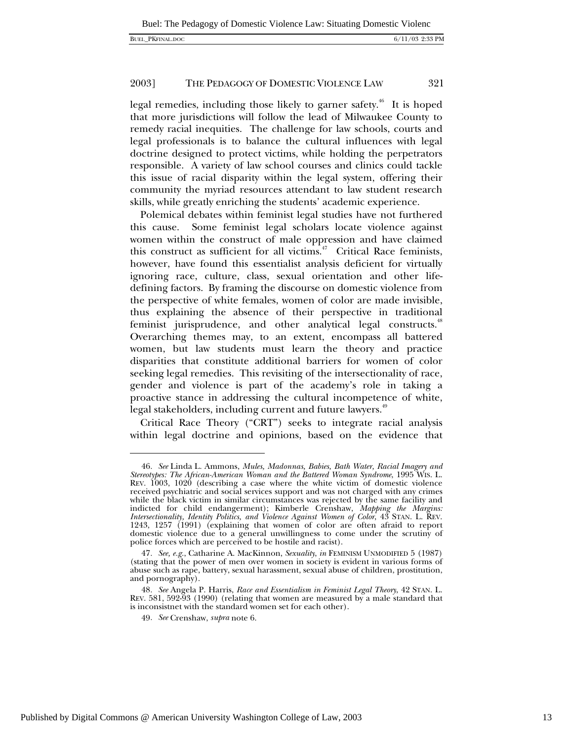legal remedies, including those likely to garner safety.[46] It is hoped that more jurisdictions will follow the lead of Milwaukee County to remedy racial inequities. The challenge for law schools, courts and legal professionals is to balance the cultural influences with legal doctrine designed to protect victims, while holding the perpetrators responsible. A variety of law school courses and clinics could tackle this issue of racial disparity within the legal system, offering their community the myriad resources attendant to law student research skills, while greatly enriching the students' academic experience.

Polemical debates within feminist legal studies have not furthered this cause. Some feminist legal scholars locate violence against women within the construct of male oppression and have claimed this construct as sufficient for all victims.[47] Critical Race feminists, however, have found this essentialist analysis deficient for virtually ignoring race, culture, class, sexual orientation and other life-defining factors. By framing the discourse on domestic violence from the perspective of white females, women of color are made invisible, thus explaining the absence of their perspective in traditional feminist jurisprudence, and other analytical legal constructs.[48] Overarching themes may, to an extent, encompass all battered women, but law students must learn the theory and practice disparities that constitute additional barriers for women of color seeking legal remedies. This revisiting of the intersectionality of race, gender and violence is part of the academy's role in taking a proactive stance in addressing the cultural incompetence of white, legal stakeholders, including current and future lawyers.[49]

Critical Race Theory ("CRT") seeks to integrate racial analysis within legal doctrine and opinions, based on the evidence that

---

46. *See* Linda L. Ammons, *Mules, Madonnas, Babies, Bath Water, Racial Imagery and Stereotypes: The African-American Woman and the Battered Woman Syndrome*, 1995 WIS. L. REV. 1003, 1020 (describing a case where the white victim of domestic violence received psychiatric and social services support and was not charged with any crimes while the black victim in similar circumstances was rejected by the same facility and indicted for child endangerment); Kimberle Crenshaw, *Mapping the Margins: Intersectionality, Identity Politics, and Violence Against Women of Color*, 43 STAN. L. REV. 1243, 1257 (1991) (explaining that women of color are often afraid to report domestic violence due to a general unwillingness to come under the scrutiny of police forces which are perceived to be hostile and racist).

47. *See, e.g.*, Catharine A. MacKinnon, *Sexuality*, *in* FEMINISM UNMODIFIED 5 (1987) (stating that the power of men over women in society is evident in various forms of abuse such as rape, battery, sexual harassment, sexual abuse of children, prostitution, and pornography).

48. *See* Angela P. Harris, *Race and Essentialism in Feminist Legal Theory*, 42 STAN. L. REV. 581, 592-93 (1990) (relating that women are measured by a male standard that is inconsistnet with the standard women set for each other).

49. *See* Crenshaw, *supra* note 6.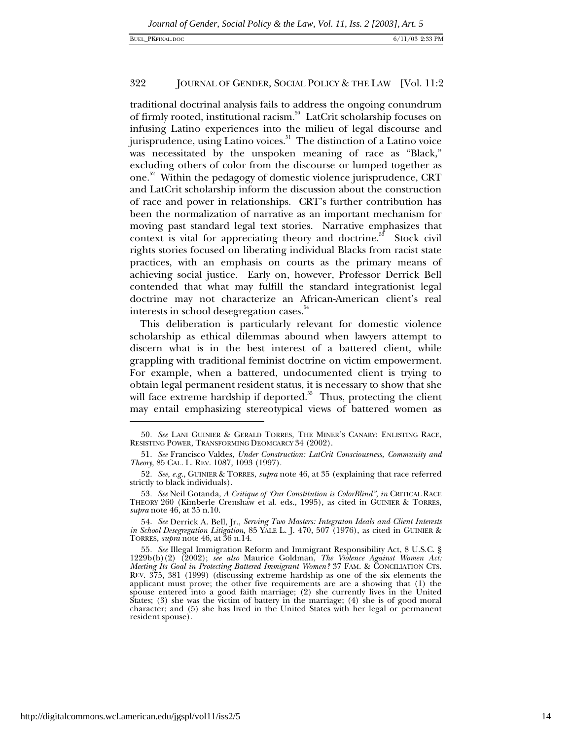traditional doctrinal analysis fails to address the ongoing conundrum of firmly rooted, institutional racism.[50] LatCrit scholarship focuses on infusing Latino experiences into the milieu of legal discourse and jurisprudence, using Latino voices.[51] The distinction of a Latino voice was necessitated by the unspoken meaning of race as "Black," excluding others of color from the discourse or lumped together as one.[52] Within the pedagogy of domestic violence jurisprudence, CRT and LatCrit scholarship inform the discussion about the construction of race and power in relationships. CRT's further contribution has been the normalization of narrative as an important mechanism for moving past standard legal text stories. Narrative emphasizes that context is vital for appreciating theory and doctrine.[53] Stock civil rights stories focused on liberating individual Blacks from racist state practices, with an emphasis on courts as the primary means of achieving social justice. Early on, however, Professor Derrick Bell contended that what may fulfill the standard integrationist legal doctrine may not characterize an African-American client's real interests in school desegregation cases.[54]

This deliberation is particularly relevant for domestic violence scholarship as ethical dilemmas abound when lawyers attempt to discern what is in the best interest of a battered client, while grappling with traditional feminist doctrine on victim empowerment. For example, when a battered, undocumented client is trying to obtain legal permanent resident status, it is necessary to show that she will face extreme hardship if deported.[55] Thus, protecting the client may entail emphasizing stereotypical views of battered women as

---

50. *See* LANI GUINIER & GERALD TORRES, THE MINER'S CANARY: ENLISTING RACE, RESISTING POWER, TRANSFORMING DEOMCARCY 34 (2002).

51. *See* Francisco Valdes, *Under Construction: LatCrit Consciousness, Community and Theory*, 85 CAL. L. REV. 1087, 1093 (1997).

52. *See, e.g.*, GUINIER & TORRES, *supra* note 46, at 35 (explaining that race referred strictly to black individuals).

53. *See* Neil Gotanda, *A Critique of 'Our Constitution is ColorBlind", in* CRITICAL RACE THEORY 260 (Kimberle Crenshaw et al. eds., 1995), as cited in GUINIER & TORRES, *supra* note 46, at 35 n.10.

54. *See* Derrick A. Bell, Jr., *Serving Two Masters: Integraton Ideals and Client Interests in School Desegregation Litigation*, 85 YALE L. J. 470, 507 (1976), as cited in GUINIER & TORRES, *supra* note 46, at 36 n.14.

55. *See* Illegal Immigration Reform and Immigrant Responsibility Act, 8 U.S.C. § 1229b(b)(2) (2002); *see also* Maurice Goldman, *The Violence Against Women Act: Meeting Its Goal in Protecting Battered Immigrant Women?* 37 FAM. & CONCILIATION CTS. REV. 375, 381 (1999) (discussing extreme hardship as one of the six elements the applicant must prove; the other five requirements are are a showing that (1) the spouse entered into a good faith marriage; (2) she currently lives in the United States; (3) she was the victim of battery in the marriage; (4) she is of good moral character; and (5) she has lived in the United States with her legal or permanent resident spouse).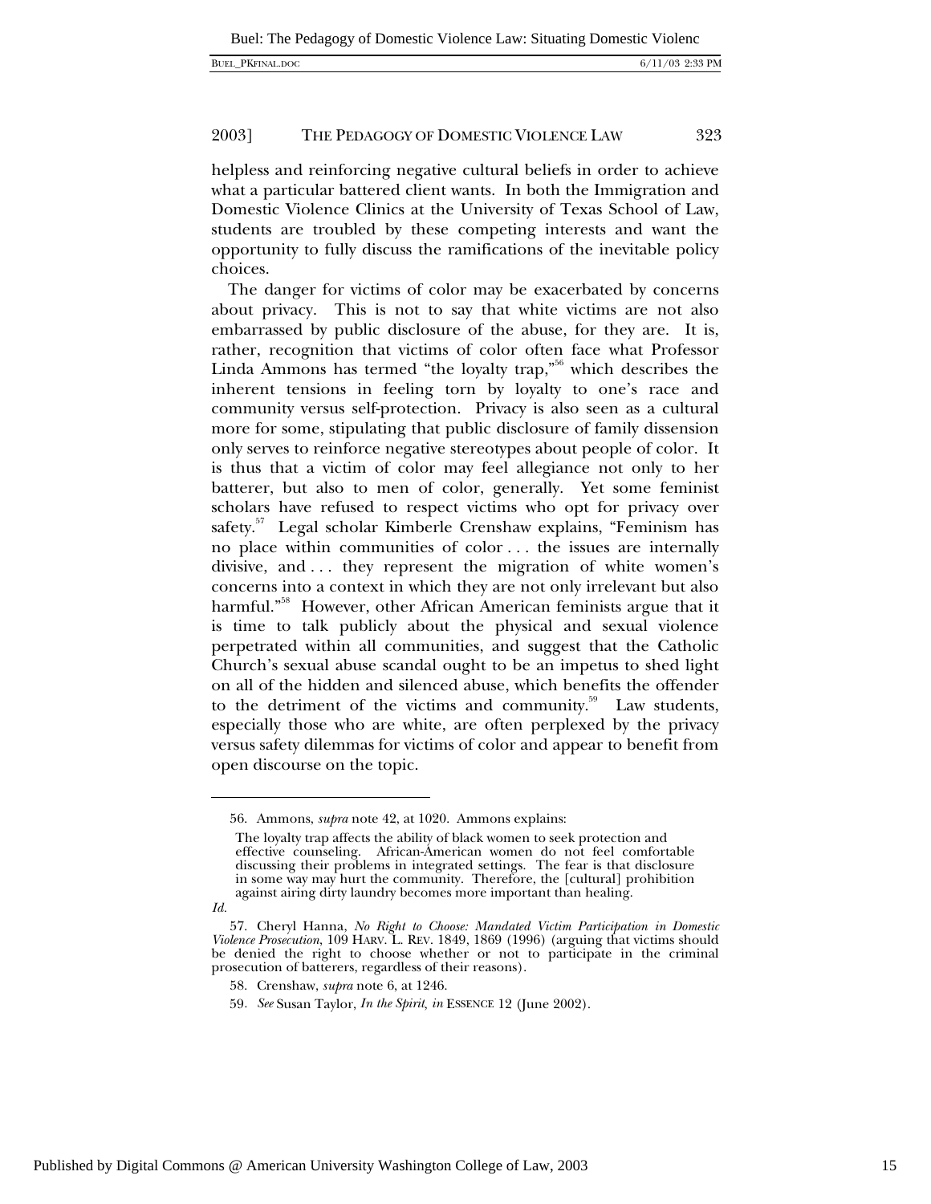helpless and reinforcing negative cultural beliefs in order to achieve what a particular battered client wants. In both the Immigration and Domestic Violence Clinics at the University of Texas School of Law, students are troubled by these competing interests and want the opportunity to fully discuss the ramifications of the inevitable policy choices.

The danger for victims of color may be exacerbated by concerns about privacy. This is not to say that white victims are not also embarrassed by public disclosure of the abuse, for they are. It is, rather, recognition that victims of color often face what Professor Linda Ammons has termed "the loyalty trap,"[56] which describes the inherent tensions in feeling torn by loyalty to one's race and community versus self-protection. Privacy is also seen as a cultural more for some, stipulating that public disclosure of family dissension only serves to reinforce negative stereotypes about people of color. It is thus that a victim of color may feel allegiance not only to her batterer, but also to men of color, generally. Yet some feminist scholars have refused to respect victims who opt for privacy over safety.[57] Legal scholar Kimberle Crenshaw explains, "Feminism has no place within communities of color . . . the issues are internally divisive, and . . . they represent the migration of white women's concerns into a context in which they are not only irrelevant but also harmful."[58] However, other African American feminists argue that it is time to talk publicly about the physical and sexual violence perpetrated within all communities, and suggest that the Catholic Church's sexual abuse scandal ought to be an impetus to shed light on all of the hidden and silenced abuse, which benefits the offender to the detriment of the victims and community.[59] Law students, especially those who are white, are often perplexed by the privacy versus safety dilemmas for victims of color and appear to benefit from open discourse on the topic.

---

56. Ammons, *supra* note 42, at 1020. Ammons explains:

> The loyalty trap affects the ability of black women to seek protection and effective counseling. African-American women do not feel comfortable discussing their problems in integrated settings. The fear is that disclosure in some way may hurt the community. Therefore, the [cultural] prohibition against airing dirty laundry becomes more important than healing.

*Id.*

57. Cheryl Hanna, *No Right to Choose: Mandated Victim Participation in Domestic Violence Prosecution*, 109 HARV. L. REV. 1849, 1869 (1996) (arguing that victims should be denied the right to choose whether or not to participate in the criminal prosecution of batterers, regardless of their reasons).

58. Crenshaw, *supra* note 6, at 1246.

59. *See* Susan Taylor, *In the Spirit*, *in* ESSENCE 12 (June 2002).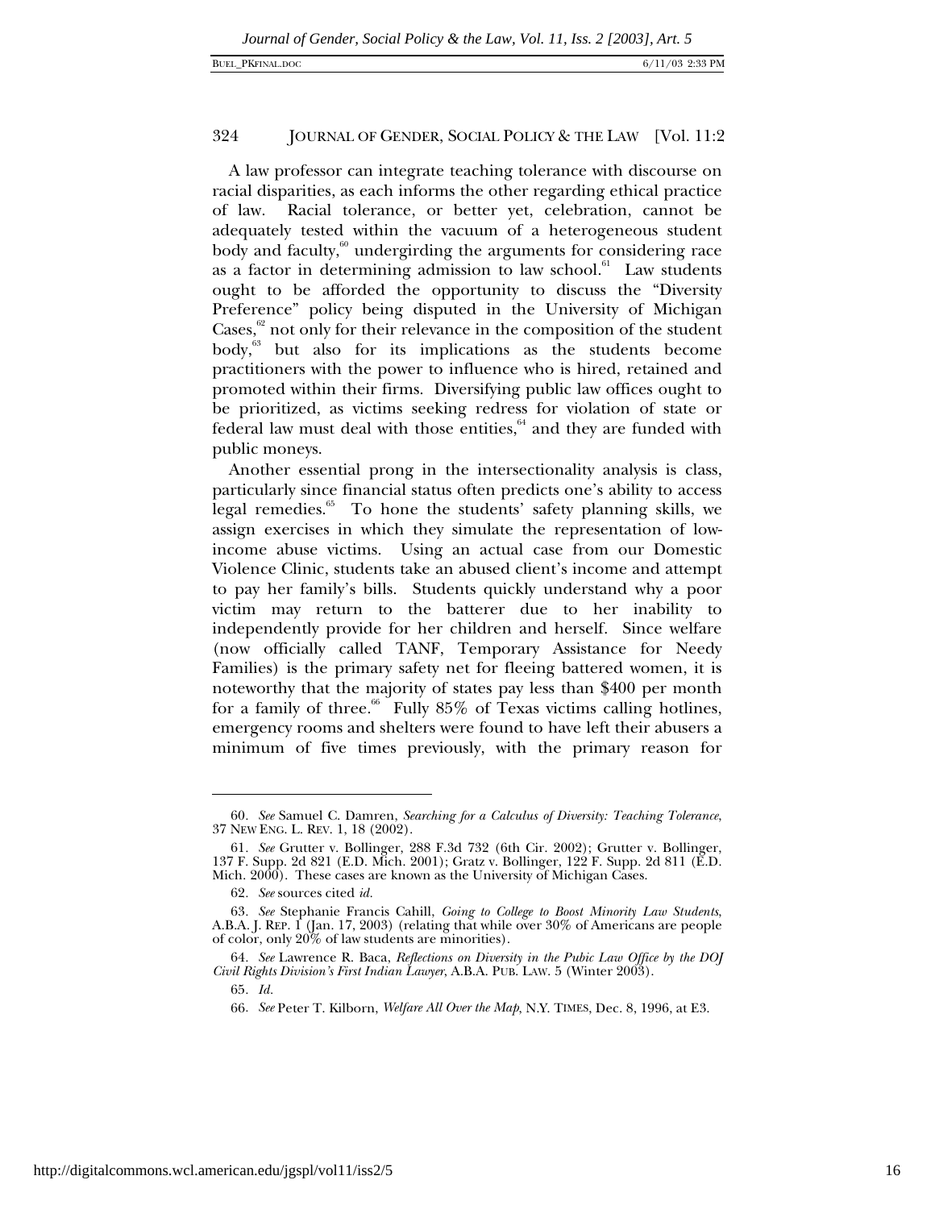A law professor can integrate teaching tolerance with discourse on racial disparities, as each informs the other regarding ethical practice of law. Racial tolerance, or better yet, celebration, cannot be adequately tested within the vacuum of a heterogeneous student body and faculty,[60] undergirding the arguments for considering race as a factor in determining admission to law school.[61] Law students ought to be afforded the opportunity to discuss the "Diversity Preference" policy being disputed in the University of Michigan Cases,[62] not only for their relevance in the composition of the student body,[63] but also for its implications as the students become practitioners with the power to influence who is hired, retained and promoted within their firms. Diversifying public law offices ought to be prioritized, as victims seeking redress for violation of state or federal law must deal with those entities,[64] and they are funded with public moneys.

Another essential prong in the intersectionality analysis is class, particularly since financial status often predicts one's ability to access legal remedies.[65] To hone the students' safety planning skills, we assign exercises in which they simulate the representation of low-income abuse victims. Using an actual case from our Domestic Violence Clinic, students take an abused client's income and attempt to pay her family's bills. Students quickly understand why a poor victim may return to the batterer due to her inability to independently provide for her children and herself. Since welfare (now officially called TANF, Temporary Assistance for Needy Families) is the primary safety net for fleeing battered women, it is noteworthy that the majority of states pay less than $400 per month for a family of three.[66] Fully 85% of Texas victims calling hotlines, emergency rooms and shelters were found to have left their abusers a minimum of five times previously, with the primary reason for

---

60. *See* Samuel C. Damren, *Searching for a Calculus of Diversity: Teaching Tolerance*, 37 NEW ENG. L. REV. 1, 18 (2002).

61. *See* Grutter v. Bollinger, 288 F.3d 732 (6th Cir. 2002); Grutter v. Bollinger, 137 F. Supp. 2d 821 (E.D. Mich. 2001); Gratz v. Bollinger, 122 F. Supp. 2d 811 (E.D. Mich. 2000). These cases are known as the University of Michigan Cases.

62. *See* sources cited *id.*

63. *See* Stephanie Francis Cahill, *Going to College to Boost Minority Law Students*, A.B.A. J. REP. 1 (Jan. 17, 2003) (relating that while over 30% of Americans are people of color, only 20% of law students are minorities).

64. *See* Lawrence R. Baca, *Reflections on Diversity in the Pubic Law Office by the DOJ Civil Rights Division's First Indian Lawyer*, A.B.A. PUB. LAW. 5 (Winter 2003).

65. *Id.*

66. *See* Peter T. Kilborn, *Welfare All Over the Map*, N.Y. TIMES, Dec. 8, 1996, at E3.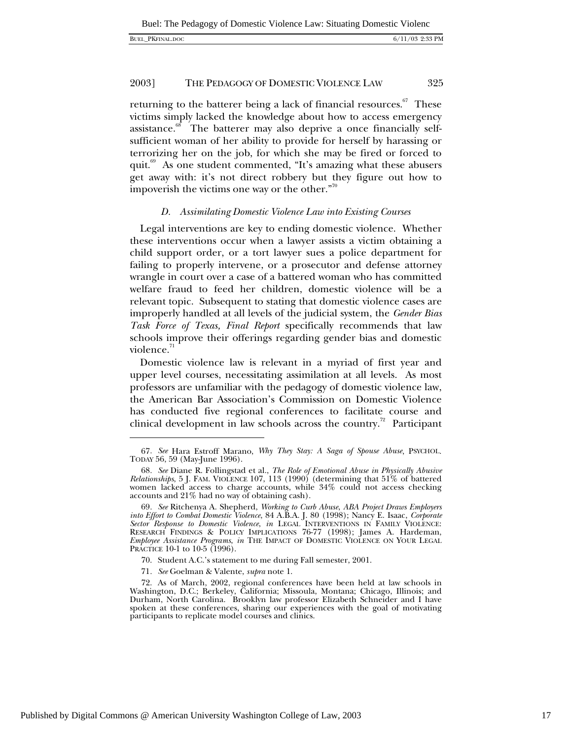returning to the batterer being a lack of financial resources.[67] These victims simply lacked the knowledge about how to access emergency assistance.[68] The batterer may also deprive a once financially self-sufficient woman of her ability to provide for herself by harassing or terrorizing her on the job, for which she may be fired or forced to quit.[69] As one student commented, "It's amazing what these abusers get away with: it's not direct robbery but they figure out how to impoverish the victims one way or the other."[70]

### *D. Assimilating Domestic Violence Law into Existing Courses*

Legal interventions are key to ending domestic violence. Whether these interventions occur when a lawyer assists a victim obtaining a child support order, or a tort lawyer sues a police department for failing to properly intervene, or a prosecutor and defense attorney wrangle in court over a case of a battered woman who has committed welfare fraud to feed her children, domestic violence will be a relevant topic. Subsequent to stating that domestic violence cases are improperly handled at all levels of the judicial system, the *Gender Bias Task Force of Texas, Final Report* specifically recommends that law schools improve their offerings regarding gender bias and domestic violence.[71]

Domestic violence law is relevant in a myriad of first year and upper level courses, necessitating assimilation at all levels. As most professors are unfamiliar with the pedagogy of domestic violence law, the American Bar Association's Commission on Domestic Violence has conducted five regional conferences to facilitate course and clinical development in law schools across the country.[72] Participant

---

67. *See* Hara Estroff Marano, *Why They Stay: A Saga of Spouse Abuse*, PSYCHOL. TODAY 56, 59 (May-June 1996).

68. *See* Diane R. Follingstad et al., *The Role of Emotional Abuse in Physically Abusive Relationships*, 5 J. FAM. VIOLENCE 107, 113 (1990) (determining that 51% of battered women lacked access to charge accounts, while 34% could not access checking accounts and 21% had no way of obtaining cash).

69. *See* Ritchenya A. Shepherd, *Working to Curb Abuse, ABA Project Draws Employers into Effort to Combat Domestic Violence*, 84 A.B.A. J. 80 (1998); Nancy E. Isaac, *Corporate Sector Response to Domestic Violence*, *in* LEGAL INTERVENTIONS IN FAMILY VIOLENCE: RESEARCH FINDINGS & POLICY IMPLICATIONS 76-77 (1998); James A. Hardeman, *Employee Assistance Programs*, *in* THE IMPACT OF DOMESTIC VIOLENCE ON YOUR LEGAL PRACTICE 10-1 to 10-5 (1996).

70. Student A.C.'s statement to me during Fall semester, 2001.

71. *See* Goelman & Valente, *supra* note 1.

72. As of March, 2002, regional conferences have been held at law schools in Washington, D.C.; Berkeley, California; Missoula, Montana; Chicago, Illinois; and Durham, North Carolina. Brooklyn law professor Elizabeth Schneider and I have spoken at these conferences, sharing our experiences with the goal of motivating participants to replicate model courses and clinics.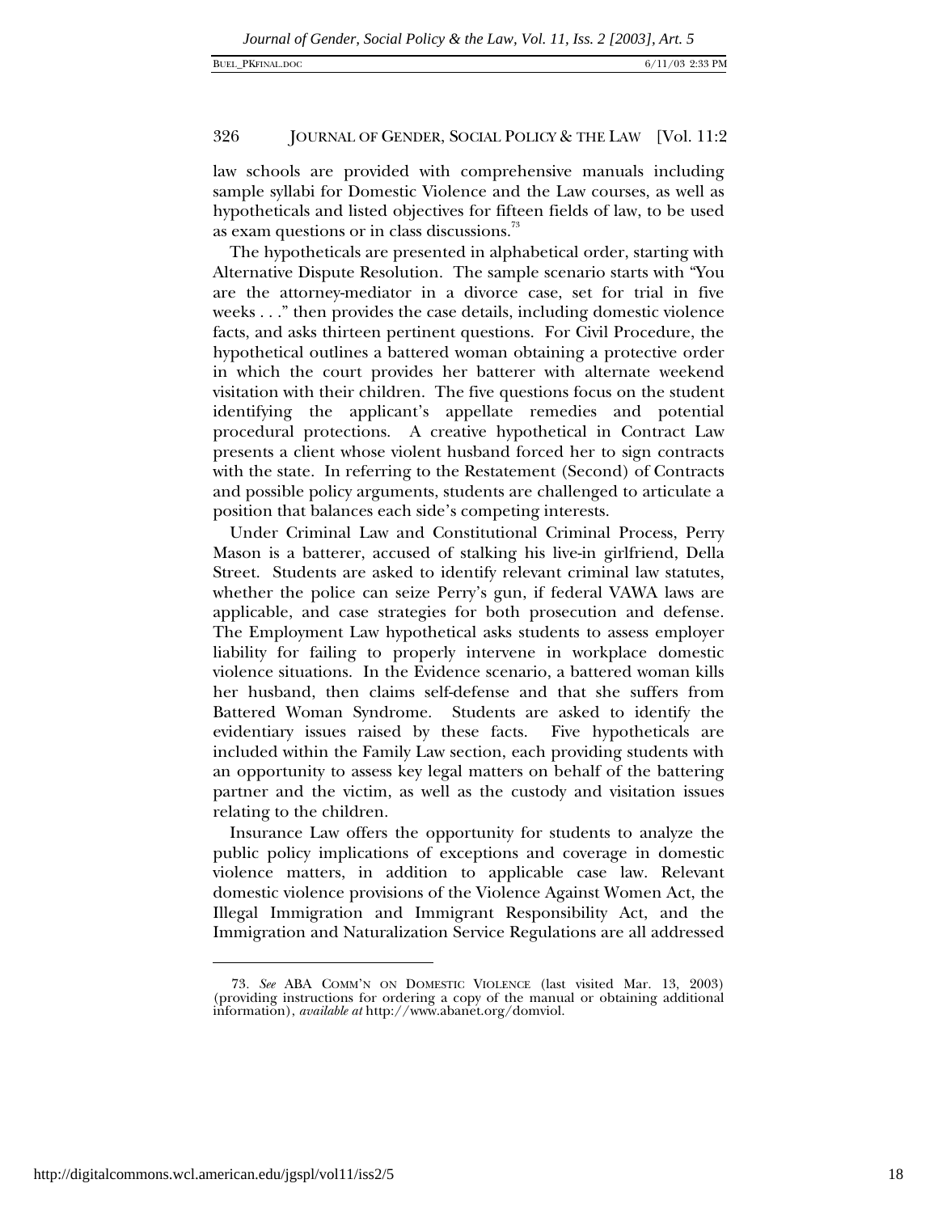law schools are provided with comprehensive manuals including sample syllabi for Domestic Violence and the Law courses, as well as hypotheticals and listed objectives for fifteen fields of law, to be used as exam questions or in class discussions.[73]

The hypotheticals are presented in alphabetical order, starting with Alternative Dispute Resolution. The sample scenario starts with "You are the attorney-mediator in a divorce case, set for trial in five weeks . . ." then provides the case details, including domestic violence facts, and asks thirteen pertinent questions. For Civil Procedure, the hypothetical outlines a battered woman obtaining a protective order in which the court provides her batterer with alternate weekend visitation with their children. The five questions focus on the student identifying the applicant's appellate remedies and potential procedural protections. A creative hypothetical in Contract Law presents a client whose violent husband forced her to sign contracts with the state. In referring to the Restatement (Second) of Contracts and possible policy arguments, students are challenged to articulate a position that balances each side's competing interests.

Under Criminal Law and Constitutional Criminal Process, Perry Mason is a batterer, accused of stalking his live-in girlfriend, Della Street. Students are asked to identify relevant criminal law statutes, whether the police can seize Perry's gun, if federal VAWA laws are applicable, and case strategies for both prosecution and defense. The Employment Law hypothetical asks students to assess employer liability for failing to properly intervene in workplace domestic violence situations. In the Evidence scenario, a battered woman kills her husband, then claims self-defense and that she suffers from Battered Woman Syndrome. Students are asked to identify the evidentiary issues raised by these facts. Five hypotheticals are included within the Family Law section, each providing students with an opportunity to assess key legal matters on behalf of the battering partner and the victim, as well as the custody and visitation issues relating to the children.

Insurance Law offers the opportunity for students to analyze the public policy implications of exceptions and coverage in domestic violence matters, in addition to applicable case law. Relevant domestic violence provisions of the Violence Against Women Act, the Illegal Immigration and Immigrant Responsibility Act, and the Immigration and Naturalization Service Regulations are all addressed

---

73. *See* ABA COMM'N ON DOMESTIC VIOLENCE (last visited Mar. 13, 2003) (providing instructions for ordering a copy of the manual or obtaining additional information), *available at* http://www.abanet.org/domviol.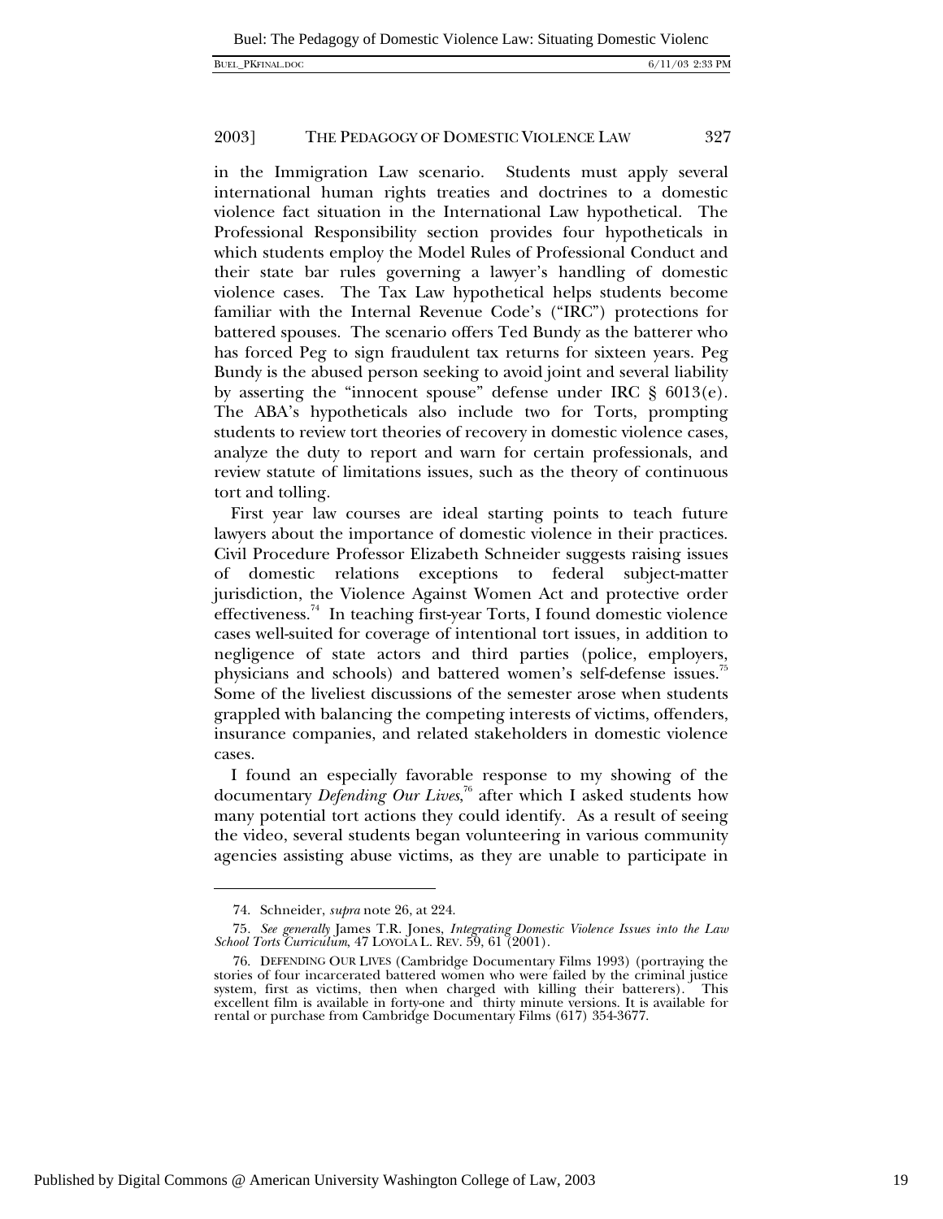in the Immigration Law scenario. Students must apply several international human rights treaties and doctrines to a domestic violence fact situation in the International Law hypothetical. The Professional Responsibility section provides four hypotheticals in which students employ the Model Rules of Professional Conduct and their state bar rules governing a lawyer's handling of domestic violence cases. The Tax Law hypothetical helps students become familiar with the Internal Revenue Code's ("IRC") protections for battered spouses. The scenario offers Ted Bundy as the batterer who has forced Peg to sign fraudulent tax returns for sixteen years. Peg Bundy is the abused person seeking to avoid joint and several liability by asserting the "innocent spouse" defense under IRC § 6013(e). The ABA's hypotheticals also include two for Torts, prompting students to review tort theories of recovery in domestic violence cases, analyze the duty to report and warn for certain professionals, and review statute of limitations issues, such as the theory of continuous tort and tolling.

First year law courses are ideal starting points to teach future lawyers about the importance of domestic violence in their practices. Civil Procedure Professor Elizabeth Schneider suggests raising issues of domestic relations exceptions to federal subject-matter jurisdiction, the Violence Against Women Act and protective order effectiveness.[74] In teaching first-year Torts, I found domestic violence cases well-suited for coverage of intentional tort issues, in addition to negligence of state actors and third parties (police, employers, physicians and schools) and battered women's self-defense issues.[75] Some of the liveliest discussions of the semester arose when students grappled with balancing the competing interests of victims, offenders, insurance companies, and related stakeholders in domestic violence cases.

I found an especially favorable response to my showing of the documentary *Defending Our Lives*,[76] after which I asked students how many potential tort actions they could identify. As a result of seeing the video, several students began volunteering in various community agencies assisting abuse victims, as they are unable to participate in

---

74. Schneider, *supra* note 26, at 224.

75. *See generally* James T.R. Jones, *Integrating Domestic Violence Issues into the Law School Torts Curriculum*, 47 LOYOLA L. REV. 59, 61 (2001).

76. DEFENDING OUR LIVES (Cambridge Documentary Films 1993) (portraying the stories of four incarcerated battered women who were failed by the criminal justice system, first as victims, then when charged with killing their batterers). This excellent film is available in forty-one and thirty minute versions. It is available for rental or purchase from Cambridge Documentary Films (617) 354-3677.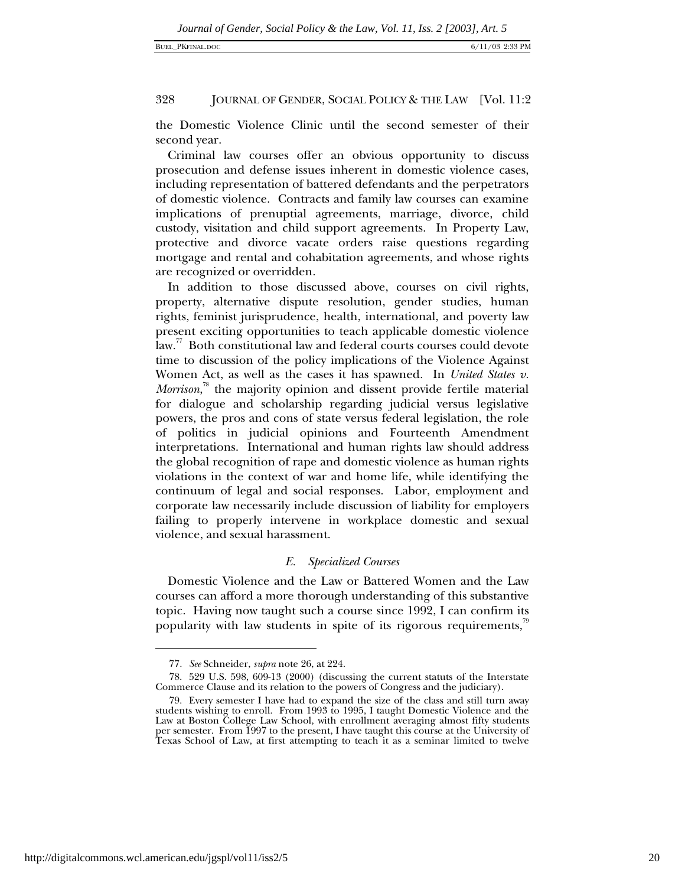the Domestic Violence Clinic until the second semester of their second year.

Criminal law courses offer an obvious opportunity to discuss prosecution and defense issues inherent in domestic violence cases, including representation of battered defendants and the perpetrators of domestic violence. Contracts and family law courses can examine implications of prenuptial agreements, marriage, divorce, child custody, visitation and child support agreements. In Property Law, protective and divorce vacate orders raise questions regarding mortgage and rental and cohabitation agreements, and whose rights are recognized or overridden.

In addition to those discussed above, courses on civil rights, property, alternative dispute resolution, gender studies, human rights, feminist jurisprudence, health, international, and poverty law present exciting opportunities to teach applicable domestic violence law.[77] Both constitutional law and federal courts courses could devote time to discussion of the policy implications of the Violence Against Women Act, as well as the cases it has spawned. In *United States v. Morrison*,[78] the majority opinion and dissent provide fertile material for dialogue and scholarship regarding judicial versus legislative powers, the pros and cons of state versus federal legislation, the role of politics in judicial opinions and Fourteenth Amendment interpretations. International and human rights law should address the global recognition of rape and domestic violence as human rights violations in the context of war and home life, while identifying the continuum of legal and social responses. Labor, employment and corporate law necessarily include discussion of liability for employers failing to properly intervene in workplace domestic and sexual violence, and sexual harassment.

### *E. Specialized Courses*

Domestic Violence and the Law or Battered Women and the Law courses can afford a more thorough understanding of this substantive topic. Having now taught such a course since 1992, I can confirm its popularity with law students in spite of its rigorous requirements,[79]

---

77. *See* Schneider, *supra* note 26, at 224.

78. 529 U.S. 598, 609-13 (2000) (discussing the current statuts of the Interstate Commerce Clause and its relation to the powers of Congress and the judiciary).

79. Every semester I have had to expand the size of the class and still turn away students wishing to enroll. From 1993 to 1995, I taught Domestic Violence and the Law at Boston College Law School, with enrollment averaging almost fifty students per semester. From 1997 to the present, I have taught this course at the University of Texas School of Law, at first attempting to teach it as a seminar limited to twelve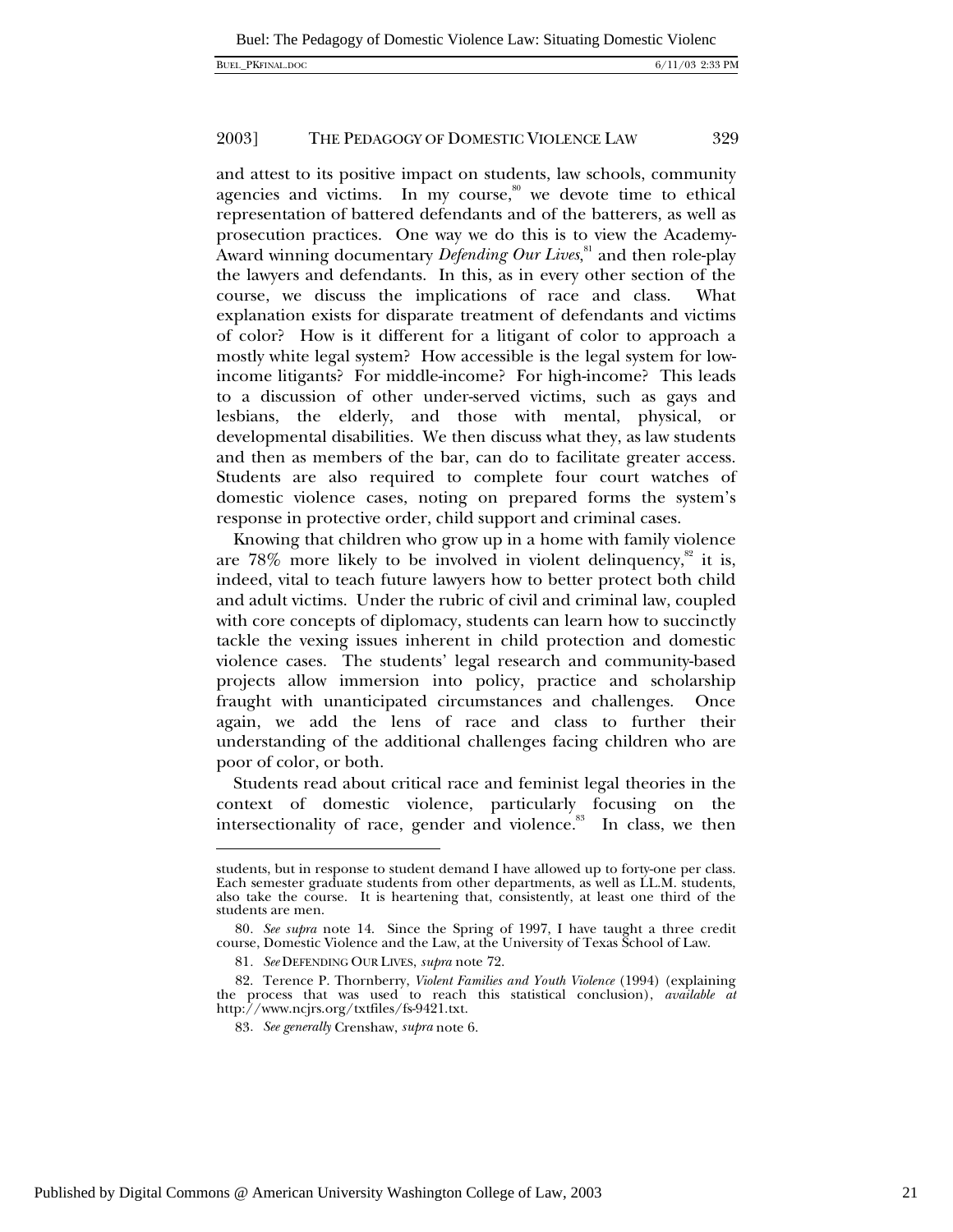and attest to its positive impact on students, law schools, community agencies and victims. In my course,[80] we devote time to ethical representation of battered defendants and of the batterers, as well as prosecution practices. One way we do this is to view the Academy-Award winning documentary *Defending Our Lives*,[81] and then role-play the lawyers and defendants. In this, as in every other section of the course, we discuss the implications of race and class. What explanation exists for disparate treatment of defendants and victims of color? How is it different for a litigant of color to approach a mostly white legal system? How accessible is the legal system for low-income litigants? For middle-income? For high-income? This leads to a discussion of other under-served victims, such as gays and lesbians, the elderly, and those with mental, physical, or developmental disabilities. We then discuss what they, as law students and then as members of the bar, can do to facilitate greater access. Students are also required to complete four court watches of domestic violence cases, noting on prepared forms the system's response in protective order, child support and criminal cases.

Knowing that children who grow up in a home with family violence are 78% more likely to be involved in violent delinquency,[82] it is, indeed, vital to teach future lawyers how to better protect both child and adult victims. Under the rubric of civil and criminal law, coupled with core concepts of diplomacy, students can learn how to succinctly tackle the vexing issues inherent in child protection and domestic violence cases. The students' legal research and community-based projects allow immersion into policy, practice and scholarship fraught with unanticipated circumstances and challenges. Once again, we add the lens of race and class to further their understanding of the additional challenges facing children who are poor of color, or both.

Students read about critical race and feminist legal theories in the context of domestic violence, particularly focusing on the intersectionality of race, gender and violence.[83] In class, we then

---

students, but in response to student demand I have allowed up to forty-one per class. Each semester graduate students from other departments, as well as LL.M. students, also take the course. It is heartening that, consistently, at least one third of the students are men.

80. *See supra* note 14. Since the Spring of 1997, I have taught a three credit course, Domestic Violence and the Law, at the University of Texas School of Law.

81. *See* DEFENDING OUR LIVES, *supra* note 72.

82. Terence P. Thornberry, *Violent Families and Youth Violence* (1994) (explaining the process that was used to reach this statistical conclusion), *available at* http://www.ncjrs.org/txtfiles/fs-9421.txt.

83. *See generally* Crenshaw, *supra* note 6.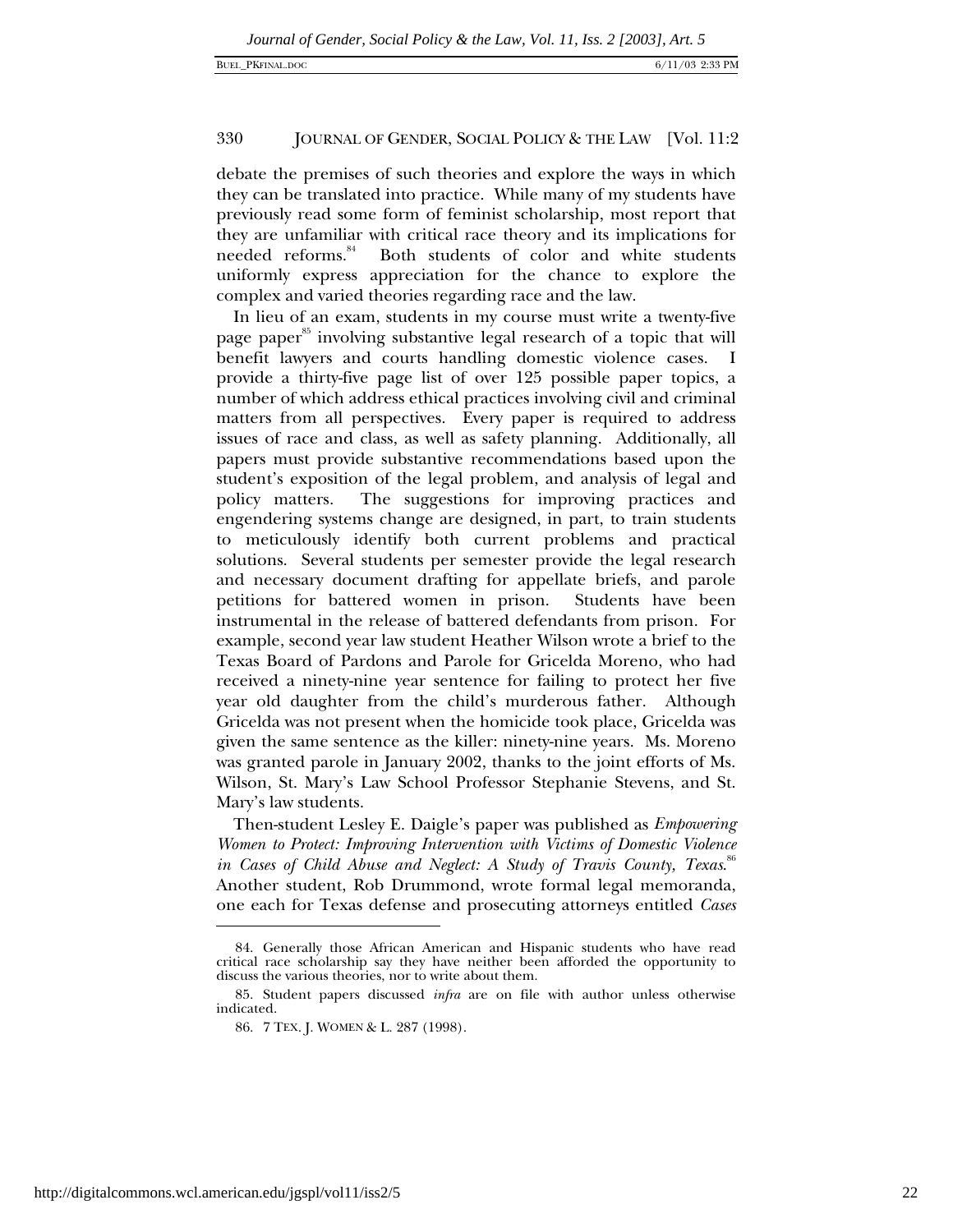debate the premises of such theories and explore the ways in which they can be translated into practice. While many of my students have previously read some form of feminist scholarship, most report that they are unfamiliar with critical race theory and its implications for needed reforms.[84] Both students of color and white students uniformly express appreciation for the chance to explore the complex and varied theories regarding race and the law.

In lieu of an exam, students in my course must write a twenty-five page paper[85] involving substantive legal research of a topic that will benefit lawyers and courts handling domestic violence cases. I provide a thirty-five page list of over 125 possible paper topics, a number of which address ethical practices involving civil and criminal matters from all perspectives. Every paper is required to address issues of race and class, as well as safety planning. Additionally, all papers must provide substantive recommendations based upon the student's exposition of the legal problem, and analysis of legal and policy matters. The suggestions for improving practices and engendering systems change are designed, in part, to train students to meticulously identify both current problems and practical solutions. Several students per semester provide the legal research and necessary document drafting for appellate briefs, and parole petitions for battered women in prison. Students have been instrumental in the release of battered defendants from prison. For example, second year law student Heather Wilson wrote a brief to the Texas Board of Pardons and Parole for Gricelda Moreno, who had received a ninety-nine year sentence for failing to protect her five year old daughter from the child's murderous father. Although Gricelda was not present when the homicide took place, Gricelda was given the same sentence as the killer: ninety-nine years. Ms. Moreno was granted parole in January 2002, thanks to the joint efforts of Ms. Wilson, St. Mary's Law School Professor Stephanie Stevens, and St. Mary's law students.

Then-student Lesley E. Daigle's paper was published as *Empowering Women to Protect: Improving Intervention with Victims of Domestic Violence in Cases of Child Abuse and Neglect: A Study of Travis County, Texas*.[86] Another student, Rob Drummond, wrote formal legal memoranda, one each for Texas defense and prosecuting attorneys entitled *Cases*

---

84. Generally those African American and Hispanic students who have read critical race scholarship say they have neither been afforded the opportunity to discuss the various theories, nor to write about them.

85. Student papers discussed *infra* are on file with author unless otherwise indicated.

86. 7 TEX. J. WOMEN & L. 287 (1998).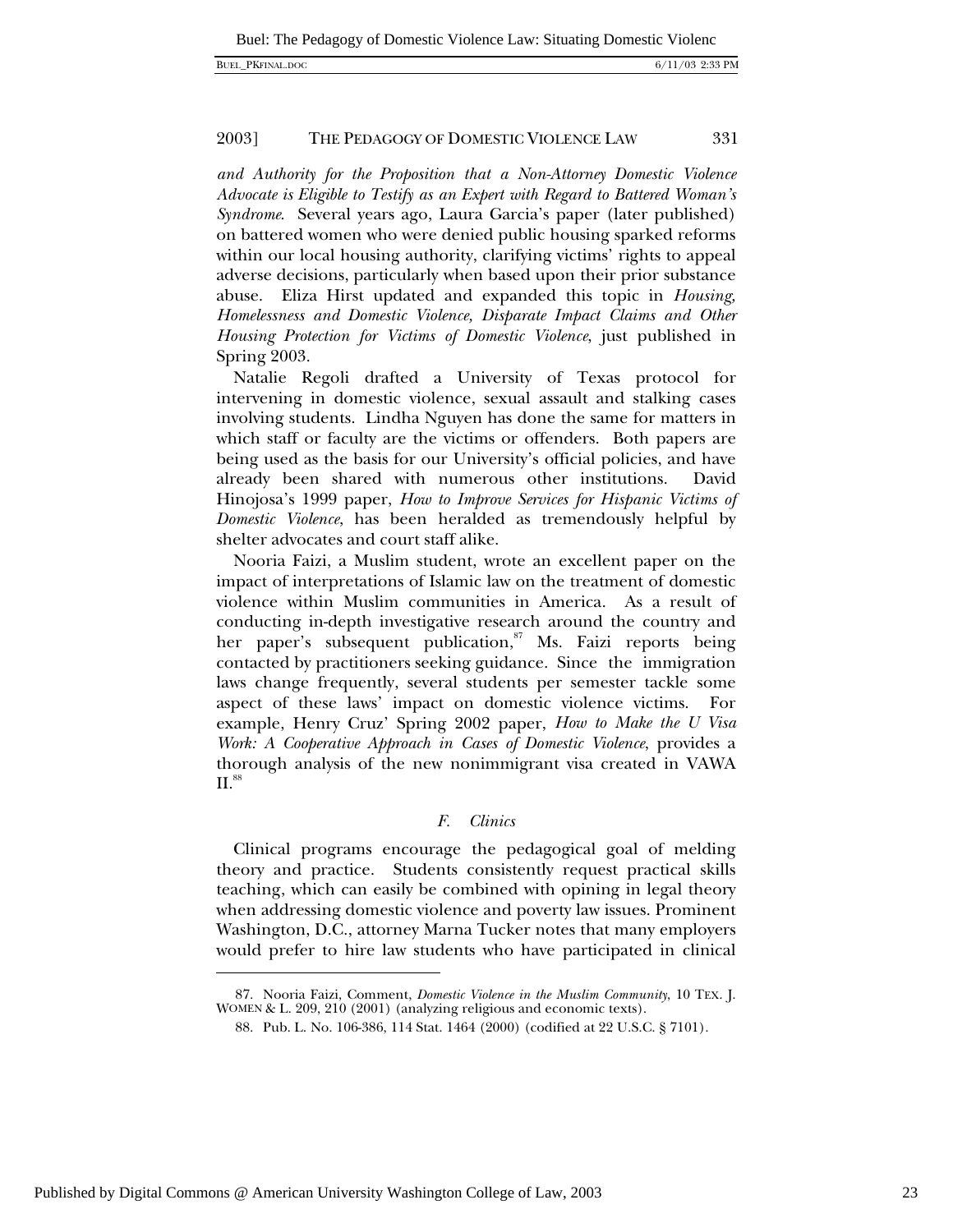*and Authority for the Proposition that a Non-Attorney Domestic Violence Advocate is Eligible to Testify as an Expert with Regard to Battered Woman's Syndrome*. Several years ago, Laura Garcia's paper (later published) on battered women who were denied public housing sparked reforms within our local housing authority, clarifying victims' rights to appeal adverse decisions, particularly when based upon their prior substance abuse. Eliza Hirst updated and expanded this topic in *Housing, Homelessness and Domestic Violence, Disparate Impact Claims and Other Housing Protection for Victims of Domestic Violence*, just published in Spring 2003.

Natalie Regoli drafted a University of Texas protocol for intervening in domestic violence, sexual assault and stalking cases involving students. Lindha Nguyen has done the same for matters in which staff or faculty are the victims or offenders. Both papers are being used as the basis for our University's official policies, and have already been shared with numerous other institutions. David Hinojosa's 1999 paper, *How to Improve Services for Hispanic Victims of Domestic Violence*, has been heralded as tremendously helpful by shelter advocates and court staff alike.

Nooria Faizi, a Muslim student, wrote an excellent paper on the impact of interpretations of Islamic law on the treatment of domestic violence within Muslim communities in America. As a result of conducting in-depth investigative research around the country and her paper's subsequent publication,[87] Ms. Faizi reports being contacted by practitioners seeking guidance. Since the immigration laws change frequently, several students per semester tackle some aspect of these laws' impact on domestic violence victims. For example, Henry Cruz' Spring 2002 paper, *How to Make the U Visa Work: A Cooperative Approach in Cases of Domestic Violence*, provides a thorough analysis of the new nonimmigrant visa created in VAWA II.[88]

### *F. Clinics*

Clinical programs encourage the pedagogical goal of melding theory and practice. Students consistently request practical skills teaching, which can easily be combined with opining in legal theory when addressing domestic violence and poverty law issues. Prominent Washington, D.C., attorney Marna Tucker notes that many employers would prefer to hire law students who have participated in clinical

---

87. Nooria Faizi, Comment, *Domestic Violence in the Muslim Community*, 10 TEX. J. WOMEN & L. 209, 210 (2001) (analyzing religious and economic texts).

88. Pub. L. No. 106-386, 114 Stat. 1464 (2000) (codified at 22 U.S.C. § 7101).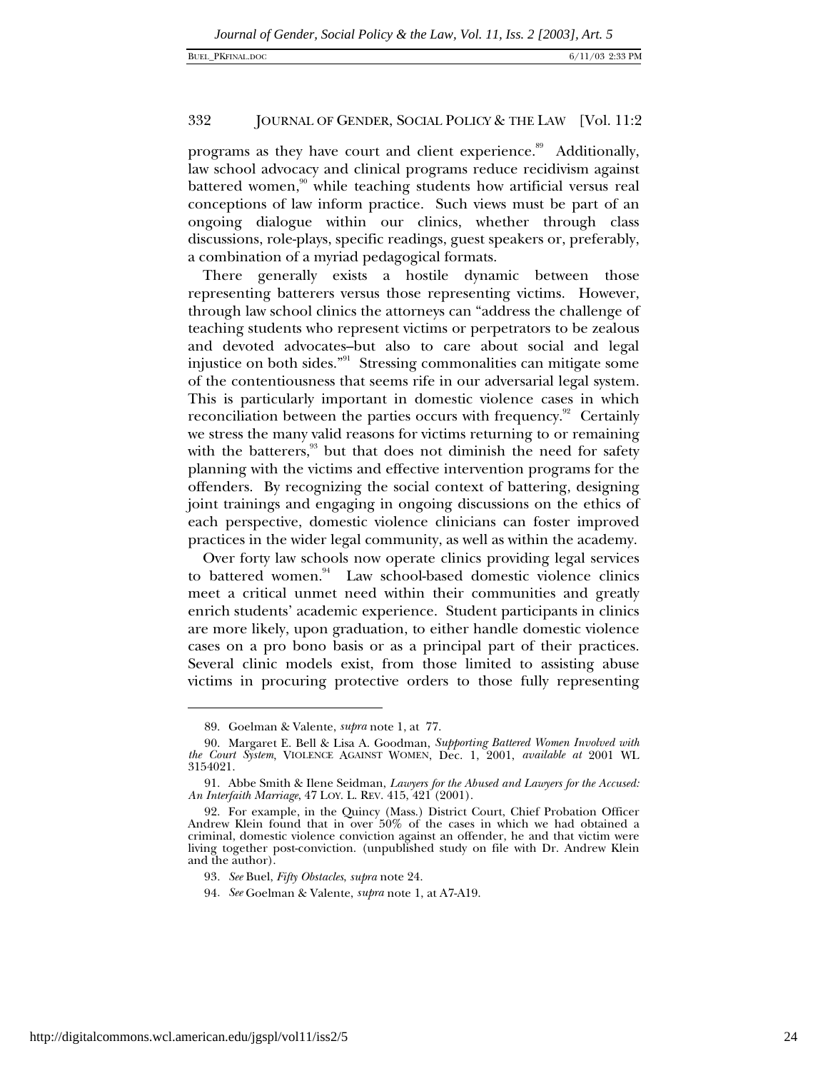programs as they have court and client experience.[89] Additionally, law school advocacy and clinical programs reduce recidivism against battered women,[90] while teaching students how artificial versus real conceptions of law inform practice. Such views must be part of an ongoing dialogue within our clinics, whether through class discussions, role-plays, specific readings, guest speakers or, preferably, a combination of a myriad pedagogical formats.

There generally exists a hostile dynamic between those representing batterers versus those representing victims. However, through law school clinics the attorneys can "address the challenge of teaching students who represent victims or perpetrators to be zealous and devoted advocates–but also to care about social and legal injustice on both sides."[91] Stressing commonalities can mitigate some of the contentiousness that seems rife in our adversarial legal system. This is particularly important in domestic violence cases in which reconciliation between the parties occurs with frequency.[92] Certainly we stress the many valid reasons for victims returning to or remaining with the batterers,[93] but that does not diminish the need for safety planning with the victims and effective intervention programs for the offenders. By recognizing the social context of battering, designing joint trainings and engaging in ongoing discussions on the ethics of each perspective, domestic violence clinicians can foster improved practices in the wider legal community, as well as within the academy.

Over forty law schools now operate clinics providing legal services to battered women.[94] Law school-based domestic violence clinics meet a critical unmet need within their communities and greatly enrich students' academic experience. Student participants in clinics are more likely, upon graduation, to either handle domestic violence cases on a pro bono basis or as a principal part of their practices. Several clinic models exist, from those limited to assisting abuse victims in procuring protective orders to those fully representing

---

89. Goelman & Valente, *supra* note 1, at 77.

90. Margaret E. Bell & Lisa A. Goodman, *Supporting Battered Women Involved with the Court System*, VIOLENCE AGAINST WOMEN, Dec. 1, 2001, *available at* 2001 WL 3154021.

91. Abbe Smith & Ilene Seidman, *Lawyers for the Abused and Lawyers for the Accused: An Interfaith Marriage*, 47 LOY. L. REV. 415, 421 (2001).

92. For example, in the Quincy (Mass.) District Court, Chief Probation Officer Andrew Klein found that in over 50% of the cases in which we had obtained a criminal, domestic violence conviction against an offender, he and that victim were living together post-conviction. (unpublished study on file with Dr. Andrew Klein and the author).

93. *See* Buel, *Fifty Obstacles*, *supra* note 24.

94. *See* Goelman & Valente, *supra* note 1, at A7-A19.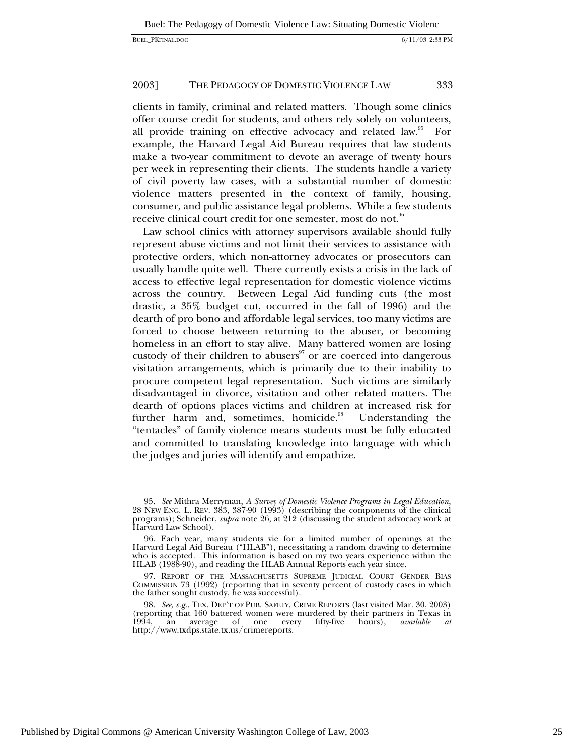clients in family, criminal and related matters. Though some clinics offer course credit for students, and others rely solely on volunteers, all provide training on effective advocacy and related law.[95] For example, the Harvard Legal Aid Bureau requires that law students make a two-year commitment to devote an average of twenty hours per week in representing their clients. The students handle a variety of civil poverty law cases, with a substantial number of domestic violence matters presented in the context of family, housing, consumer, and public assistance legal problems. While a few students receive clinical court credit for one semester, most do not.[96]

Law school clinics with attorney supervisors available should fully represent abuse victims and not limit their services to assistance with protective orders, which non-attorney advocates or prosecutors can usually handle quite well. There currently exists a crisis in the lack of access to effective legal representation for domestic violence victims across the country. Between Legal Aid funding cuts (the most drastic, a 35% budget cut, occurred in the fall of 1996) and the dearth of pro bono and affordable legal services, too many victims are forced to choose between returning to the abuser, or becoming homeless in an effort to stay alive. Many battered women are losing custody of their children to abusers[97] or are coerced into dangerous visitation arrangements, which is primarily due to their inability to procure competent legal representation. Such victims are similarly disadvantaged in divorce, visitation and other related matters. The dearth of options places victims and children at increased risk for further harm and, sometimes, homicide.[98] Understanding the "tentacles" of family violence means students must be fully educated and committed to translating knowledge into language with which the judges and juries will identify and empathize.

---

95. *See* Mithra Merryman, *A Survey of Domestic Violence Programs in Legal Education*, 28 NEW ENG. L. REV. 383, 387-90 (1993) (describing the components of the clinical programs); Schneider, *supra* note 26, at 212 (discussing the student advocacy work at Harvard Law School).

96. Each year, many students vie for a limited number of openings at the Harvard Legal Aid Bureau ("HLAB"), necessitating a random drawing to determine who is accepted. This information is based on my two years experience within the HLAB (1988-90), and reading the HLAB Annual Reports each year since.

97. REPORT OF THE MASSACHUSETTS SUPREME JUDICIAL COURT GENDER BIAS COMMISSION 73 (1992) (reporting that in seventy percent of custody cases in which the father sought custody, he was successful).

98. *See, e.g.*, TEX. DEP'T OF PUB. SAFETY, CRIME REPORTS (last visited Mar. 30, 2003) (reporting that 160 battered women were murdered by their partners in Texas in 1994, an average of one every fifty-five hours), *available at* http://www.txdps.state.tx.us/crimereports.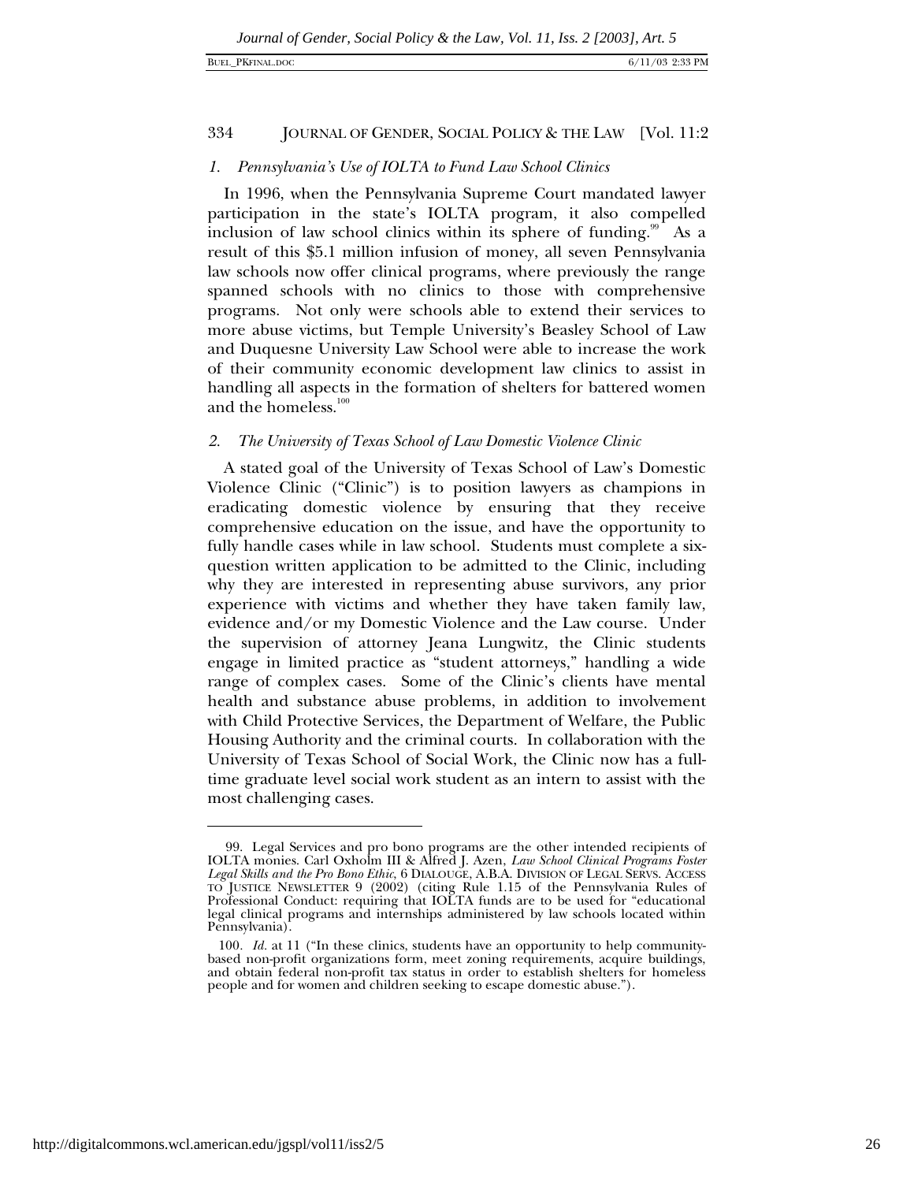### 1. *Pennsylvania's Use of IOLTA to Fund Law School Clinics*

In 1996, when the Pennsylvania Supreme Court mandated lawyer participation in the state's IOLTA program, it also compelled inclusion of law school clinics within its sphere of funding.[99] As a result of this $5.1 million infusion of money, all seven Pennsylvania law schools now offer clinical programs, where previously the range spanned schools with no clinics to those with comprehensive programs. Not only were schools able to extend their services to more abuse victims, but Temple University's Beasley School of Law and Duquesne University Law School were able to increase the work of their community economic development law clinics to assist in handling all aspects in the formation of shelters for battered women and the homeless.[100]

### 2. *The University of Texas School of Law Domestic Violence Clinic*

A stated goal of the University of Texas School of Law's Domestic Violence Clinic ("Clinic") is to position lawyers as champions in eradicating domestic violence by ensuring that they receive comprehensive education on the issue, and have the opportunity to fully handle cases while in law school. Students must complete a six-question written application to be admitted to the Clinic, including why they are interested in representing abuse survivors, any prior experience with victims and whether they have taken family law, evidence and/or my Domestic Violence and the Law course. Under the supervision of attorney Jeana Lungwitz, the Clinic students engage in limited practice as "student attorneys," handling a wide range of complex cases. Some of the Clinic's clients have mental health and substance abuse problems, in addition to involvement with Child Protective Services, the Department of Welfare, the Public Housing Authority and the criminal courts. In collaboration with the University of Texas School of Social Work, the Clinic now has a full-time graduate level social work student as an intern to assist with the most challenging cases.

---

99. Legal Services and pro bono programs are the other intended recipients of IOLTA monies. Carl Oxholm III & Alfred J. Azen, *Law School Clinical Programs Foster Legal Skills and the Pro Bono Ethic*, 6 DIALOUGE, A.B.A. DIVISION OF LEGAL SERVS. ACCESS TO JUSTICE NEWSLETTER 9 (2002) (citing Rule 1.15 of the Pennsylvania Rules of Professional Conduct: requiring that IOLTA funds are to be used for "educational legal clinical programs and internships administered by law schools located within Pennsylvania).

100. *Id.* at 11 ("In these clinics, students have an opportunity to help community-based non-profit organizations form, meet zoning requirements, acquire buildings, and obtain federal non-profit tax status in order to establish shelters for homeless people and for women and children seeking to escape domestic abuse.").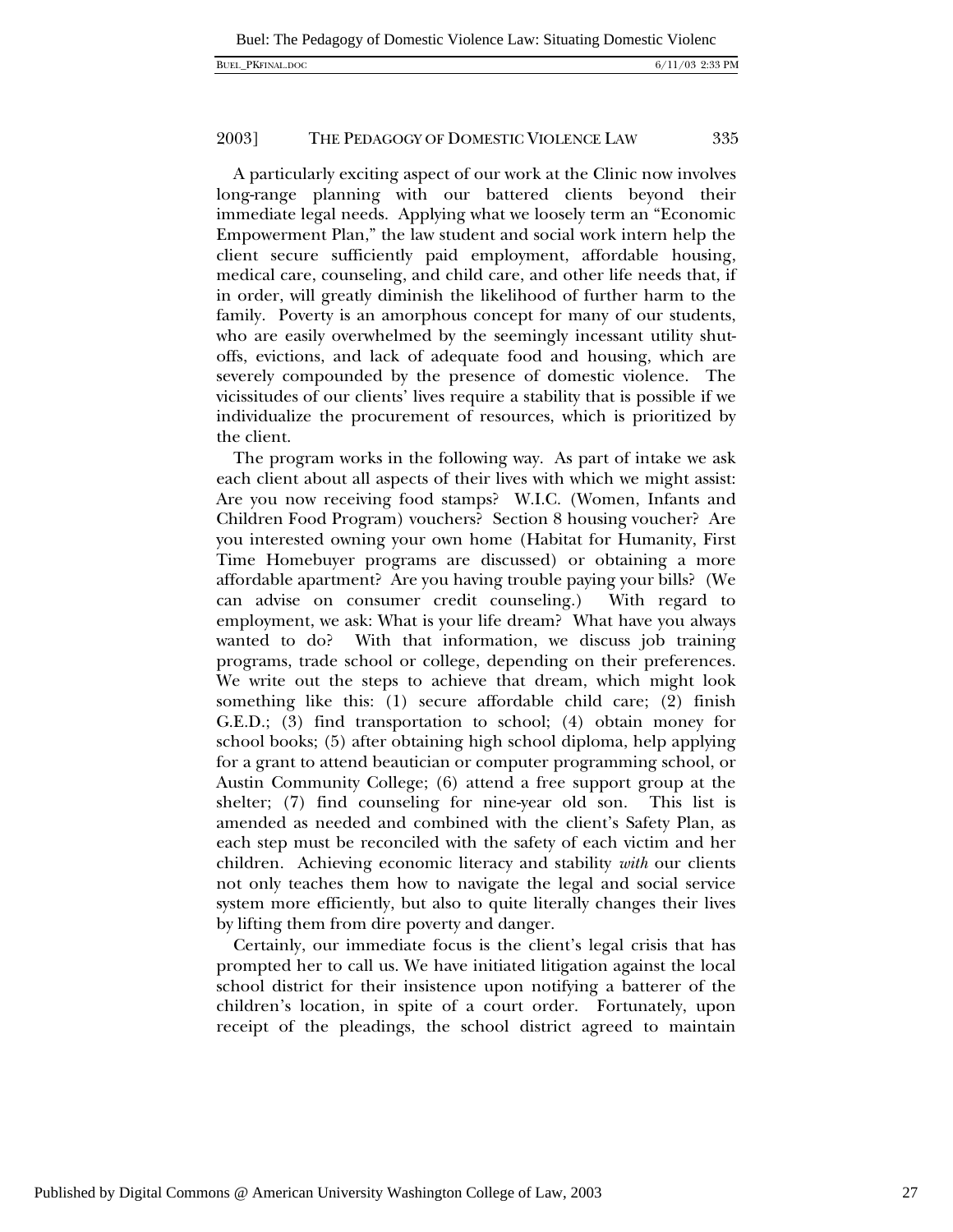A particularly exciting aspect of our work at the Clinic now involves long-range planning with our battered clients beyond their immediate legal needs. Applying what we loosely term an "Economic Empowerment Plan," the law student and social work intern help the client secure sufficiently paid employment, affordable housing, medical care, counseling, and child care, and other life needs that, if in order, will greatly diminish the likelihood of further harm to the family. Poverty is an amorphous concept for many of our students, who are easily overwhelmed by the seemingly incessant utility shut-offs, evictions, and lack of adequate food and housing, which are severely compounded by the presence of domestic violence. The vicissitudes of our clients' lives require a stability that is possible if we individualize the procurement of resources, which is prioritized by the client.

The program works in the following way. As part of intake we ask each client about all aspects of their lives with which we might assist: Are you now receiving food stamps? W.I.C. (Women, Infants and Children Food Program) vouchers? Section 8 housing voucher? Are you interested owning your own home (Habitat for Humanity, First Time Homebuyer programs are discussed) or obtaining a more affordable apartment? Are you having trouble paying your bills? (We can advise on consumer credit counseling.) With regard to employment, we ask: What is your life dream? What have you always wanted to do? With that information, we discuss job training programs, trade school or college, depending on their preferences. We write out the steps to achieve that dream, which might look something like this: (1) secure affordable child care; (2) finish G.E.D.; (3) find transportation to school; (4) obtain money for school books; (5) after obtaining high school diploma, help applying for a grant to attend beautician or computer programming school, or Austin Community College; (6) attend a free support group at the shelter; (7) find counseling for nine-year old son. This list is amended as needed and combined with the client's Safety Plan, as each step must be reconciled with the safety of each victim and her children. Achieving economic literacy and stability *with* our clients not only teaches them how to navigate the legal and social service system more efficiently, but also to quite literally changes their lives by lifting them from dire poverty and danger.

Certainly, our immediate focus is the client's legal crisis that has prompted her to call us. We have initiated litigation against the local school district for their insistence upon notifying a batterer of the children's location, in spite of a court order. Fortunately, upon receipt of the pleadings, the school district agreed to maintain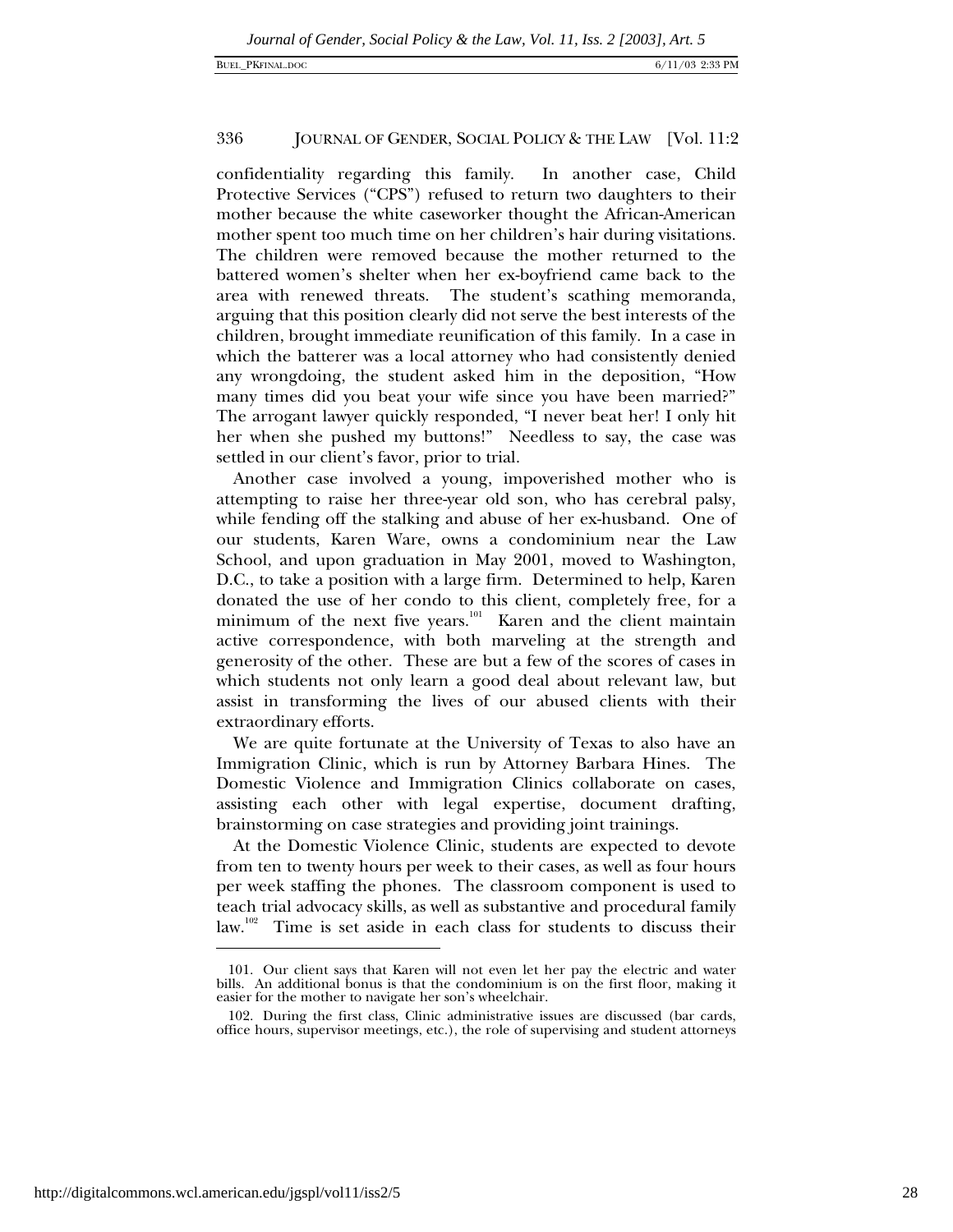confidentiality regarding this family. In another case, Child Protective Services ("CPS") refused to return two daughters to their mother because the white caseworker thought the African-American mother spent too much time on her children's hair during visitations. The children were removed because the mother returned to the battered women's shelter when her ex-boyfriend came back to the area with renewed threats. The student's scathing memoranda, arguing that this position clearly did not serve the best interests of the children, brought immediate reunification of this family. In a case in which the batterer was a local attorney who had consistently denied any wrongdoing, the student asked him in the deposition, "How many times did you beat your wife since you have been married?" The arrogant lawyer quickly responded, "I never beat her! I only hit her when she pushed my buttons!" Needless to say, the case was settled in our client's favor, prior to trial.

Another case involved a young, impoverished mother who is attempting to raise her three-year old son, who has cerebral palsy, while fending off the stalking and abuse of her ex-husband. One of our students, Karen Ware, owns a condominium near the Law School, and upon graduation in May 2001, moved to Washington, D.C., to take a position with a large firm. Determined to help, Karen donated the use of her condo to this client, completely free, for a minimum of the next five years.[101] Karen and the client maintain active correspondence, with both marveling at the strength and generosity of the other. These are but a few of the scores of cases in which students not only learn a good deal about relevant law, but assist in transforming the lives of our abused clients with their extraordinary efforts.

We are quite fortunate at the University of Texas to also have an Immigration Clinic, which is run by Attorney Barbara Hines. The Domestic Violence and Immigration Clinics collaborate on cases, assisting each other with legal expertise, document drafting, brainstorming on case strategies and providing joint trainings.

At the Domestic Violence Clinic, students are expected to devote from ten to twenty hours per week to their cases, as well as four hours per week staffing the phones. The classroom component is used to teach trial advocacy skills, as well as substantive and procedural family law.[102] Time is set aside in each class for students to discuss their

---

101. Our client says that Karen will not even let her pay the electric and water bills. An additional bonus is that the condominium is on the first floor, making it easier for the mother to navigate her son's wheelchair.

102. During the first class, Clinic administrative issues are discussed (bar cards, office hours, supervisor meetings, etc.), the role of supervising and student attorneys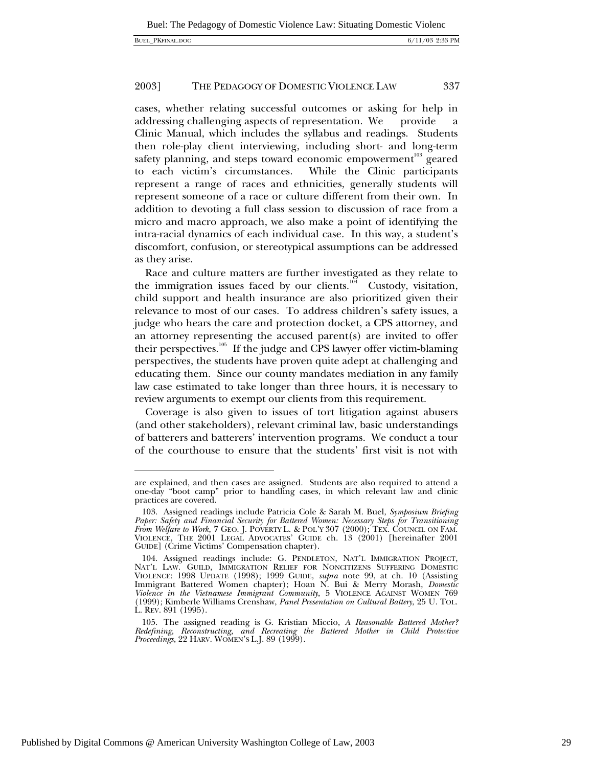cases, whether relating successful outcomes or asking for help in addressing challenging aspects of representation. We provide a Clinic Manual, which includes the syllabus and readings. Students then role-play client interviewing, including short- and long-term safety planning, and steps toward economic empowerment[103] geared to each victim's circumstances. While the Clinic participants represent a range of races and ethnicities, generally students will represent someone of a race or culture different from their own. In addition to devoting a full class session to discussion of race from a micro and macro approach, we also make a point of identifying the intra-racial dynamics of each individual case. In this way, a student's discomfort, confusion, or stereotypical assumptions can be addressed as they arise.

Race and culture matters are further investigated as they relate to the immigration issues faced by our clients.[104] Custody, visitation, child support and health insurance are also prioritized given their relevance to most of our cases. To address children's safety issues, a judge who hears the care and protection docket, a CPS attorney, and an attorney representing the accused parent(s) are invited to offer their perspectives.[105] If the judge and CPS lawyer offer victim-blaming perspectives, the students have proven quite adept at challenging and educating them. Since our county mandates mediation in any family law case estimated to take longer than three hours, it is necessary to review arguments to exempt our clients from this requirement.

Coverage is also given to issues of tort litigation against abusers (and other stakeholders), relevant criminal law, basic understandings of batterers and batterers' intervention programs. We conduct a tour of the courthouse to ensure that the students' first visit is not with

---

are explained, and then cases are assigned. Students are also required to attend a one-day "boot camp" prior to handling cases, in which relevant law and clinic practices are covered.

103. Assigned readings include Patricia Cole & Sarah M. Buel, *Symposium Briefing Paper: Safety and Financial Security for Battered Women: Necessary Steps for Transitioning From Welfare to Work*, 7 GEO. J. POVERTY L. & POL'Y 307 (2000); TEX. COUNCIL ON FAM. VIOLENCE, THE 2001 LEGAL ADVOCATES' GUIDE ch. 13 (2001) [hereinafter 2001 GUIDE] (Crime Victims' Compensation chapter).

104. Assigned readings include: G. PENDLETON, NAT'L IMMIGRATION PROJECT, NAT'L LAW. GUILD, IMMIGRATION RELIEF FOR NONCITIZENS SUFFERING DOMESTIC VIOLENCE: 1998 UPDATE (1998); 1999 GUIDE, *supra* note 99, at ch. 10 (Assisting Immigrant Battered Women chapter); Hoan N. Bui & Merry Morash, *Domestic Violence in the Vietnamese Immigrant Community*, 5 VIOLENCE AGAINST WOMEN 769 (1999); Kimberle Williams Crenshaw, *Panel Presentation on Cultural Battery*, 25 U. TOL. L. REV. 891 (1995).

105. The assigned reading is G. Kristian Miccio, *A Reasonable Battered Mother? Redefining, Reconstructing, and Recreating the Battered Mother in Child Protective Proceedings*, 22 HARV. WOMEN'S L.J. 89 (1999).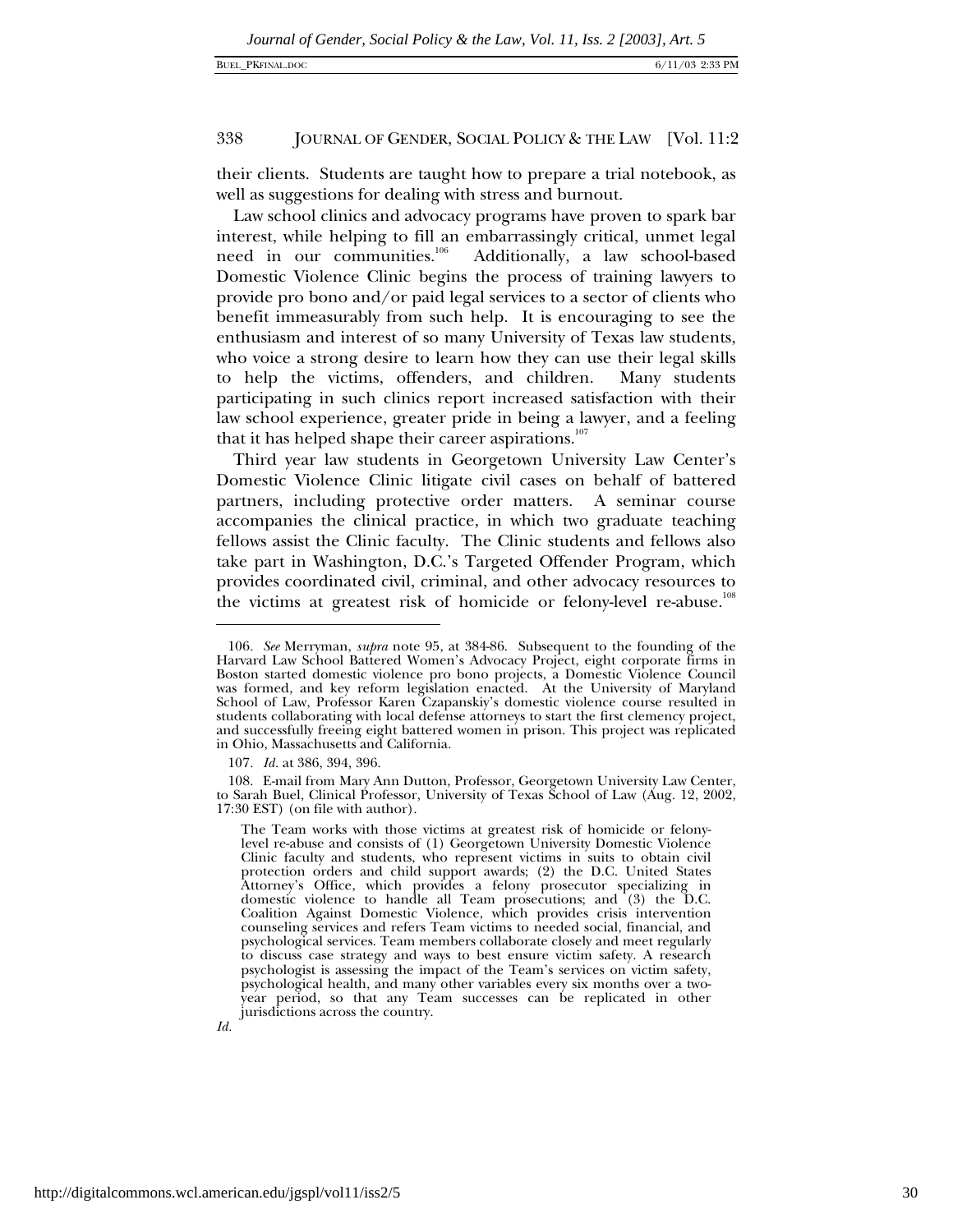their clients. Students are taught how to prepare a trial notebook, as well as suggestions for dealing with stress and burnout.

Law school clinics and advocacy programs have proven to spark bar interest, while helping to fill an embarrassingly critical, unmet legal need in our communities.[106] Additionally, a law school-based Domestic Violence Clinic begins the process of training lawyers to provide pro bono and/or paid legal services to a sector of clients who benefit immeasurably from such help. It is encouraging to see the enthusiasm and interest of so many University of Texas law students, who voice a strong desire to learn how they can use their legal skills to help the victims, offenders, and children. Many students participating in such clinics report increased satisfaction with their law school experience, greater pride in being a lawyer, and a feeling that it has helped shape their career aspirations.[107]

Third year law students in Georgetown University Law Center's Domestic Violence Clinic litigate civil cases on behalf of battered partners, including protective order matters. A seminar course accompanies the clinical practice, in which two graduate teaching fellows assist the Clinic faculty. The Clinic students and fellows also take part in Washington, D.C.'s Targeted Offender Program, which provides coordinated civil, criminal, and other advocacy resources to the victims at greatest risk of homicide or felony-level re-abuse.[108]

---

106. *See* Merryman, *supra* note 95, at 384-86. Subsequent to the founding of the Harvard Law School Battered Women's Advocacy Project, eight corporate firms in Boston started domestic violence pro bono projects, a Domestic Violence Council was formed, and key reform legislation enacted. At the University of Maryland School of Law, Professor Karen Czapanskiy's domestic violence course resulted in students collaborating with local defense attorneys to start the first clemency project, and successfully freeing eight battered women in prison. This project was replicated in Ohio, Massachusetts and California.

107. *Id.* at 386, 394, 396.

108. E-mail from Mary Ann Dutton, Professor, Georgetown University Law Center, to Sarah Buel, Clinical Professor, University of Texas School of Law (Aug. 12, 2002, 17:30 EST) (on file with author).

> The Team works with those victims at greatest risk of homicide or felony-level re-abuse and consists of (1) Georgetown University Domestic Violence Clinic faculty and students, who represent victims in suits to obtain civil protection orders and child support awards; (2) the D.C. United States Attorney's Office, which provides a felony prosecutor specializing in domestic violence to handle all Team prosecutions; and (3) the D.C. Coalition Against Domestic Violence, which provides crisis intervention counseling services and refers Team victims to needed social, financial, and psychological services. Team members collaborate closely and meet regularly to discuss case strategy and ways to best ensure victim safety. A research psychologist is assessing the impact of the Team's services on victim safety, psychological health, and many other variables every six months over a two-year period, so that any Team successes can be replicated in other jurisdictions across the country.

*Id.*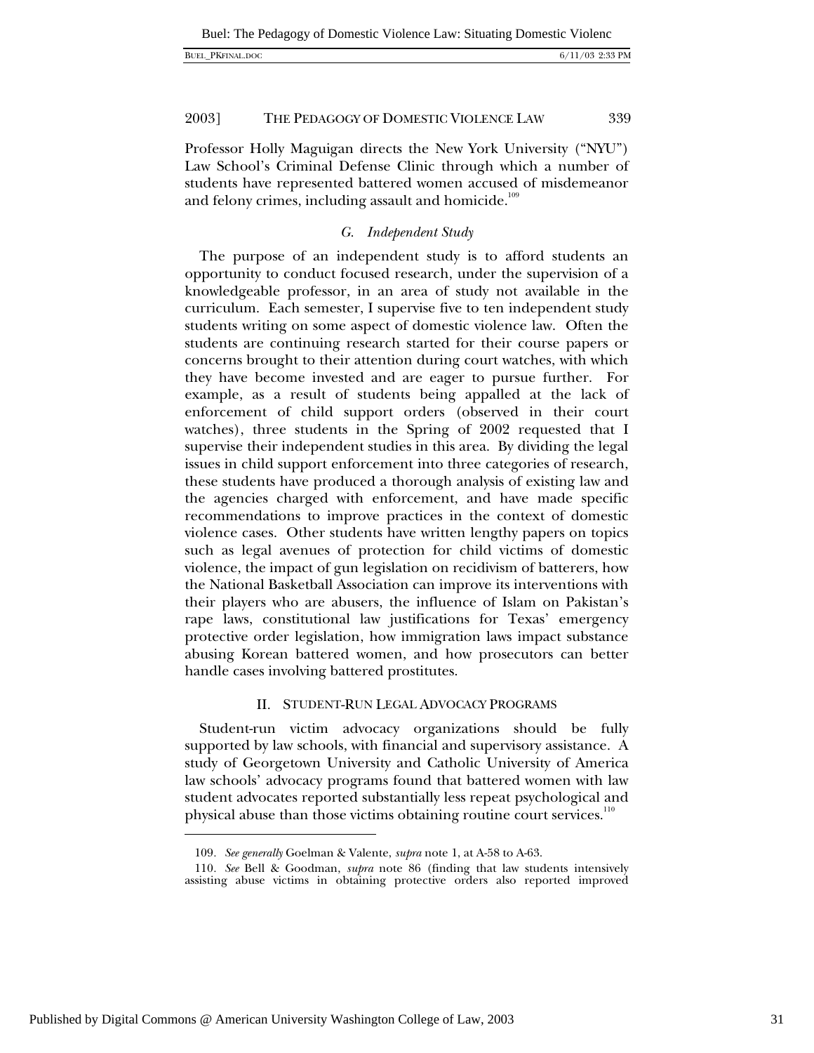Professor Holly Maguigan directs the New York University ("NYU") Law School's Criminal Defense Clinic through which a number of students have represented battered women accused of misdemeanor and felony crimes, including assault and homicide.[109]

### *G. Independent Study*

The purpose of an independent study is to afford students an opportunity to conduct focused research, under the supervision of a knowledgeable professor, in an area of study not available in the curriculum. Each semester, I supervise five to ten independent study students writing on some aspect of domestic violence law. Often the students are continuing research started for their course papers or concerns brought to their attention during court watches, with which they have become invested and are eager to pursue further. For example, as a result of students being appalled at the lack of enforcement of child support orders (observed in their court watches), three students in the Spring of 2002 requested that I supervise their independent studies in this area. By dividing the legal issues in child support enforcement into three categories of research, these students have produced a thorough analysis of existing law and the agencies charged with enforcement, and have made specific recommendations to improve practices in the context of domestic violence cases. Other students have written lengthy papers on topics such as legal avenues of protection for child victims of domestic violence, the impact of gun legislation on recidivism of batterers, how the National Basketball Association can improve its interventions with their players who are abusers, the influence of Islam on Pakistan's rape laws, constitutional law justifications for Texas' emergency protective order legislation, how immigration laws impact substance abusing Korean battered women, and how prosecutors can better handle cases involving battered prostitutes.

## II. STUDENT-RUN LEGAL ADVOCACY PROGRAMS

Student-run victim advocacy organizations should be fully supported by law schools, with financial and supervisory assistance. A study of Georgetown University and Catholic University of America law schools' advocacy programs found that battered women with law student advocates reported substantially less repeat psychological and physical abuse than those victims obtaining routine court services.[110]

---

109. *See generally* Goelman & Valente, *supra* note 1, at A-58 to A-63.

110. *See* Bell & Goodman, *supra* note 86 (finding that law students intensively assisting abuse victims in obtaining protective orders also reported improved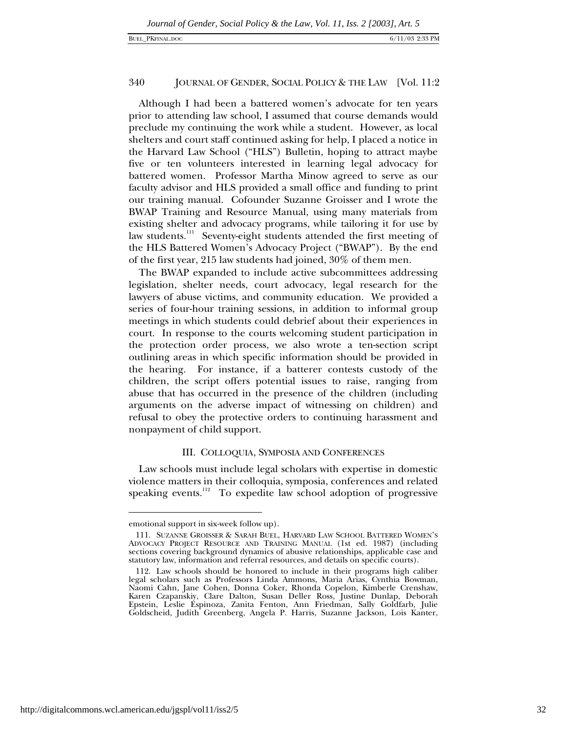Although I had been a battered women's advocate for ten years prior to attending law school, I assumed that course demands would preclude my continuing the work while a student. However, as local shelters and court staff continued asking for help, I placed a notice in the Harvard Law School ("HLS") Bulletin, hoping to attract maybe five or ten volunteers interested in learning legal advocacy for battered women. Professor Martha Minow agreed to serve as our faculty advisor and HLS provided a small office and funding to print our training manual. Cofounder Suzanne Groisser and I wrote the BWAP Training and Resource Manual, using many materials from existing shelter and advocacy programs, while tailoring it for use by law students.[111] Seventy-eight students attended the first meeting of the HLS Battered Women's Advocacy Project ("BWAP"). By the end of the first year, 215 law students had joined, 30% of them men.

The BWAP expanded to include active subcommittees addressing legislation, shelter needs, court advocacy, legal research for the lawyers of abuse victims, and community education. We provided a series of four-hour training sessions, in addition to informal group meetings in which students could debrief about their experiences in court. In response to the courts welcoming student participation in the protection order process, we also wrote a ten-section script outlining areas in which specific information should be provided in the hearing. For instance, if a batterer contests custody of the children, the script offers potential issues to raise, ranging from abuse that has occurred in the presence of the children (including arguments on the adverse impact of witnessing on children) and refusal to obey the protective orders to continuing harassment and nonpayment of child support.

### III. Colloquia, Symposia and Conferences

Law schools must include legal scholars with expertise in domestic violence matters in their colloquia, symposia, conferences and related speaking events.[112] To expedite law school adoption of progressive

---

emotional support in six-week follow up).

111. Suzanne Groisser & Sarah Buel, Harvard Law School Battered Women's Advocacy Project Resource and Training Manual (1st ed. 1987) (including sections covering background dynamics of abusive relationships, applicable case and statutory law, information and referral resources, and details on specific courts).

112. Law schools should be honored to include in their programs high caliber legal scholars such as Professors Linda Ammons, Maria Arias, Cynthia Bowman, Naomi Cahn, Jane Cohen, Donna Coker, Rhonda Copelon, Kimberle Crenshaw, Karen Czapanskiy, Clare Dalton, Susan Deller Ross, Justine Dunlap, Deborah Epstein, Leslie Espinoza, Zanita Fenton, Ann Friedman, Sally Goldfarb, Julie Goldscheid, Judith Greenberg, Angela P. Harris, Suzanne Jackson, Lois Kanter,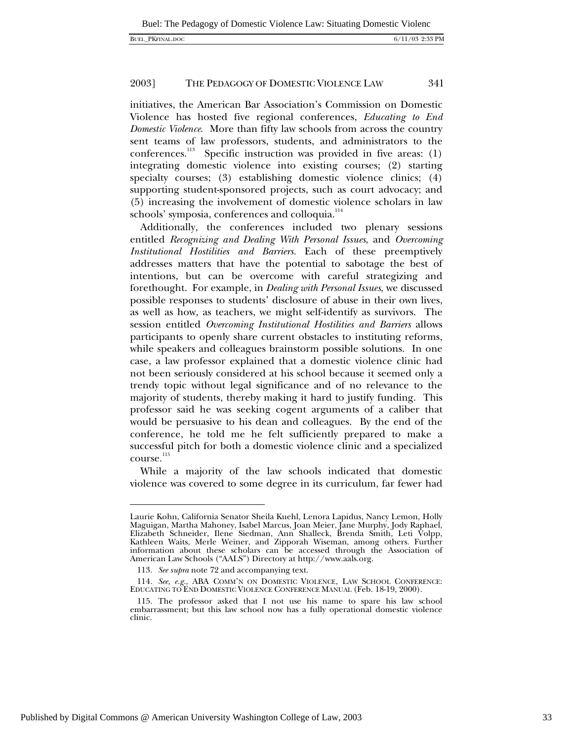initiatives, the American Bar Association's Commission on Domestic Violence has hosted five regional conferences, *Educating to End Domestic Violence*. More than fifty law schools from across the country sent teams of law professors, students, and administrators to the conferences.[113] Specific instruction was provided in five areas: (1) integrating domestic violence into existing courses; (2) starting specialty courses; (3) establishing domestic violence clinics; (4) supporting student-sponsored projects, such as court advocacy; and (5) increasing the involvement of domestic violence scholars in law schools' symposia, conferences and colloquia.[114]

Additionally, the conferences included two plenary sessions entitled *Recognizing and Dealing With Personal Issues*, and *Overcoming Institutional Hostilities and Barriers*. Each of these preemptively addresses matters that have the potential to sabotage the best of intentions, but can be overcome with careful strategizing and forethought. For example, in *Dealing with Personal Issues*, we discussed possible responses to students' disclosure of abuse in their own lives, as well as how, as teachers, we might self-identify as survivors. The session entitled *Overcoming Institutional Hostilities and Barriers* allows participants to openly share current obstacles to instituting reforms, while speakers and colleagues brainstorm possible solutions. In one case, a law professor explained that a domestic violence clinic had not been seriously considered at his school because it seemed only a trendy topic without legal significance and of no relevance to the majority of students, thereby making it hard to justify funding. This professor said he was seeking cogent arguments of a caliber that would be persuasive to his dean and colleagues. By the end of the conference, he told me he felt sufficiently prepared to make a successful pitch for both a domestic violence clinic and a specialized course.[115]

While a majority of the law schools indicated that domestic violence was covered to some degree in its curriculum, far fewer had

---

Laurie Kohn, California Senator Sheila Kuehl, Lenora Lapidus, Nancy Lemon, Holly Maguigan, Martha Mahoney, Isabel Marcus, Joan Meier, Jane Murphy, Jody Raphael, Elizabeth Schneider, Ilene Siedman, Ann Shalleck, Brenda Smith, Leti Volpp, Kathleen Waits, Merle Weiner, and Zipporah Wiseman, among others. Further information about these scholars can be accessed through the Association of American Law Schools ("AALS") Directory at http://www.aals.org.

113. *See supra* note 72 and accompanying text.

114. *See, e.g.*, ABA COMM'N ON DOMESTIC VIOLENCE, LAW SCHOOL CONFERENCE: EDUCATING TO END DOMESTIC VIOLENCE CONFERENCE MANUAL (Feb. 18-19, 2000).

115. The professor asked that I not use his name to spare his law school embarrassment; but this law school now has a fully operational domestic violence clinic.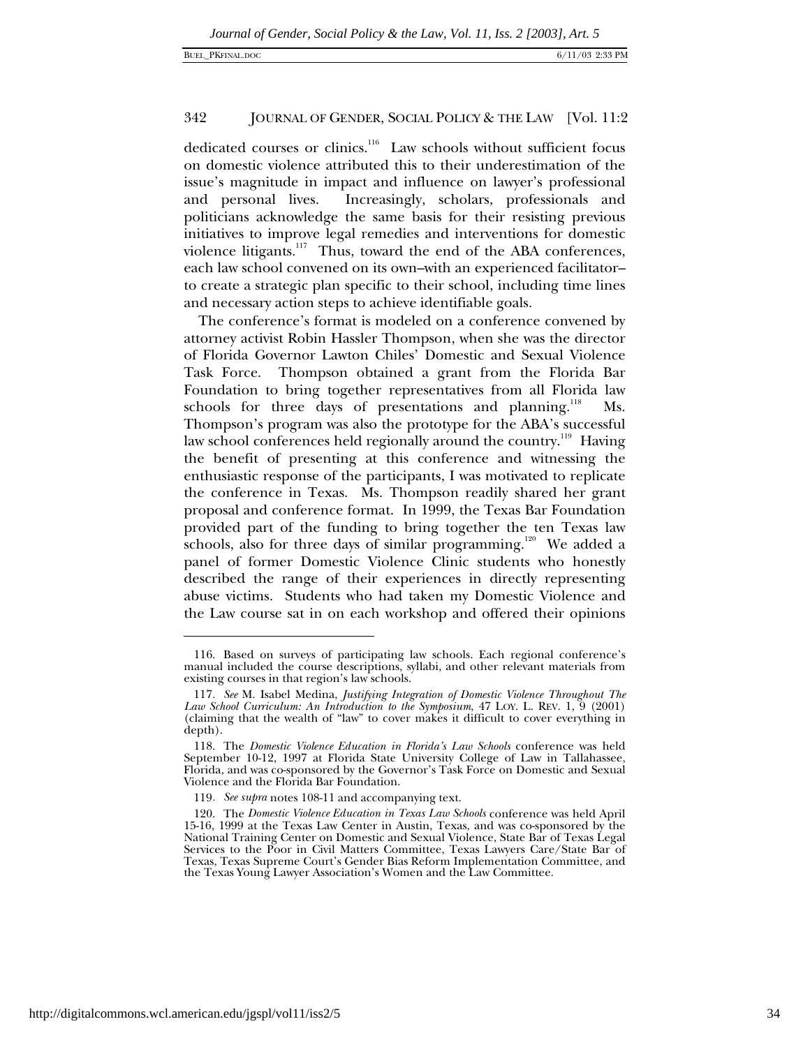dedicated courses or clinics.[116] Law schools without sufficient focus on domestic violence attributed this to their underestimation of the issue's magnitude in impact and influence on lawyer's professional and personal lives. Increasingly, scholars, professionals and politicians acknowledge the same basis for their resisting previous initiatives to improve legal remedies and interventions for domestic violence litigants.[117] Thus, toward the end of the ABA conferences, each law school convened on its own–with an experienced facilitator–to create a strategic plan specific to their school, including time lines and necessary action steps to achieve identifiable goals.

The conference's format is modeled on a conference convened by attorney activist Robin Hassler Thompson, when she was the director of Florida Governor Lawton Chiles' Domestic and Sexual Violence Task Force. Thompson obtained a grant from the Florida Bar Foundation to bring together representatives from all Florida law schools for three days of presentations and planning.[118] Ms. Thompson's program was also the prototype for the ABA's successful law school conferences held regionally around the country.[119] Having the benefit of presenting at this conference and witnessing the enthusiastic response of the participants, I was motivated to replicate the conference in Texas. Ms. Thompson readily shared her grant proposal and conference format. In 1999, the Texas Bar Foundation provided part of the funding to bring together the ten Texas law schools, also for three days of similar programming.[120] We added a panel of former Domestic Violence Clinic students who honestly described the range of their experiences in directly representing abuse victims. Students who had taken my Domestic Violence and the Law course sat in on each workshop and offered their opinions

---

116. Based on surveys of participating law schools. Each regional conference's manual included the course descriptions, syllabi, and other relevant materials from existing courses in that region's law schools.

117. *See* M. Isabel Medina, *Justifying Integration of Domestic Violence Throughout The Law School Curriculum: An Introduction to the Symposium*, 47 LOY. L. REV. 1, 9 (2001) (claiming that the wealth of "law" to cover makes it difficult to cover everything in depth).

118. The *Domestic Violence Education in Florida's Law Schools* conference was held September 10-12, 1997 at Florida State University College of Law in Tallahassee, Florida, and was co-sponsored by the Governor's Task Force on Domestic and Sexual Violence and the Florida Bar Foundation.

119. *See supra* notes 108-11 and accompanying text.

120. The *Domestic Violence Education in Texas Law Schools* conference was held April 15-16, 1999 at the Texas Law Center in Austin, Texas, and was co-sponsored by the National Training Center on Domestic and Sexual Violence, State Bar of Texas Legal Services to the Poor in Civil Matters Committee, Texas Lawyers Care/State Bar of Texas, Texas Supreme Court's Gender Bias Reform Implementation Committee, and the Texas Young Lawyer Association's Women and the Law Committee.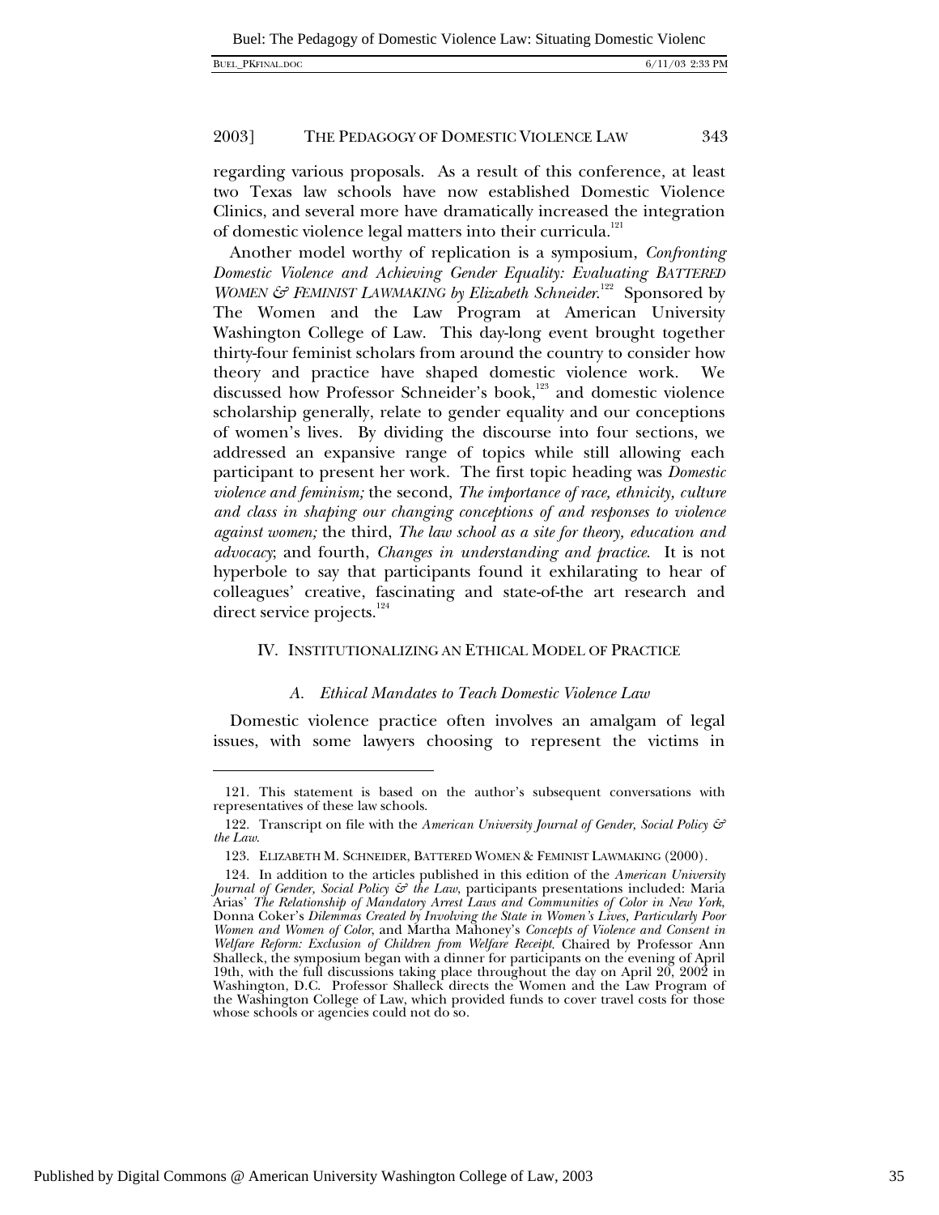regarding various proposals. As a result of this conference, at least two Texas law schools have now established Domestic Violence Clinics, and several more have dramatically increased the integration of domestic violence legal matters into their curricula.[121]

Another model worthy of replication is a symposium, *Confronting Domestic Violence and Achieving Gender Equality: Evaluating BATTERED WOMEN & FEMINIST LAWMAKING by Elizabeth Schneider*.[122] Sponsored by The Women and the Law Program at American University Washington College of Law. This day-long event brought together thirty-four feminist scholars from around the country to consider how theory and practice have shaped domestic violence work. We discussed how Professor Schneider's book,[123] and domestic violence scholarship generally, relate to gender equality and our conceptions of women's lives. By dividing the discourse into four sections, we addressed an expansive range of topics while still allowing each participant to present her work. The first topic heading was *Domestic violence and feminism;* the second, *The importance of race, ethnicity, culture and class in shaping our changing conceptions of and responses to violence against women;* the third, *The law school as a site for theory, education and advocacy*; and fourth, *Changes in understanding and practice*. It is not hyperbole to say that participants found it exhilarating to hear of colleagues' creative, fascinating and state-of-the art research and direct service projects.[124]

## IV. INSTITUTIONALIZING AN ETHICAL MODEL OF PRACTICE

### *A. Ethical Mandates to Teach Domestic Violence Law*

Domestic violence practice often involves an amalgam of legal issues, with some lawyers choosing to represent the victims in

---

121. This statement is based on the author's subsequent conversations with representatives of these law schools.

122. Transcript on file with the *American University Journal of Gender, Social Policy & the Law*.

123. ELIZABETH M. SCHNEIDER, BATTERED WOMEN & FEMINIST LAWMAKING (2000).

124. In addition to the articles published in this edition of the *American University Journal of Gender, Social Policy & the Law*, participants presentations included: Maria Arias' *The Relationship of Mandatory Arrest Laws and Communities of Color in New York*, Donna Coker's *Dilemmas Created by Involving the State in Women's Lives, Particularly Poor Women and Women of Color,* and Martha Mahoney's *Concepts of Violence and Consent in Welfare Reform: Exclusion of Children from Welfare Receipt.* Chaired by Professor Ann Shalleck, the symposium began with a dinner for participants on the evening of April 19th, with the full discussions taking place throughout the day on April 20, 2002 in Washington, D.C. Professor Shalleck directs the Women and the Law Program of the Washington College of Law, which provided funds to cover travel costs for those whose schools or agencies could not do so.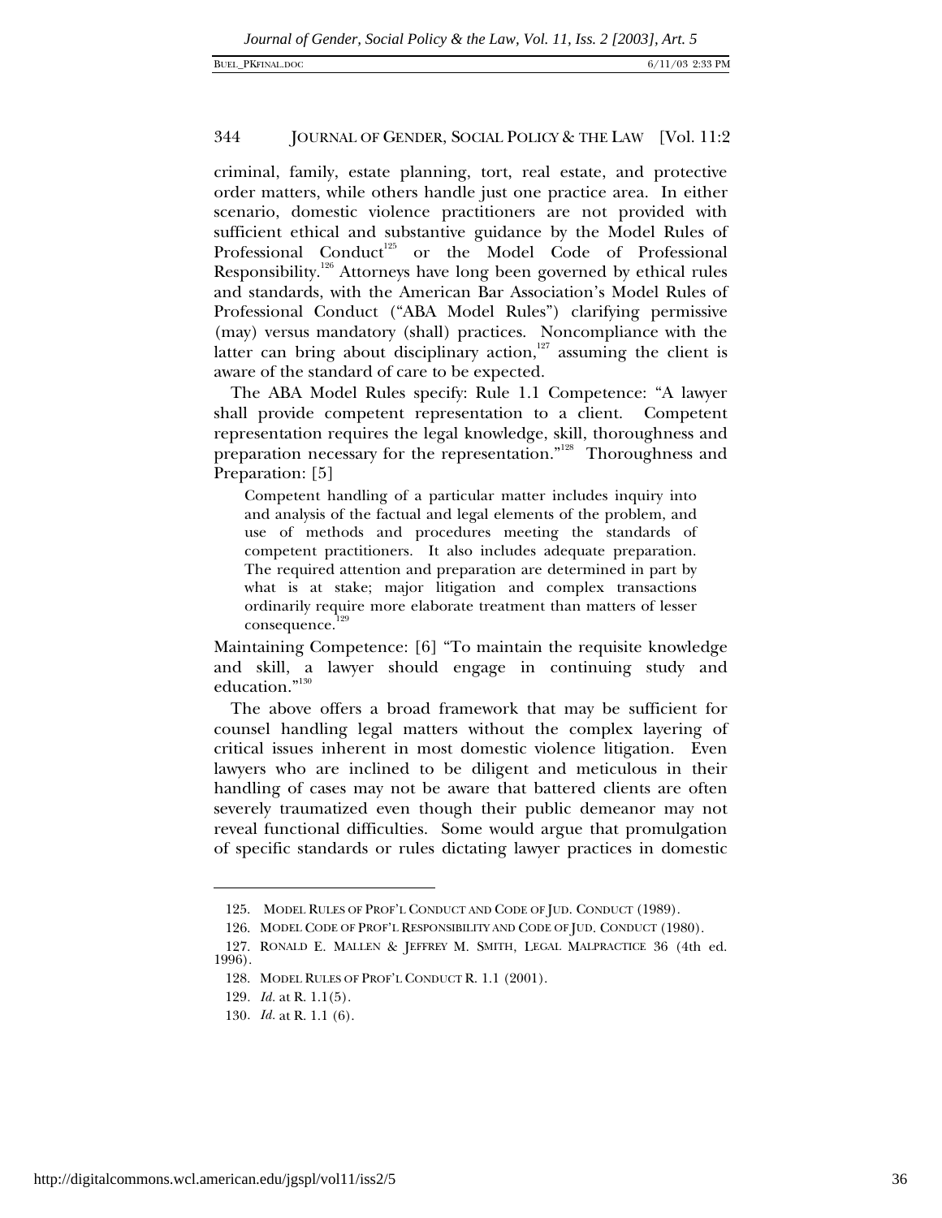criminal, family, estate planning, tort, real estate, and protective order matters, while others handle just one practice area. In either scenario, domestic violence practitioners are not provided with sufficient ethical and substantive guidance by the Model Rules of Professional Conduct[125] or the Model Code of Professional Responsibility.[126] Attorneys have long been governed by ethical rules and standards, with the American Bar Association's Model Rules of Professional Conduct ("ABA Model Rules") clarifying permissive (may) versus mandatory (shall) practices. Noncompliance with the latter can bring about disciplinary action,[127] assuming the client is aware of the standard of care to be expected.

The ABA Model Rules specify: Rule 1.1 Competence: "A lawyer shall provide competent representation to a client. Competent representation requires the legal knowledge, skill, thoroughness and preparation necessary for the representation."[128] Thoroughness and Preparation: [5]

> Competent handling of a particular matter includes inquiry into and analysis of the factual and legal elements of the problem, and use of methods and procedures meeting the standards of competent practitioners. It also includes adequate preparation. The required attention and preparation are determined in part by what is at stake; major litigation and complex transactions ordinarily require more elaborate treatment than matters of lesser consequence.[129]

Maintaining Competence: [6] "To maintain the requisite knowledge and skill, a lawyer should engage in continuing study and education."[130]

The above offers a broad framework that may be sufficient for counsel handling legal matters without the complex layering of critical issues inherent in most domestic violence litigation. Even lawyers who are inclined to be diligent and meticulous in their handling of cases may not be aware that battered clients are often severely traumatized even though their public demeanor may not reveal functional difficulties. Some would argue that promulgation of specific standards or rules dictating lawyer practices in domestic

---

125. MODEL RULES OF PROF'L CONDUCT AND CODE OF JUD. CONDUCT (1989).

126. MODEL CODE OF PROF'L RESPONSIBILITY AND CODE OF JUD. CONDUCT (1980).

127. RONALD E. MALLEN & JEFFREY M. SMITH, LEGAL MALPRACTICE 36 (4th ed. 1996).

128. MODEL RULES OF PROF'L CONDUCT R. 1.1 (2001).

129. *Id.* at R. 1.1(5).

130. *Id.* at R. 1.1 (6).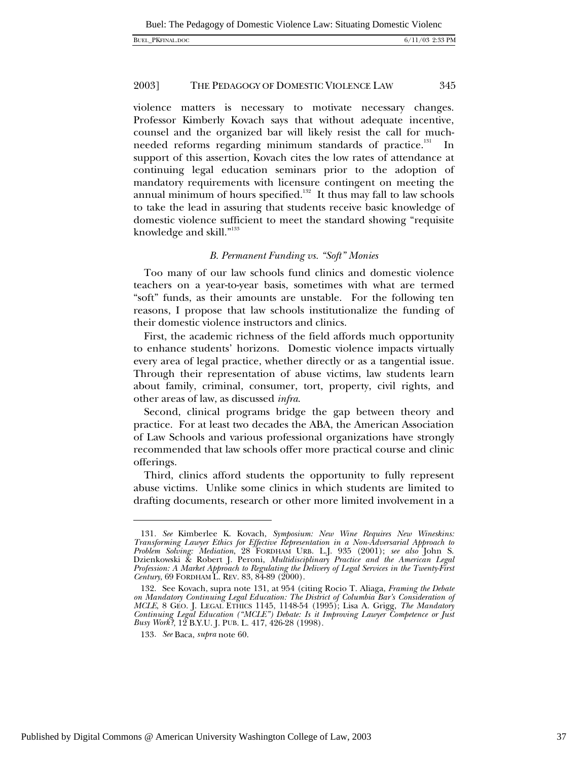violence matters is necessary to motivate necessary changes. Professor Kimberly Kovach says that without adequate incentive, counsel and the organized bar will likely resist the call for much-needed reforms regarding minimum standards of practice.[131] In support of this assertion, Kovach cites the low rates of attendance at continuing legal education seminars prior to the adoption of mandatory requirements with licensure contingent on meeting the annual minimum of hours specified.[132] It thus may fall to law schools to take the lead in assuring that students receive basic knowledge of domestic violence sufficient to meet the standard showing "requisite knowledge and skill."[133]

### *B. Permanent Funding vs. "Soft" Monies*

Too many of our law schools fund clinics and domestic violence teachers on a year-to-year basis, sometimes with what are termed "soft" funds, as their amounts are unstable. For the following ten reasons, I propose that law schools institutionalize the funding of their domestic violence instructors and clinics.

First, the academic richness of the field affords much opportunity to enhance students' horizons. Domestic violence impacts virtually every area of legal practice, whether directly or as a tangential issue. Through their representation of abuse victims, law students learn about family, criminal, consumer, tort, property, civil rights, and other areas of law, as discussed *infra*.

Second, clinical programs bridge the gap between theory and practice. For at least two decades the ABA, the American Association of Law Schools and various professional organizations have strongly recommended that law schools offer more practical course and clinic offerings.

Third, clinics afford students the opportunity to fully represent abuse victims. Unlike some clinics in which students are limited to drafting documents, research or other more limited involvement in a

---

131. *See* Kimberlee K. Kovach, *Symposium: New Wine Requires New Wineskins: Transforming Lawyer Ethics for Effective Representation in a Non-Adversarial Approach to Problem Solving: Mediation*, 28 FORDHAM URB. L.J. 935 (2001); *see also* John S. Dzienkowski & Robert J. Peroni, *Multidisciplinary Practice and the American Legal Profession: A Market Approach to Regulating the Delivery of Legal Services in the Twenty-First Century*, 69 FORDHAM L. REV. 83, 84-89 (2000).

132. See Kovach, supra note 131, at 954 (citing Rocio T. Aliaga, *Framing the Debate on Mandatory Continuing Legal Education: The District of Columbia Bar's Consideration of MCLE*, 8 GEO. J. LEGAL ETHICS 1145, 1148-54 (1995); Lisa A. Grigg, *The Mandatory Continuing Legal Education ("MCLE") Debate: Is it Improving Lawyer Competence or Just Busy Work?*, 12 B.Y.U. J. PUB. L. 417, 426-28 (1998).

133. *See* Baca, *supra* note 60.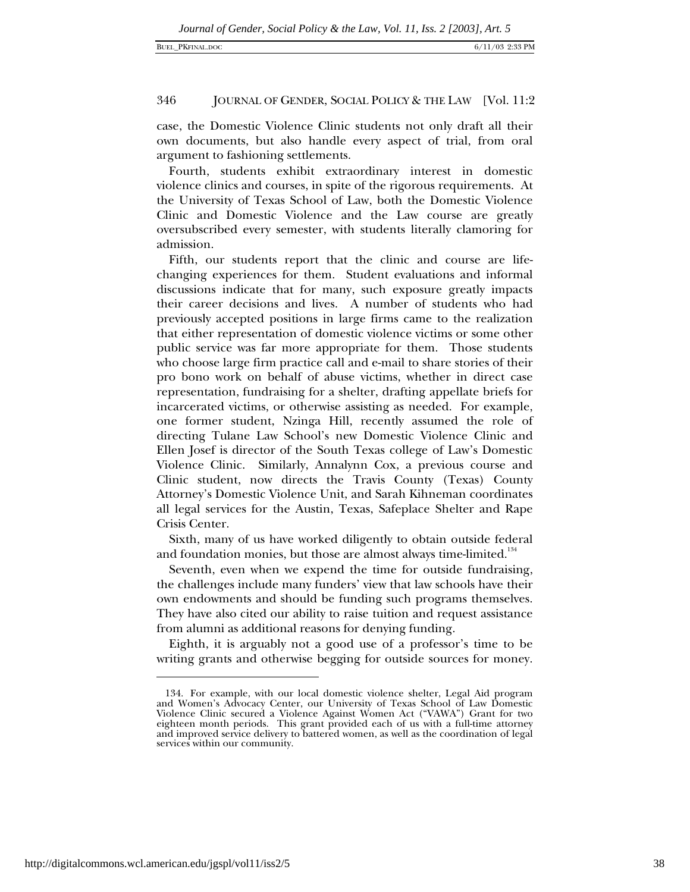case, the Domestic Violence Clinic students not only draft all their own documents, but also handle every aspect of trial, from oral argument to fashioning settlements.

Fourth, students exhibit extraordinary interest in domestic violence clinics and courses, in spite of the rigorous requirements. At the University of Texas School of Law, both the Domestic Violence Clinic and Domestic Violence and the Law course are greatly oversubscribed every semester, with students literally clamoring for admission.

Fifth, our students report that the clinic and course are life-changing experiences for them. Student evaluations and informal discussions indicate that for many, such exposure greatly impacts their career decisions and lives. A number of students who had previously accepted positions in large firms came to the realization that either representation of domestic violence victims or some other public service was far more appropriate for them. Those students who choose large firm practice call and e-mail to share stories of their pro bono work on behalf of abuse victims, whether in direct case representation, fundraising for a shelter, drafting appellate briefs for incarcerated victims, or otherwise assisting as needed. For example, one former student, Nzinga Hill, recently assumed the role of directing Tulane Law School's new Domestic Violence Clinic and Ellen Josef is director of the South Texas college of Law's Domestic Violence Clinic. Similarly, Annalynn Cox, a previous course and Clinic student, now directs the Travis County (Texas) County Attorney's Domestic Violence Unit, and Sarah Kihneman coordinates all legal services for the Austin, Texas, Safeplace Shelter and Rape Crisis Center.

Sixth, many of us have worked diligently to obtain outside federal and foundation monies, but those are almost always time-limited.[134]

Seventh, even when we expend the time for outside fundraising, the challenges include many funders' view that law schools have their own endowments and should be funding such programs themselves. They have also cited our ability to raise tuition and request assistance from alumni as additional reasons for denying funding.

Eighth, it is arguably not a good use of a professor's time to be writing grants and otherwise begging for outside sources for money.

---

134. For example, with our local domestic violence shelter, Legal Aid program and Women's Advocacy Center, our University of Texas School of Law Domestic Violence Clinic secured a Violence Against Women Act ("VAWA") Grant for two eighteen month periods. This grant provided each of us with a full-time attorney and improved service delivery to battered women, as well as the coordination of legal services within our community.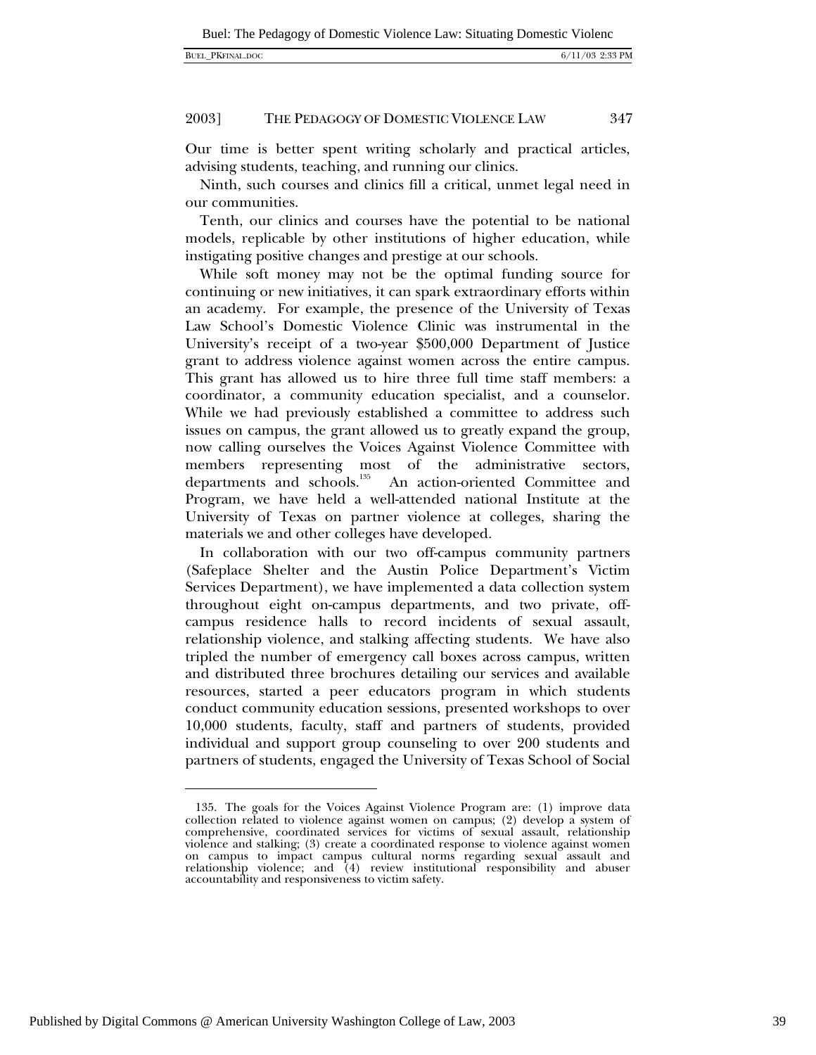Our time is better spent writing scholarly and practical articles, advising students, teaching, and running our clinics.

Ninth, such courses and clinics fill a critical, unmet legal need in our communities.

Tenth, our clinics and courses have the potential to be national models, replicable by other institutions of higher education, while instigating positive changes and prestige at our schools.

While soft money may not be the optimal funding source for continuing or new initiatives, it can spark extraordinary efforts within an academy. For example, the presence of the University of Texas Law School's Domestic Violence Clinic was instrumental in the University's receipt of a two-year $500,000 Department of Justice grant to address violence against women across the entire campus. This grant has allowed us to hire three full time staff members: a coordinator, a community education specialist, and a counselor. While we had previously established a committee to address such issues on campus, the grant allowed us to greatly expand the group, now calling ourselves the Voices Against Violence Committee with members representing most of the administrative sectors, departments and schools.[135] An action-oriented Committee and Program, we have held a well-attended national Institute at the University of Texas on partner violence at colleges, sharing the materials we and other colleges have developed.

In collaboration with our two off-campus community partners (Safeplace Shelter and the Austin Police Department's Victim Services Department), we have implemented a data collection system throughout eight on-campus departments, and two private, off-campus residence halls to record incidents of sexual assault, relationship violence, and stalking affecting students. We have also tripled the number of emergency call boxes across campus, written and distributed three brochures detailing our services and available resources, started a peer educators program in which students conduct community education sessions, presented workshops to over 10,000 students, faculty, staff and partners of students, provided individual and support group counseling to over 200 students and partners of students, engaged the University of Texas School of Social

---

135. The goals for the Voices Against Violence Program are: (1) improve data collection related to violence against women on campus; (2) develop a system of comprehensive, coordinated services for victims of sexual assault, relationship violence and stalking; (3) create a coordinated response to violence against women on campus to impact campus cultural norms regarding sexual assault and relationship violence; and (4) review institutional responsibility and abuser accountability and responsiveness to victim safety.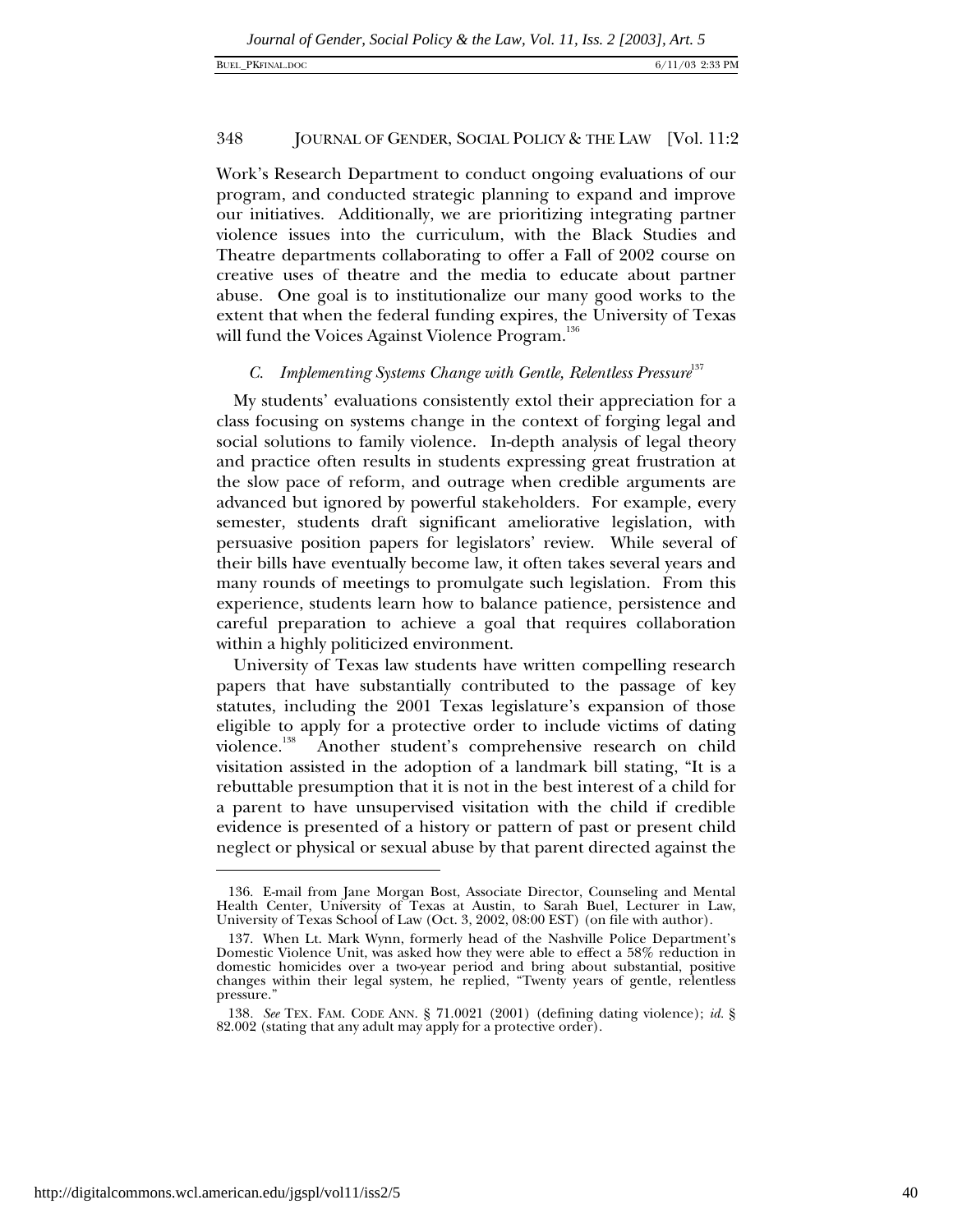Work's Research Department to conduct ongoing evaluations of our program, and conducted strategic planning to expand and improve our initiatives. Additionally, we are prioritizing integrating partner violence issues into the curriculum, with the Black Studies and Theatre departments collaborating to offer a Fall of 2002 course on creative uses of theatre and the media to educate about partner abuse. One goal is to institutionalize our many good works to the extent that when the federal funding expires, the University of Texas will fund the Voices Against Violence Program.[136]

### *C. Implementing Systems Change with Gentle, Relentless Pressure*[137]

My students' evaluations consistently extol their appreciation for a class focusing on systems change in the context of forging legal and social solutions to family violence. In-depth analysis of legal theory and practice often results in students expressing great frustration at the slow pace of reform, and outrage when credible arguments are advanced but ignored by powerful stakeholders. For example, every semester, students draft significant ameliorative legislation, with persuasive position papers for legislators' review. While several of their bills have eventually become law, it often takes several years and many rounds of meetings to promulgate such legislation. From this experience, students learn how to balance patience, persistence and careful preparation to achieve a goal that requires collaboration within a highly politicized environment.

University of Texas law students have written compelling research papers that have substantially contributed to the passage of key statutes, including the 2001 Texas legislature's expansion of those eligible to apply for a protective order to include victims of dating violence.[138] Another student's comprehensive research on child visitation assisted in the adoption of a landmark bill stating, "It is a rebuttable presumption that it is not in the best interest of a child for a parent to have unsupervised visitation with the child if credible evidence is presented of a history or pattern of past or present child neglect or physical or sexual abuse by that parent directed against the

---

136. E-mail from Jane Morgan Bost, Associate Director, Counseling and Mental Health Center, University of Texas at Austin, to Sarah Buel, Lecturer in Law, University of Texas School of Law (Oct. 3, 2002, 08:00 EST) (on file with author).

137. When Lt. Mark Wynn, formerly head of the Nashville Police Department's Domestic Violence Unit, was asked how they were able to effect a 58% reduction in domestic homicides over a two-year period and bring about substantial, positive changes within their legal system, he replied, "Twenty years of gentle, relentless pressure."

138. *See* TEX. FAM. CODE ANN. § 71.0021 (2001) (defining dating violence); *id.* § 82.002 (stating that any adult may apply for a protective order).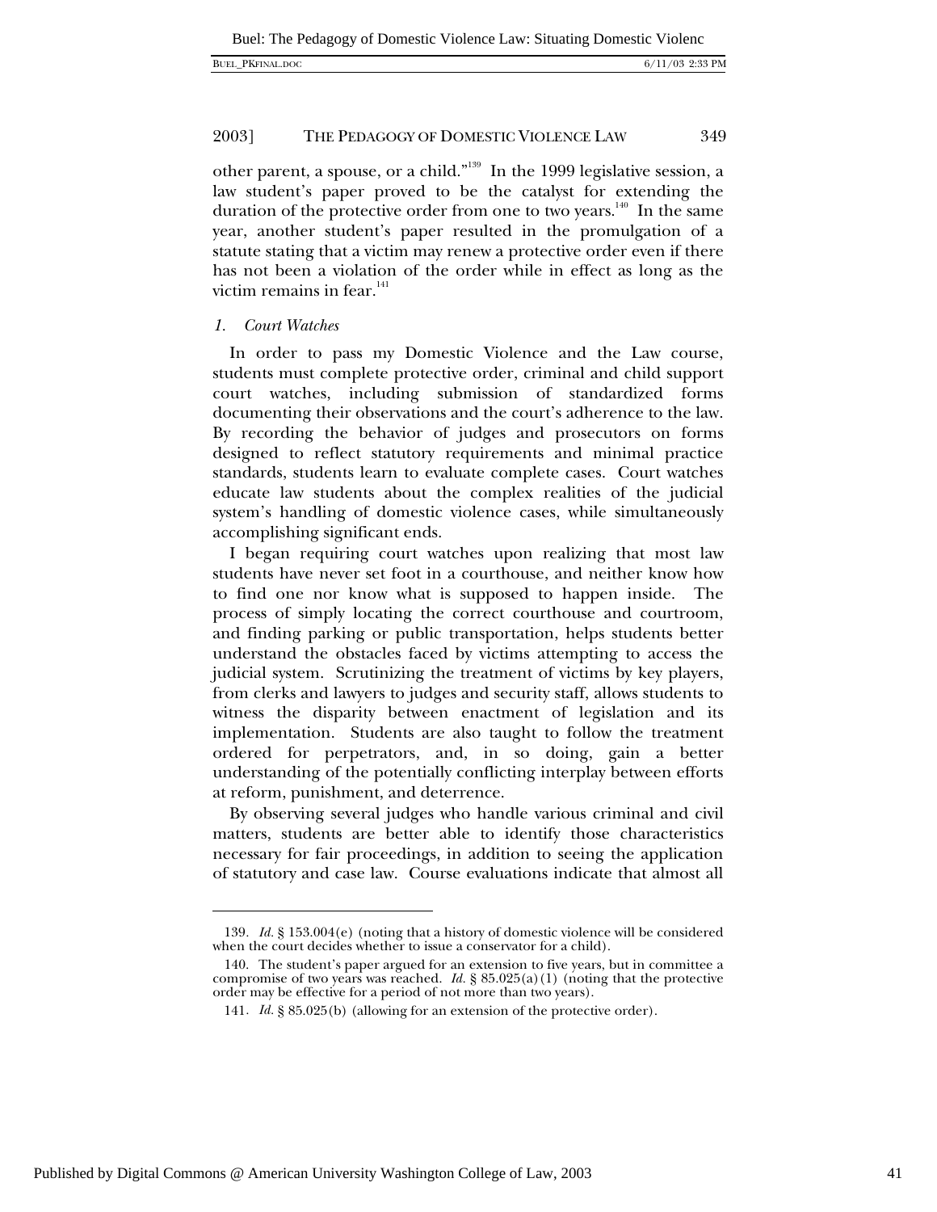other parent, a spouse, or a child."[139] In the 1999 legislative session, a law student's paper proved to be the catalyst for extending the duration of the protective order from one to two years.[140] In the same year, another student's paper resulted in the promulgation of a statute stating that a victim may renew a protective order even if there has not been a violation of the order while in effect as long as the victim remains in fear.[141]

### *1. Court Watches*

In order to pass my Domestic Violence and the Law course, students must complete protective order, criminal and child support court watches, including submission of standardized forms documenting their observations and the court's adherence to the law. By recording the behavior of judges and prosecutors on forms designed to reflect statutory requirements and minimal practice standards, students learn to evaluate complete cases. Court watches educate law students about the complex realities of the judicial system's handling of domestic violence cases, while simultaneously accomplishing significant ends.

I began requiring court watches upon realizing that most law students have never set foot in a courthouse, and neither know how to find one nor know what is supposed to happen inside. The process of simply locating the correct courthouse and courtroom, and finding parking or public transportation, helps students better understand the obstacles faced by victims attempting to access the judicial system. Scrutinizing the treatment of victims by key players, from clerks and lawyers to judges and security staff, allows students to witness the disparity between enactment of legislation and its implementation. Students are also taught to follow the treatment ordered for perpetrators, and, in so doing, gain a better understanding of the potentially conflicting interplay between efforts at reform, punishment, and deterrence.

By observing several judges who handle various criminal and civil matters, students are better able to identify those characteristics necessary for fair proceedings, in addition to seeing the application of statutory and case law. Course evaluations indicate that almost all

---

139. *Id.* § 153.004(e) (noting that a history of domestic violence will be considered when the court decides whether to issue a conservator for a child).

140. The student's paper argued for an extension to five years, but in committee a compromise of two years was reached. *Id.* § 85.025(a)(1) (noting that the protective order may be effective for a period of not more than two years).

141. *Id.* § 85.025(b) (allowing for an extension of the protective order).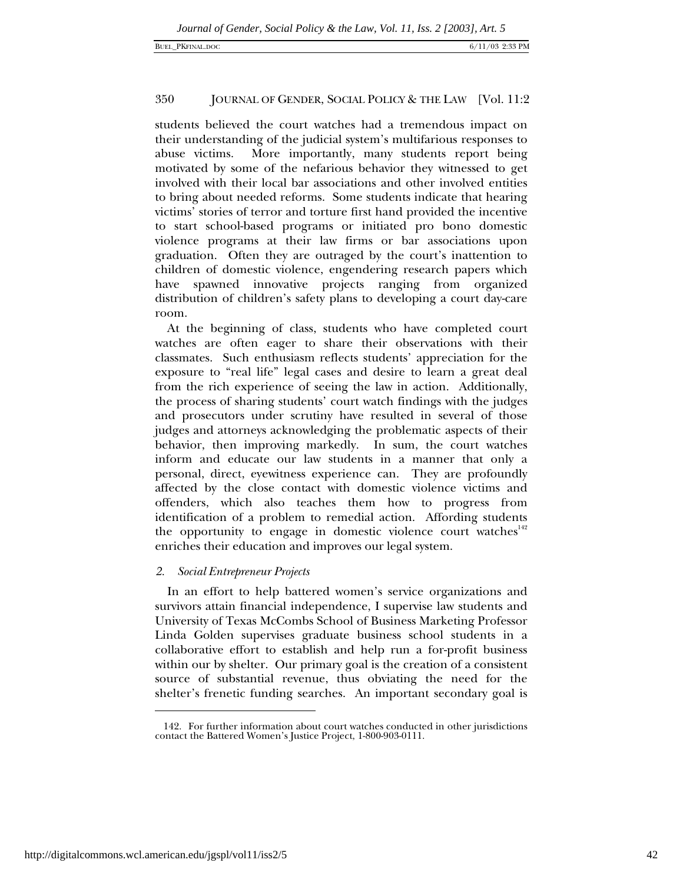students believed the court watches had a tremendous impact on their understanding of the judicial system's multifarious responses to abuse victims. More importantly, many students report being motivated by some of the nefarious behavior they witnessed to get involved with their local bar associations and other involved entities to bring about needed reforms. Some students indicate that hearing victims' stories of terror and torture first hand provided the incentive to start school-based programs or initiated pro bono domestic violence programs at their law firms or bar associations upon graduation. Often they are outraged by the court's inattention to children of domestic violence, engendering research papers which have spawned innovative projects ranging from organized distribution of children's safety plans to developing a court day-care room.

At the beginning of class, students who have completed court watches are often eager to share their observations with their classmates. Such enthusiasm reflects students' appreciation for the exposure to "real life" legal cases and desire to learn a great deal from the rich experience of seeing the law in action. Additionally, the process of sharing students' court watch findings with the judges and prosecutors under scrutiny have resulted in several of those judges and attorneys acknowledging the problematic aspects of their behavior, then improving markedly. In sum, the court watches inform and educate our law students in a manner that only a personal, direct, eyewitness experience can. They are profoundly affected by the close contact with domestic violence victims and offenders, which also teaches them how to progress from identification of a problem to remedial action. Affording students the opportunity to engage in domestic violence court watches[142] enriches their education and improves our legal system.

### 2. *Social Entrepreneur Projects*

In an effort to help battered women's service organizations and survivors attain financial independence, I supervise law students and University of Texas McCombs School of Business Marketing Professor Linda Golden supervises graduate business school students in a collaborative effort to establish and help run a for-profit business within our by shelter. Our primary goal is the creation of a consistent source of substantial revenue, thus obviating the need for the shelter's frenetic funding searches. An important secondary goal is

---

142. For further information about court watches conducted in other jurisdictions contact the Battered Women's Justice Project, 1-800-903-0111.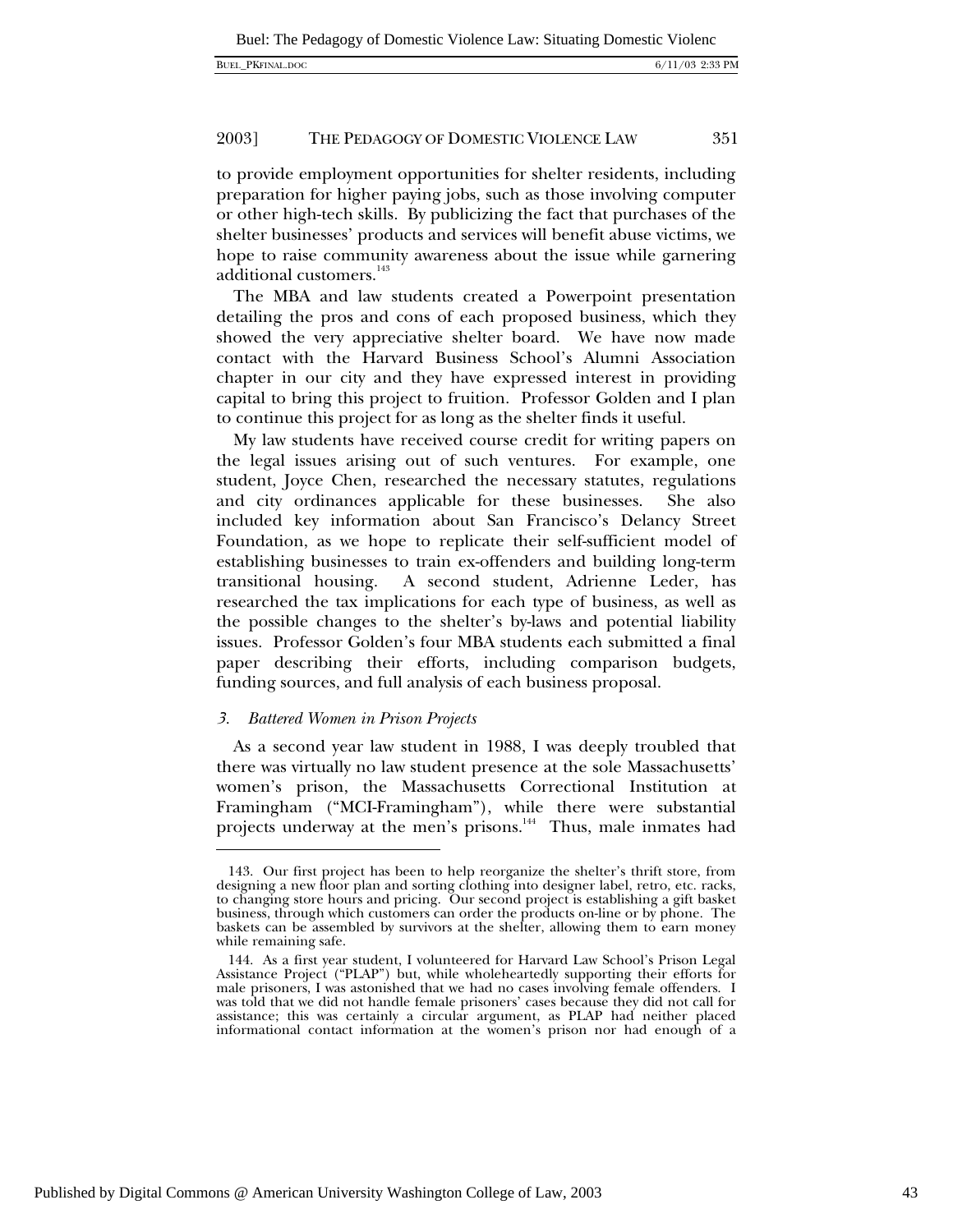to provide employment opportunities for shelter residents, including preparation for higher paying jobs, such as those involving computer or other high-tech skills. By publicizing the fact that purchases of the shelter businesses' products and services will benefit abuse victims, we hope to raise community awareness about the issue while garnering additional customers.[143]

The MBA and law students created a Powerpoint presentation detailing the pros and cons of each proposed business, which they showed the very appreciative shelter board. We have now made contact with the Harvard Business School's Alumni Association chapter in our city and they have expressed interest in providing capital to bring this project to fruition. Professor Golden and I plan to continue this project for as long as the shelter finds it useful.

My law students have received course credit for writing papers on the legal issues arising out of such ventures. For example, one student, Joyce Chen, researched the necessary statutes, regulations and city ordinances applicable for these businesses. She also included key information about San Francisco's Delancy Street Foundation, as we hope to replicate their self-sufficient model of establishing businesses to train ex-offenders and building long-term transitional housing. A second student, Adrienne Leder, has researched the tax implications for each type of business, as well as the possible changes to the shelter's by-laws and potential liability issues. Professor Golden's four MBA students each submitted a final paper describing their efforts, including comparison budgets, funding sources, and full analysis of each business proposal.

### *3. Battered Women in Prison Projects*

As a second year law student in 1988, I was deeply troubled that there was virtually no law student presence at the sole Massachusetts' women's prison, the Massachusetts Correctional Institution at Framingham ("MCI-Framingham"), while there were substantial projects underway at the men's prisons.[144] Thus, male inmates had

---

143. Our first project has been to help reorganize the shelter's thrift store, from designing a new floor plan and sorting clothing into designer label, retro, etc. racks, to changing store hours and pricing. Our second project is establishing a gift basket business, through which customers can order the products on-line or by phone. The baskets can be assembled by survivors at the shelter, allowing them to earn money while remaining safe.

144. As a first year student, I volunteered for Harvard Law School's Prison Legal Assistance Project ("PLAP") but, while wholeheartedly supporting their efforts for male prisoners, I was astonished that we had no cases involving female offenders. I was told that we did not handle female prisoners' cases because they did not call for assistance; this was certainly a circular argument, as PLAP had neither placed informational contact information at the women's prison nor had enough of a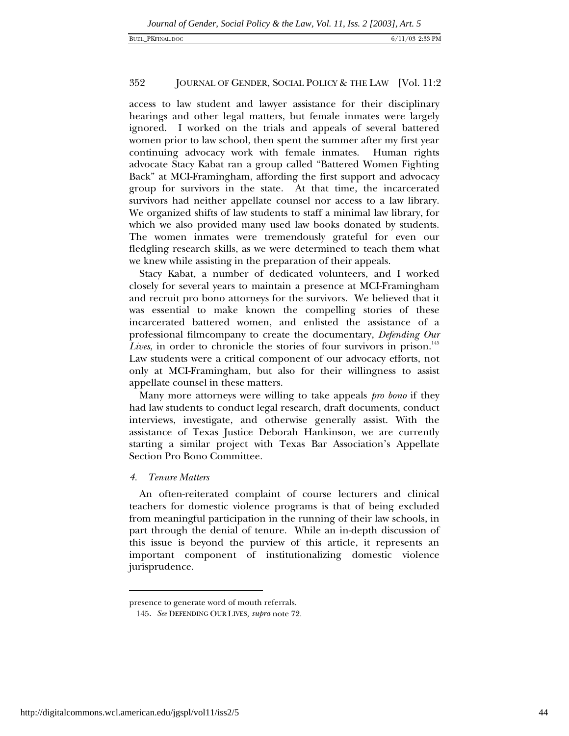access to law student and lawyer assistance for their disciplinary hearings and other legal matters, but female inmates were largely ignored. I worked on the trials and appeals of several battered women prior to law school, then spent the summer after my first year continuing advocacy work with female inmates. Human rights advocate Stacy Kabat ran a group called "Battered Women Fighting Back" at MCI-Framingham, affording the first support and advocacy group for survivors in the state. At that time, the incarcerated survivors had neither appellate counsel nor access to a law library. We organized shifts of law students to staff a minimal law library, for which we also provided many used law books donated by students. The women inmates were tremendously grateful for even our fledgling research skills, as we were determined to teach them what we knew while assisting in the preparation of their appeals.

Stacy Kabat, a number of dedicated volunteers, and I worked closely for several years to maintain a presence at MCI-Framingham and recruit pro bono attorneys for the survivors. We believed that it was essential to make known the compelling stories of these incarcerated battered women, and enlisted the assistance of a professional filmcompany to create the documentary, *Defending Our Lives*, in order to chronicle the stories of four survivors in prison.[145] Law students were a critical component of our advocacy efforts, not only at MCI-Framingham, but also for their willingness to assist appellate counsel in these matters.

Many more attorneys were willing to take appeals *pro bono* if they had law students to conduct legal research, draft documents, conduct interviews, investigate, and otherwise generally assist. With the assistance of Texas Justice Deborah Hankinson, we are currently starting a similar project with Texas Bar Association's Appellate Section Pro Bono Committee.

#### *4. Tenure Matters*

An often-reiterated complaint of course lecturers and clinical teachers for domestic violence programs is that of being excluded from meaningful participation in the running of their law schools, in part through the denial of tenure. While an in-depth discussion of this issue is beyond the purview of this article, it represents an important component of institutionalizing domestic violence jurisprudence.

---

presence to generate word of mouth referrals.

145. *See* DEFENDING OUR LIVES, *supra* note 72.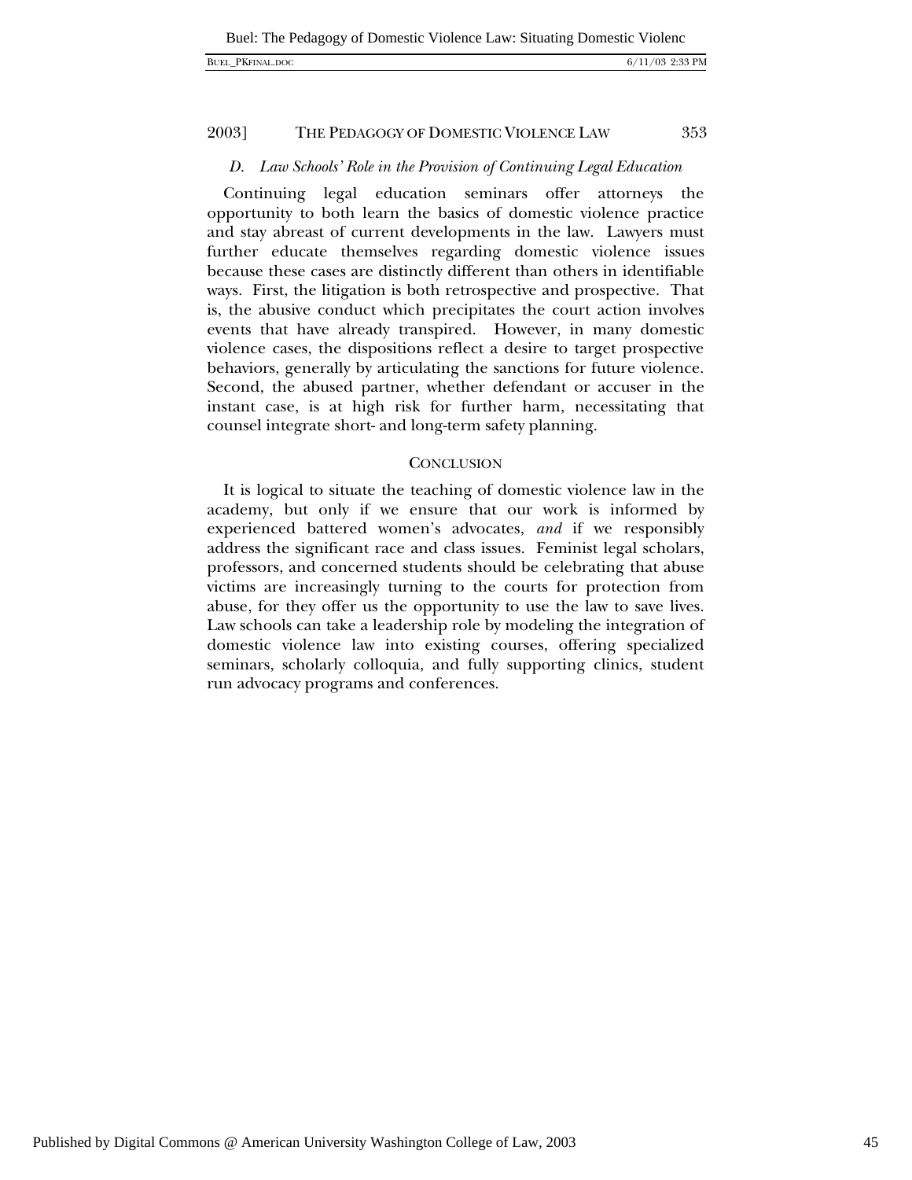### D. *Law Schools' Role in the Provision of Continuing Legal Education*

Continuing legal education seminars offer attorneys the opportunity to both learn the basics of domestic violence practice and stay abreast of current developments in the law. Lawyers must further educate themselves regarding domestic violence issues because these cases are distinctly different than others in identifiable ways. First, the litigation is both retrospective and prospective. That is, the abusive conduct which precipitates the court action involves events that have already transpired. However, in many domestic violence cases, the dispositions reflect a desire to target prospective behaviors, generally by articulating the sanctions for future violence. Second, the abused partner, whether defendant or accuser in the instant case, is at high risk for further harm, necessitating that counsel integrate short- and long-term safety planning.

## CONCLUSION

It is logical to situate the teaching of domestic violence law in the academy, but only if we ensure that our work is informed by experienced battered women's advocates, *and* if we responsibly address the significant race and class issues. Feminist legal scholars, professors, and concerned students should be celebrating that abuse victims are increasingly turning to the courts for protection from abuse, for they offer us the opportunity to use the law to save lives. Law schools can take a leadership role by modeling the integration of domestic violence law into existing courses, offering specialized seminars, scholarly colloquia, and fully supporting clinics, student run advocacy programs and conferences.